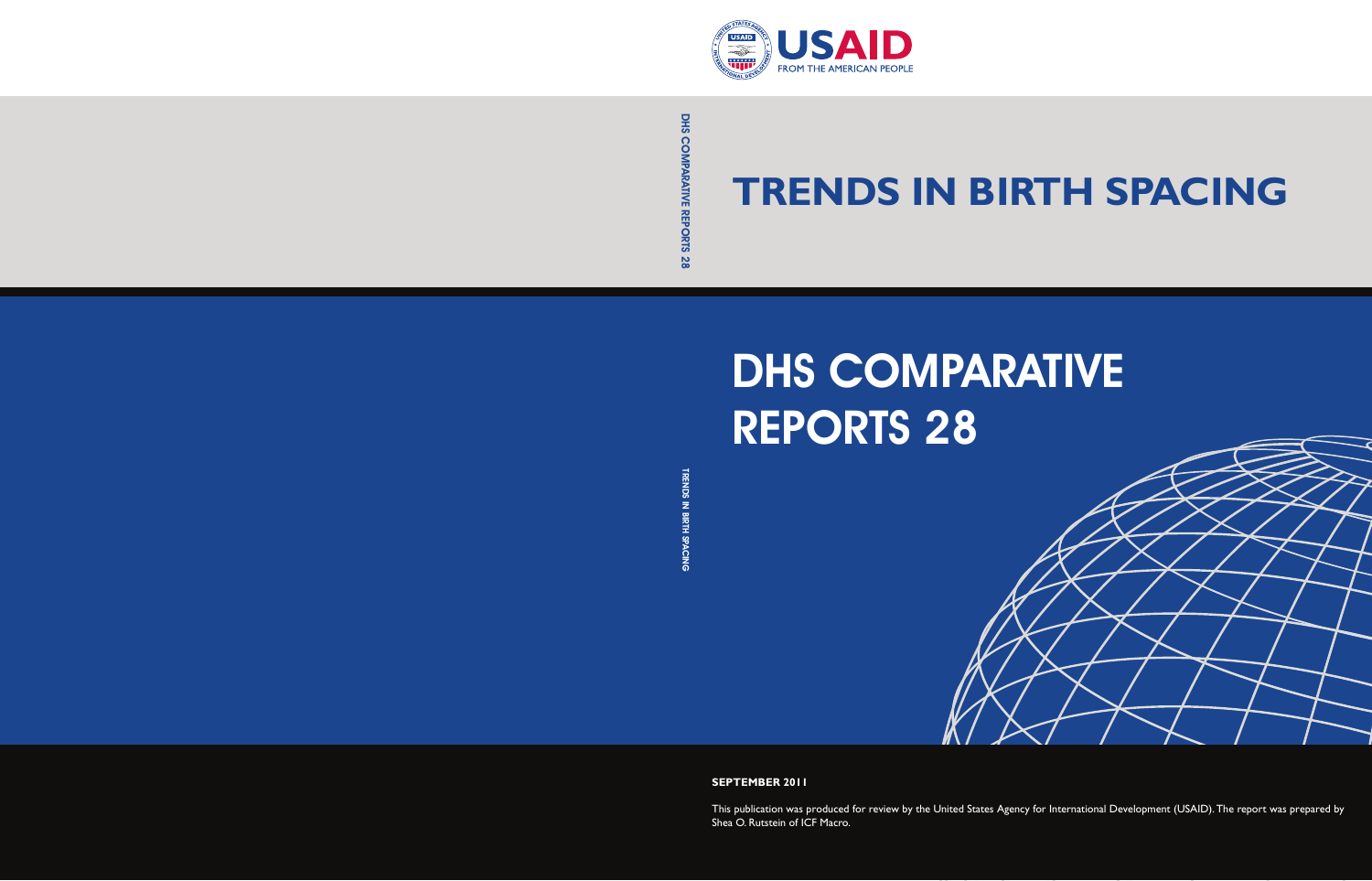USAID
FROM THE AMERICAN PEOPLE

# TRENDS IN BIRTH SPACING

# DHS COMPARATIVE REPORTS 28

**SEPTEMBER 2011**

This publication was produced for review by the United States Agency for International Development (USAID). The report was prepared by Shea O. Rutstein of ICF Macro.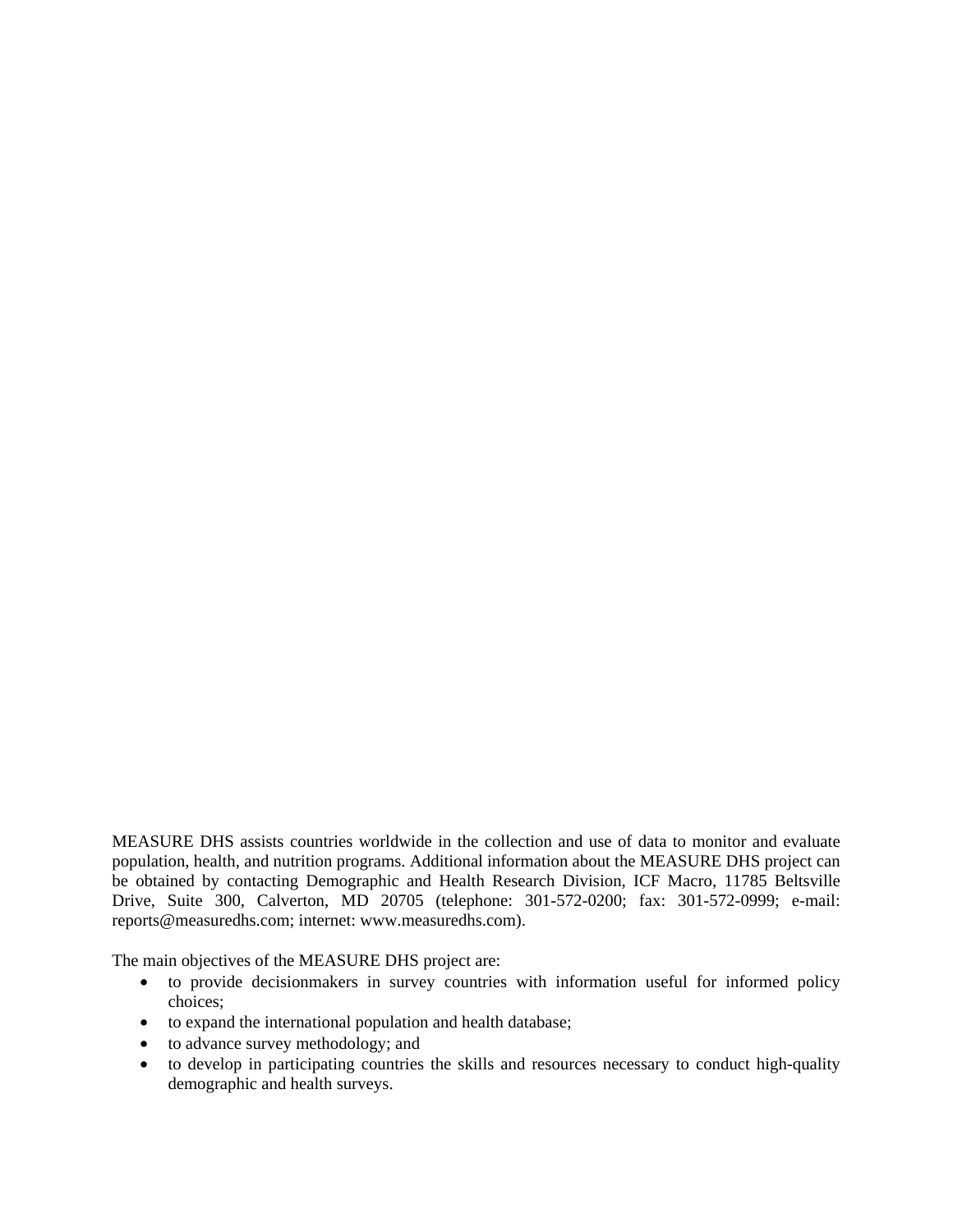MEASURE DHS assists countries worldwide in the collection and use of data to monitor and evaluate population, health, and nutrition programs. Additional information about the MEASURE DHS project can be obtained by contacting Demographic and Health Research Division, ICF Macro, 11785 Beltsville Drive, Suite 300, Calverton, MD 20705 (telephone: 301-572-0200; fax: 301-572-0999; e-mail: reports@measuredhs.com; internet: www.measuredhs.com).

The main objectives of the MEASURE DHS project are:

- to provide decisionmakers in survey countries with information useful for informed policy choices;
- to expand the international population and health database;
- to advance survey methodology; and
- to develop in participating countries the skills and resources necessary to conduct high-quality demographic and health surveys.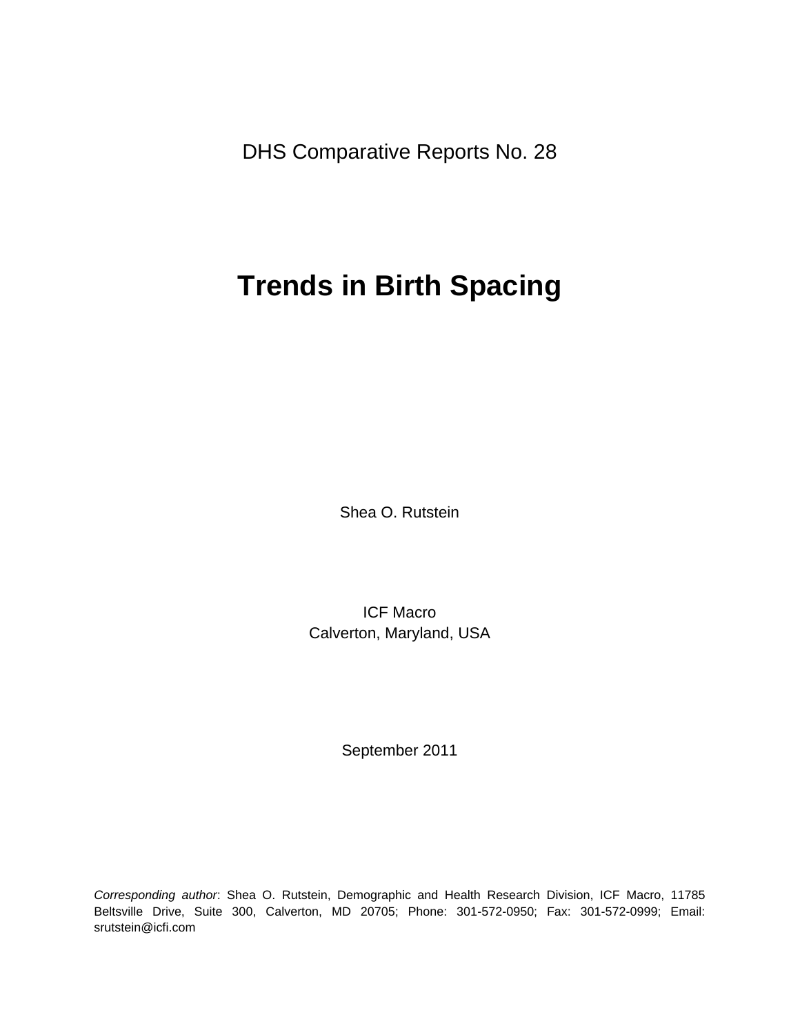DHS Comparative Reports No. 28

# Trends in Birth Spacing

Shea O. Rutstein

ICF Macro
Calverton, Maryland, USA

September 2011

*Corresponding author*: Shea O. Rutstein, Demographic and Health Research Division, ICF Macro, 11785 Beltsville Drive, Suite 300, Calverton, MD 20705; Phone: 301-572-0950; Fax: 301-572-0999; Email: srutstein@icfi.com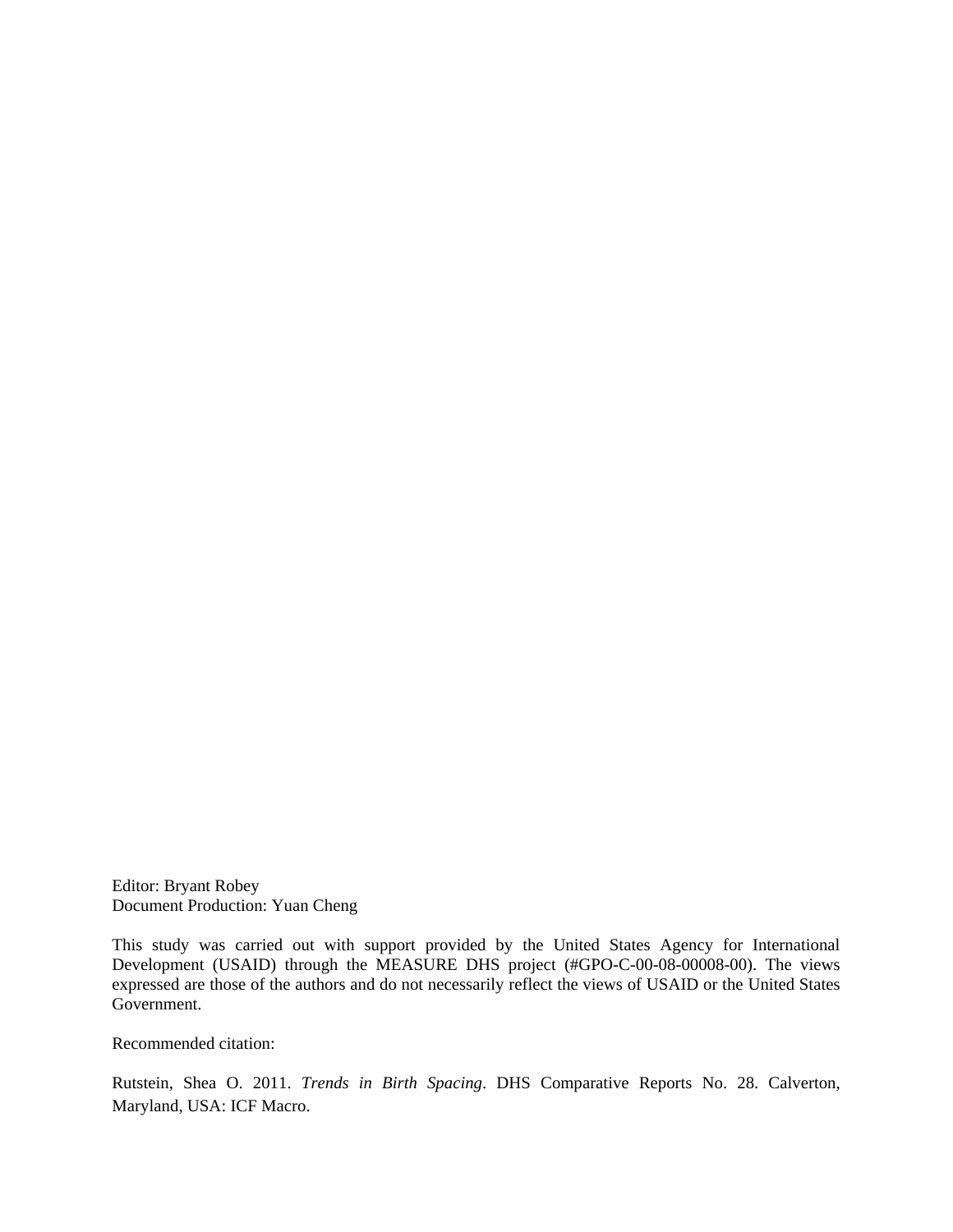Editor: Bryant Robey
Document Production: Yuan Cheng

This study was carried out with support provided by the United States Agency for International Development (USAID) through the MEASURE DHS project (#GPO-C-00-08-00008-00). The views expressed are those of the authors and do not necessarily reflect the views of USAID or the United States Government.

Recommended citation:

Rutstein, Shea O. 2011. *Trends in Birth Spacing*. DHS Comparative Reports No. 28. Calverton, Maryland, USA: ICF Macro.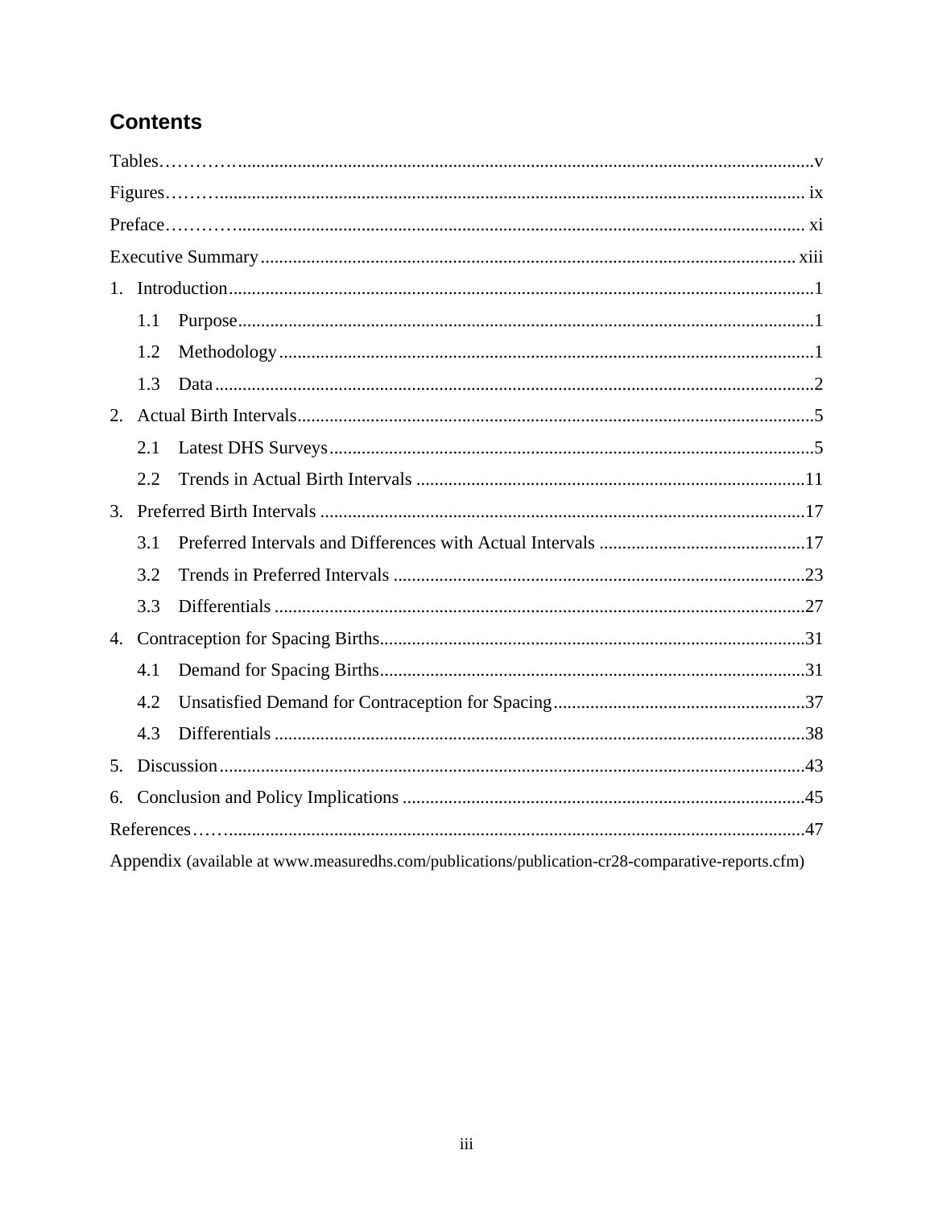## Contents

Tables…………............................................................................................................................v

Figures……….............................................................................................................................. ix

Preface………….......................................................................................................................... xi

Executive Summary .................................................................................................................... xiii

1. Introduction...............................................................................................................................1
   - 1.1 Purpose.............................................................................................................................1
   - 1.2 Methodology.....................................................................................................................1
   - 1.3 Data..................................................................................................................................2
2. Actual Birth Intervals.................................................................................................................5
   - 2.1 Latest DHS Surveys..........................................................................................................5
   - 2.2 Trends in Actual Birth Intervals .....................................................................................11
3. Preferred Birth Intervals ..........................................................................................................17
   - 3.1 Preferred Intervals and Differences with Actual Intervals .............................................17
   - 3.2 Trends in Preferred Intervals ..........................................................................................23
   - 3.3 Differentials ....................................................................................................................27
4. Contraception for Spacing Births.............................................................................................31
   - 4.1 Demand for Spacing Births.............................................................................................31
   - 4.2 Unsatisfied Demand for Contraception for Spacing.......................................................37
   - 4.3 Differentials ....................................................................................................................38
5. Discussion................................................................................................................................43
6. Conclusion and Policy Implications ........................................................................................45

References…….............................................................................................................................47

Appendix (available at www.measuredhs.com/publications/publication-cr28-comparative-reports.cfm)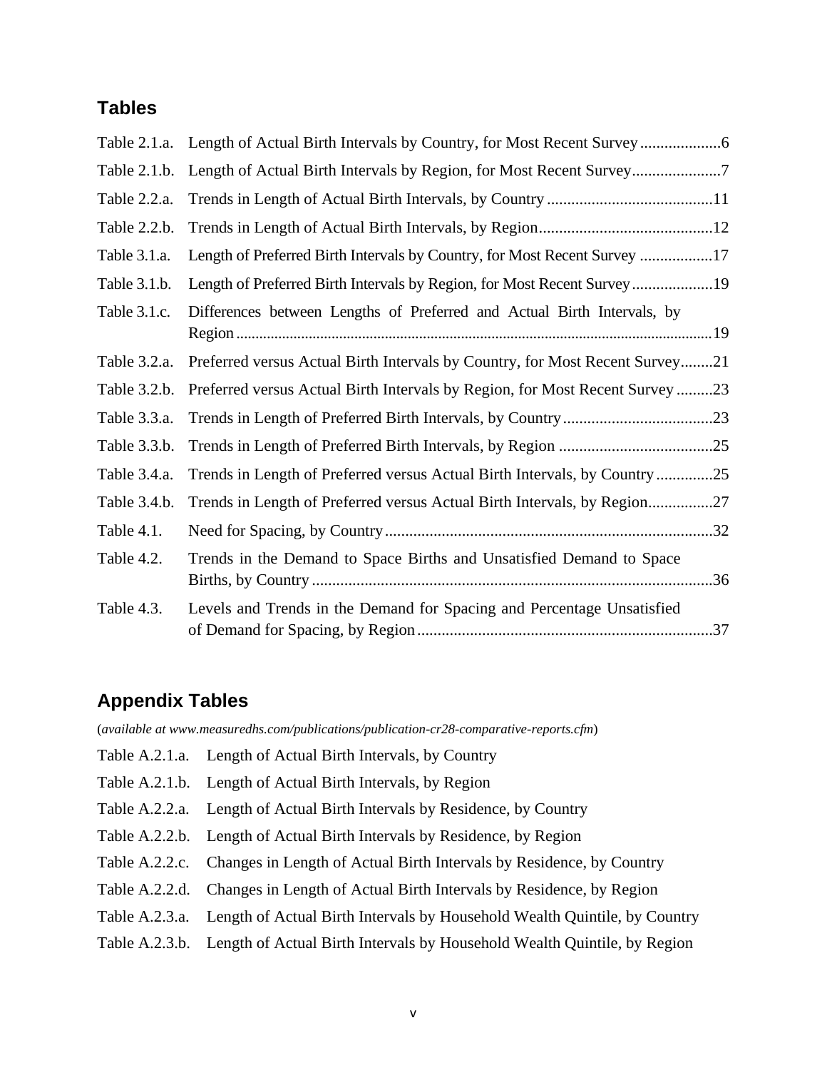## Tables

Table 2.1.a. Length of Actual Birth Intervals by Country, for Most Recent Survey....................6

Table 2.1.b. Length of Actual Birth Intervals by Region, for Most Recent Survey......................7

Table 2.2.a. Trends in Length of Actual Birth Intervals, by Country .........................................11

Table 2.2.b. Trends in Length of Actual Birth Intervals, by Region...........................................12

Table 3.1.a. Length of Preferred Birth Intervals by Country, for Most Recent Survey ..................17

Table 3.1.b. Length of Preferred Birth Intervals by Region, for Most Recent Survey....................19

Table 3.1.c. Differences between Lengths of Preferred and Actual Birth Intervals, by Region..........................................................................................................................19

Table 3.2.a. Preferred versus Actual Birth Intervals by Country, for Most Recent Survey........21

Table 3.2.b. Preferred versus Actual Birth Intervals by Region, for Most Recent Survey .........23

Table 3.3.a. Trends in Length of Preferred Birth Intervals, by Country.....................................23

Table 3.3.b. Trends in Length of Preferred Birth Intervals, by Region ......................................25

Table 3.4.a. Trends in Length of Preferred versus Actual Birth Intervals, by Country ..............25

Table 3.4.b. Trends in Length of Preferred versus Actual Birth Intervals, by Region................27

Table 4.1. Need for Spacing, by Country.................................................................................32

Table 4.2. Trends in the Demand to Space Births and Unsatisfied Demand to Space Births, by Country ...................................................................................................36

Table 4.3. Levels and Trends in the Demand for Spacing and Percentage Unsatisfied of Demand for Spacing, by Region.........................................................................37

## Appendix Tables

(*available at www.measuredhs.com/publications/publication-cr28-comparative-reports.cfm*)

Table A.2.1.a. Length of Actual Birth Intervals, by Country

Table A.2.1.b. Length of Actual Birth Intervals, by Region

Table A.2.2.a. Length of Actual Birth Intervals by Residence, by Country

Table A.2.2.b. Length of Actual Birth Intervals by Residence, by Region

Table A.2.2.c. Changes in Length of Actual Birth Intervals by Residence, by Country

Table A.2.2.d. Changes in Length of Actual Birth Intervals by Residence, by Region

Table A.2.3.a. Length of Actual Birth Intervals by Household Wealth Quintile, by Country

Table A.2.3.b. Length of Actual Birth Intervals by Household Wealth Quintile, by Region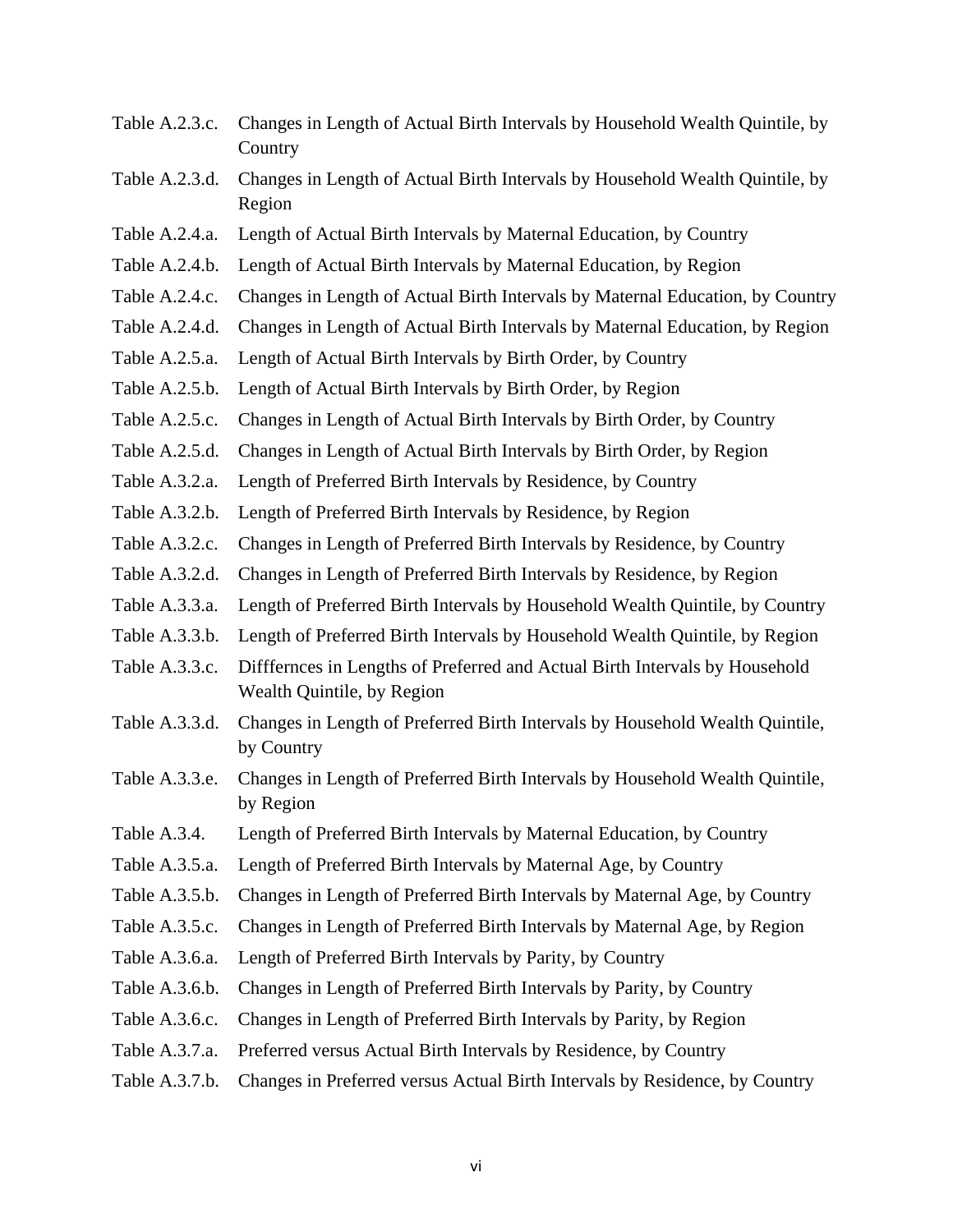| | |
|---|---|
| Table A.2.3.c. | Changes in Length of Actual Birth Intervals by Household Wealth Quintile, by Country |
| Table A.2.3.d. | Changes in Length of Actual Birth Intervals by Household Wealth Quintile, by Region |
| Table A.2.4.a. | Length of Actual Birth Intervals by Maternal Education, by Country |
| Table A.2.4.b. | Length of Actual Birth Intervals by Maternal Education, by Region |
| Table A.2.4.c. | Changes in Length of Actual Birth Intervals by Maternal Education, by Country |
| Table A.2.4.d. | Changes in Length of Actual Birth Intervals by Maternal Education, by Region |
| Table A.2.5.a. | Length of Actual Birth Intervals by Birth Order, by Country |
| Table A.2.5.b. | Length of Actual Birth Intervals by Birth Order, by Region |
| Table A.2.5.c. | Changes in Length of Actual Birth Intervals by Birth Order, by Country |
| Table A.2.5.d. | Changes in Length of Actual Birth Intervals by Birth Order, by Region |
| Table A.3.2.a. | Length of Preferred Birth Intervals by Residence, by Country |
| Table A.3.2.b. | Length of Preferred Birth Intervals by Residence, by Region |
| Table A.3.2.c. | Changes in Length of Preferred Birth Intervals by Residence, by Country |
| Table A.3.2.d. | Changes in Length of Preferred Birth Intervals by Residence, by Region |
| Table A.3.3.a. | Length of Preferred Birth Intervals by Household Wealth Quintile, by Country |
| Table A.3.3.b. | Length of Preferred Birth Intervals by Household Wealth Quintile, by Region |
| Table A.3.3.c. | Diffferntces in Lengths of Preferred and Actual Birth Intervals by Household Wealth Quintile, by Region |
| Table A.3.3.d. | Changes in Length of Preferred Birth Intervals by Household Wealth Quintile, by Country |
| Table A.3.3.e. | Changes in Length of Preferred Birth Intervals by Household Wealth Quintile, by Region |
| Table A.3.4. | Length of Preferred Birth Intervals by Maternal Education, by Country |
| Table A.3.5.a. | Length of Preferred Birth Intervals by Maternal Age, by Country |
| Table A.3.5.b. | Changes in Length of Preferred Birth Intervals by Maternal Age, by Country |
| Table A.3.5.c. | Changes in Length of Preferred Birth Intervals by Maternal Age, by Region |
| Table A.3.6.a. | Length of Preferred Birth Intervals by Parity, by Country |
| Table A.3.6.b. | Changes in Length of Preferred Birth Intervals by Parity, by Country |
| Table A.3.6.c. | Changes in Length of Preferred Birth Intervals by Parity, by Region |
| Table A.3.7.a. | Preferred versus Actual Birth Intervals by Residence, by Country |
| Table A.3.7.b. | Changes in Preferred versus Actual Birth Intervals by Residence, by Country |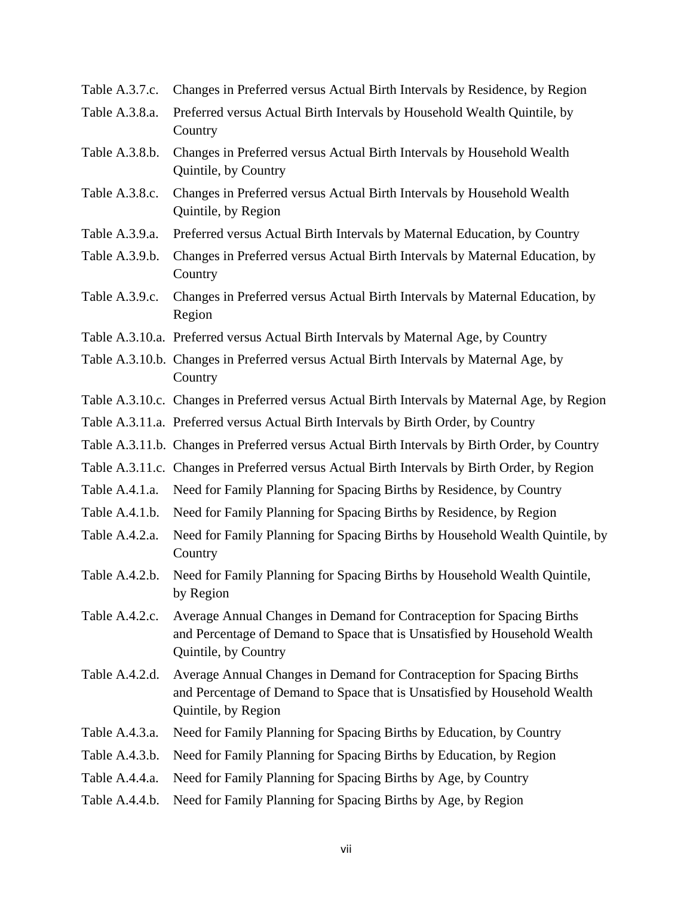Table A.3.7.c. Changes in Preferred versus Actual Birth Intervals by Residence, by Region

Table A.3.8.a. Preferred versus Actual Birth Intervals by Household Wealth Quintile, by Country

Table A.3.8.b. Changes in Preferred versus Actual Birth Intervals by Household Wealth Quintile, by Country

Table A.3.8.c. Changes in Preferred versus Actual Birth Intervals by Household Wealth Quintile, by Region

Table A.3.9.a. Preferred versus Actual Birth Intervals by Maternal Education, by Country

Table A.3.9.b. Changes in Preferred versus Actual Birth Intervals by Maternal Education, by Country

Table A.3.9.c. Changes in Preferred versus Actual Birth Intervals by Maternal Education, by Region

Table A.3.10.a. Preferred versus Actual Birth Intervals by Maternal Age, by Country

Table A.3.10.b. Changes in Preferred versus Actual Birth Intervals by Maternal Age, by Country

Table A.3.10.c. Changes in Preferred versus Actual Birth Intervals by Maternal Age, by Region

Table A.3.11.a. Preferred versus Actual Birth Intervals by Birth Order, by Country

Table A.3.11.b. Changes in Preferred versus Actual Birth Intervals by Birth Order, by Country

Table A.3.11.c. Changes in Preferred versus Actual Birth Intervals by Birth Order, by Region

Table A.4.1.a. Need for Family Planning for Spacing Births by Residence, by Country

Table A.4.1.b. Need for Family Planning for Spacing Births by Residence, by Region

Table A.4.2.a. Need for Family Planning for Spacing Births by Household Wealth Quintile, by Country

Table A.4.2.b. Need for Family Planning for Spacing Births by Household Wealth Quintile, by Region

Table A.4.2.c. Average Annual Changes in Demand for Contraception for Spacing Births and Percentage of Demand to Space that is Unsatisfied by Household Wealth Quintile, by Country

Table A.4.2.d. Average Annual Changes in Demand for Contraception for Spacing Births and Percentage of Demand to Space that is Unsatisfied by Household Wealth Quintile, by Region

Table A.4.3.a. Need for Family Planning for Spacing Births by Education, by Country

Table A.4.3.b. Need for Family Planning for Spacing Births by Education, by Region

Table A.4.4.a. Need for Family Planning for Spacing Births by Age, by Country

Table A.4.4.b. Need for Family Planning for Spacing Births by Age, by Region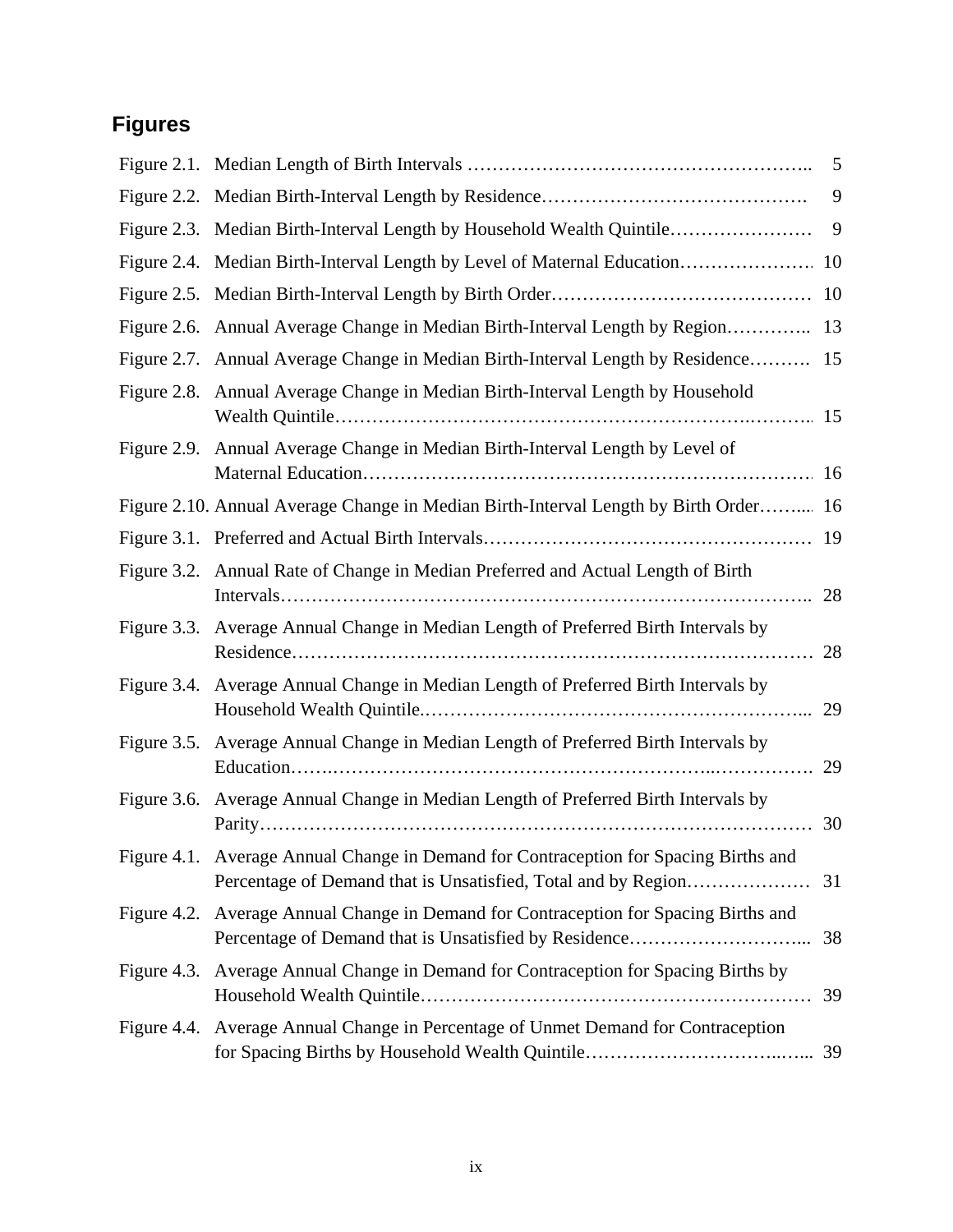## Figures

| | | |
|---|---|---|
| Figure 2.1. | Median Length of Birth Intervals | 5 |
| Figure 2.2. | Median Birth-Interval Length by Residence | 9 |
| Figure 2.3. | Median Birth-Interval Length by Household Wealth Quintile | 9 |
| Figure 2.4. | Median Birth-Interval Length by Level of Maternal Education | 10 |
| Figure 2.5. | Median Birth-Interval Length by Birth Order | 10 |
| Figure 2.6. | Annual Average Change in Median Birth-Interval Length by Region | 13 |
| Figure 2.7. | Annual Average Change in Median Birth-Interval Length by Residence | 15 |
| Figure 2.8. | Annual Average Change in Median Birth-Interval Length by Household Wealth Quintile | 15 |
| Figure 2.9. | Annual Average Change in Median Birth-Interval Length by Level of Maternal Education | 16 |
| Figure 2.10. | Annual Average Change in Median Birth-Interval Length by Birth Order | 16 |
| Figure 3.1. | Preferred and Actual Birth Intervals | 19 |
| Figure 3.2. | Annual Rate of Change in Median Preferred and Actual Length of Birth Intervals | 28 |
| Figure 3.3. | Average Annual Change in Median Length of Preferred Birth Intervals by Residence | 28 |
| Figure 3.4. | Average Annual Change in Median Length of Preferred Birth Intervals by Household Wealth Quintile | 29 |
| Figure 3.5. | Average Annual Change in Median Length of Preferred Birth Intervals by Education | 29 |
| Figure 3.6. | Average Annual Change in Median Length of Preferred Birth Intervals by Parity | 30 |
| Figure 4.1. | Average Annual Change in Demand for Contraception for Spacing Births and Percentage of Demand that is Unsatisfied, Total and by Region | 31 |
| Figure 4.2. | Average Annual Change in Demand for Contraception for Spacing Births and Percentage of Demand that is Unsatisfied by Residence | 38 |
| Figure 4.3. | Average Annual Change in Demand for Contraception for Spacing Births by Household Wealth Quintile | 39 |
| Figure 4.4. | Average Annual Change in Percentage of Unmet Demand for Contraception for Spacing Births by Household Wealth Quintile | 39 |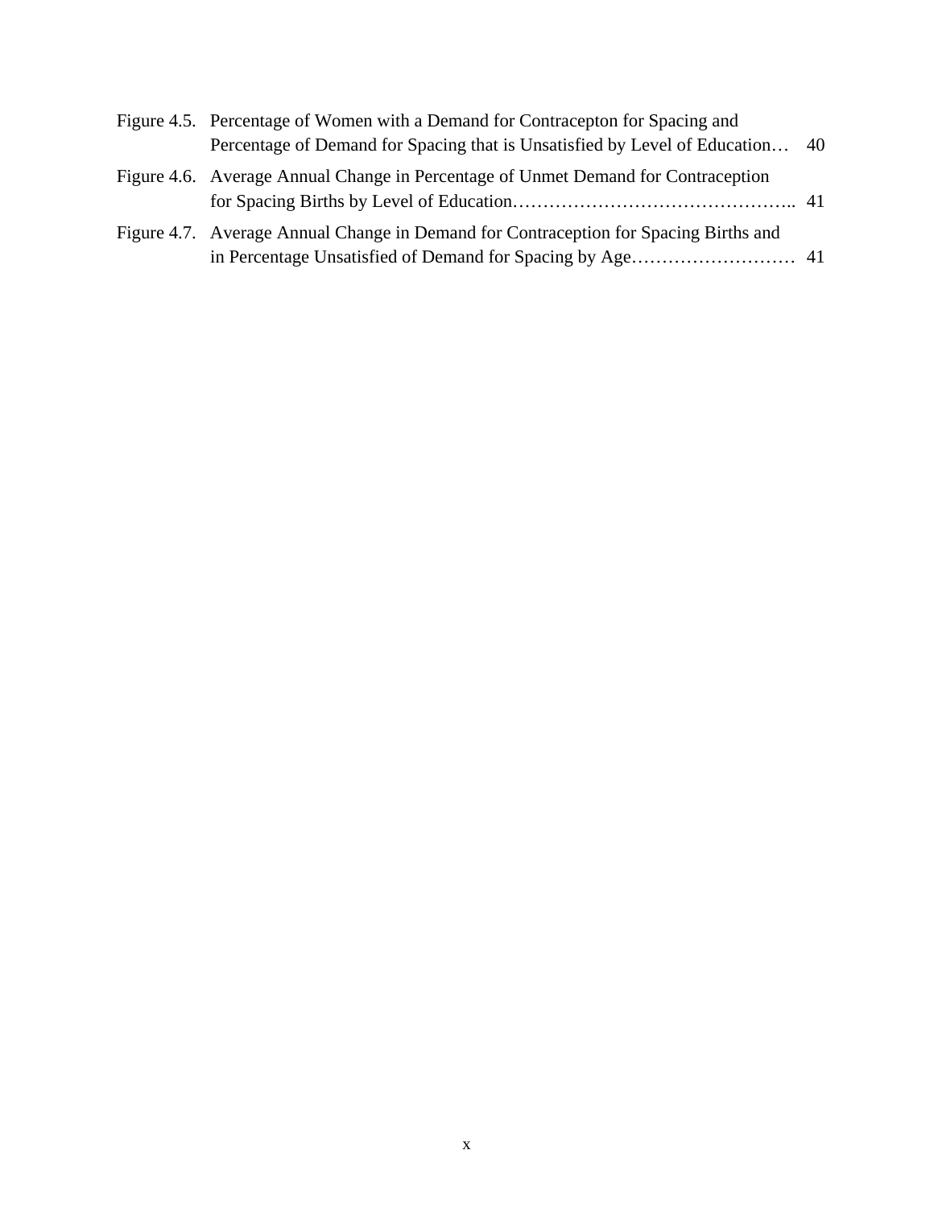Figure 4.5. Percentage of Women with a Demand for Contracepton for Spacing and Percentage of Demand for Spacing that is Unsatisfied by Level of Education… 40

Figure 4.6. Average Annual Change in Percentage of Unmet Demand for Contraception for Spacing Births by Level of Education……………………………………….. 41

Figure 4.7. Average Annual Change in Demand for Contraception for Spacing Births and in Percentage Unsatisfied of Demand for Spacing by Age……………………… 41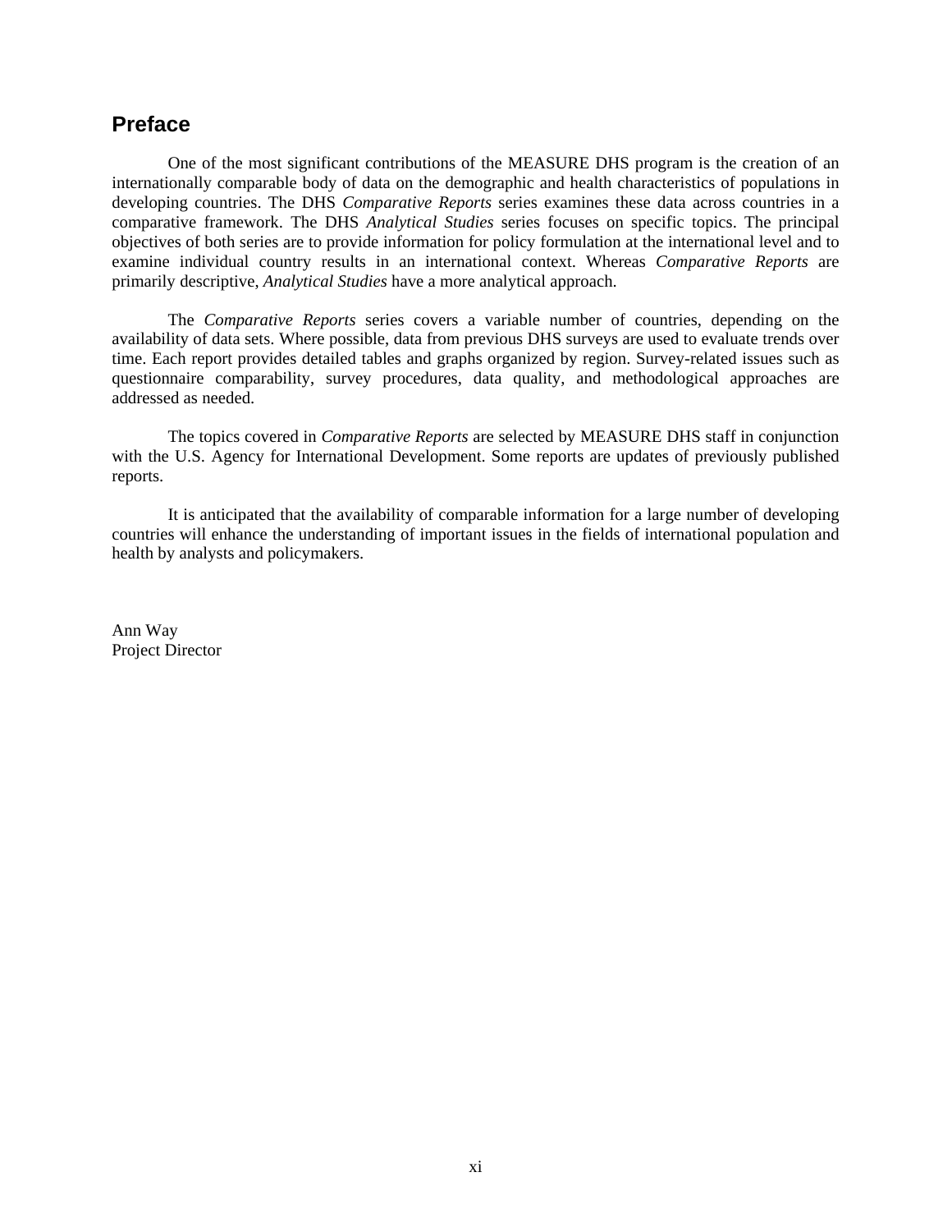## Preface

One of the most significant contributions of the MEASURE DHS program is the creation of an internationally comparable body of data on the demographic and health characteristics of populations in developing countries. The DHS *Comparative Reports* series examines these data across countries in a comparative framework. The DHS *Analytical Studies* series focuses on specific topics. The principal objectives of both series are to provide information for policy formulation at the international level and to examine individual country results in an international context. Whereas *Comparative Reports* are primarily descriptive, *Analytical Studies* have a more analytical approach.

The *Comparative Reports* series covers a variable number of countries, depending on the availability of data sets. Where possible, data from previous DHS surveys are used to evaluate trends over time. Each report provides detailed tables and graphs organized by region. Survey-related issues such as questionnaire comparability, survey procedures, data quality, and methodological approaches are addressed as needed.

The topics covered in *Comparative Reports* are selected by MEASURE DHS staff in conjunction with the U.S. Agency for International Development. Some reports are updates of previously published reports.

It is anticipated that the availability of comparable information for a large number of developing countries will enhance the understanding of important issues in the fields of international population and health by analysts and policymakers.

Ann Way
Project Director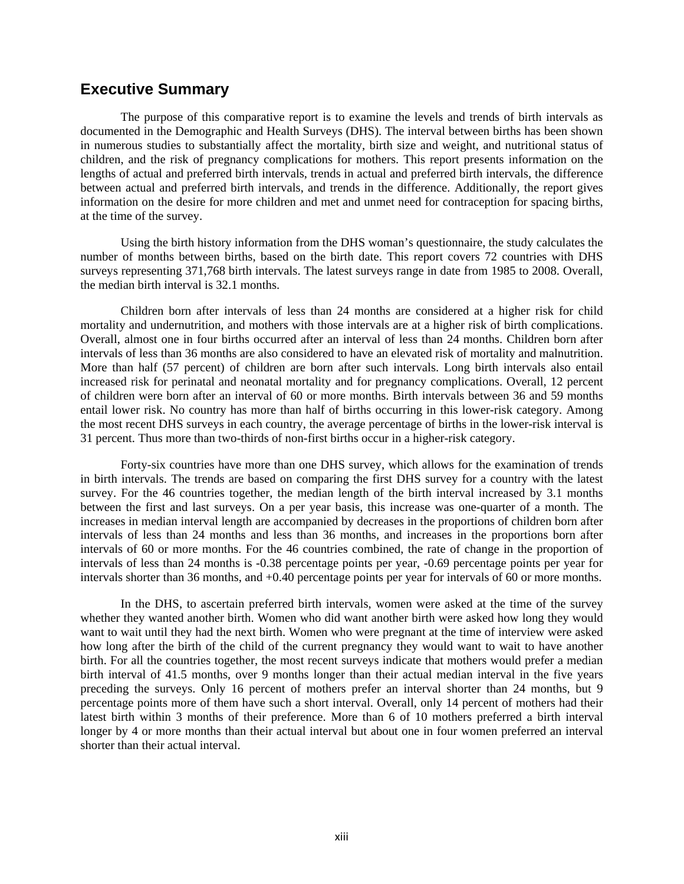## Executive Summary

The purpose of this comparative report is to examine the levels and trends of birth intervals as documented in the Demographic and Health Surveys (DHS). The interval between births has been shown in numerous studies to substantially affect the mortality, birth size and weight, and nutritional status of children, and the risk of pregnancy complications for mothers. This report presents information on the lengths of actual and preferred birth intervals, trends in actual and preferred birth intervals, the difference between actual and preferred birth intervals, and trends in the difference. Additionally, the report gives information on the desire for more children and met and unmet need for contraception for spacing births, at the time of the survey.

Using the birth history information from the DHS woman's questionnaire, the study calculates the number of months between births, based on the birth date. This report covers 72 countries with DHS surveys representing 371,768 birth intervals. The latest surveys range in date from 1985 to 2008. Overall, the median birth interval is 32.1 months.

Children born after intervals of less than 24 months are considered at a higher risk for child mortality and undernutrition, and mothers with those intervals are at a higher risk of birth complications. Overall, almost one in four births occurred after an interval of less than 24 months. Children born after intervals of less than 36 months are also considered to have an elevated risk of mortality and malnutrition. More than half (57 percent) of children are born after such intervals. Long birth intervals also entail increased risk for perinatal and neonatal mortality and for pregnancy complications. Overall, 12 percent of children were born after an interval of 60 or more months. Birth intervals between 36 and 59 months entail lower risk. No country has more than half of births occurring in this lower-risk category. Among the most recent DHS surveys in each country, the average percentage of births in the lower-risk interval is 31 percent. Thus more than two-thirds of non-first births occur in a higher-risk category.

Forty-six countries have more than one DHS survey, which allows for the examination of trends in birth intervals. The trends are based on comparing the first DHS survey for a country with the latest survey. For the 46 countries together, the median length of the birth interval increased by 3.1 months between the first and last surveys. On a per year basis, this increase was one-quarter of a month. The increases in median interval length are accompanied by decreases in the proportions of children born after intervals of less than 24 months and less than 36 months, and increases in the proportions born after intervals of 60 or more months. For the 46 countries combined, the rate of change in the proportion of intervals of less than 24 months is -0.38 percentage points per year, -0.69 percentage points per year for intervals shorter than 36 months, and +0.40 percentage points per year for intervals of 60 or more months.

In the DHS, to ascertain preferred birth intervals, women were asked at the time of the survey whether they wanted another birth. Women who did want another birth were asked how long they would want to wait until they had the next birth. Women who were pregnant at the time of interview were asked how long after the birth of the child of the current pregnancy they would want to wait to have another birth. For all the countries together, the most recent surveys indicate that mothers would prefer a median birth interval of 41.5 months, over 9 months longer than their actual median interval in the five years preceding the surveys. Only 16 percent of mothers prefer an interval shorter than 24 months, but 9 percentage points more of them have such a short interval. Overall, only 14 percent of mothers had their latest birth within 3 months of their preference. More than 6 of 10 mothers preferred a birth interval longer by 4 or more months than their actual interval but about one in four women preferred an interval shorter than their actual interval.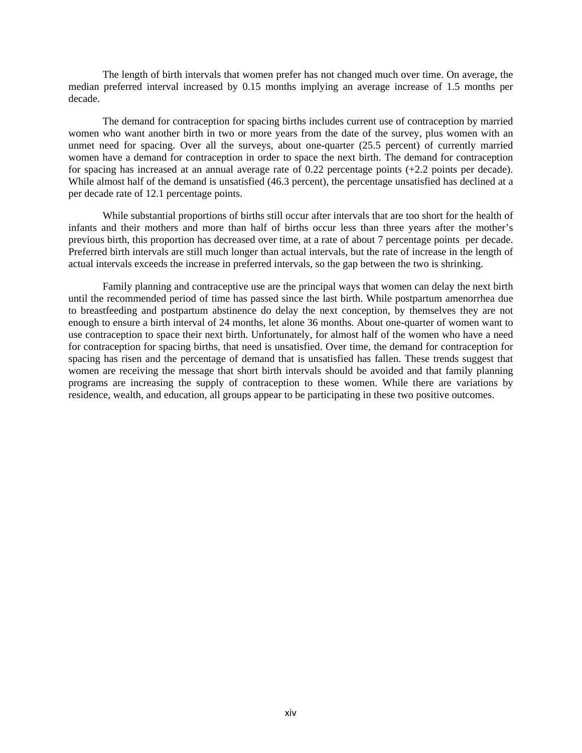The length of birth intervals that women prefer has not changed much over time. On average, the median preferred interval increased by 0.15 months implying an average increase of 1.5 months per decade.

The demand for contraception for spacing births includes current use of contraception by married women who want another birth in two or more years from the date of the survey, plus women with an unmet need for spacing. Over all the surveys, about one-quarter (25.5 percent) of currently married women have a demand for contraception in order to space the next birth. The demand for contraception for spacing has increased at an annual average rate of 0.22 percentage points (+2.2 points per decade). While almost half of the demand is unsatisfied (46.3 percent), the percentage unsatisfied has declined at a per decade rate of 12.1 percentage points.

While substantial proportions of births still occur after intervals that are too short for the health of infants and their mothers and more than half of births occur less than three years after the mother's previous birth, this proportion has decreased over time, at a rate of about 7 percentage points per decade. Preferred birth intervals are still much longer than actual intervals, but the rate of increase in the length of actual intervals exceeds the increase in preferred intervals, so the gap between the two is shrinking.

Family planning and contraceptive use are the principal ways that women can delay the next birth until the recommended period of time has passed since the last birth. While postpartum amenorrhea due to breastfeeding and postpartum abstinence do delay the next conception, by themselves they are not enough to ensure a birth interval of 24 months, let alone 36 months. About one-quarter of women want to use contraception to space their next birth. Unfortunately, for almost half of the women who have a need for contraception for spacing births, that need is unsatisfied. Over time, the demand for contraception for spacing has risen and the percentage of demand that is unsatisfied has fallen. These trends suggest that women are receiving the message that short birth intervals should be avoided and that family planning programs are increasing the supply of contraception to these women. While there are variations by residence, wealth, and education, all groups appear to be participating in these two positive outcomes.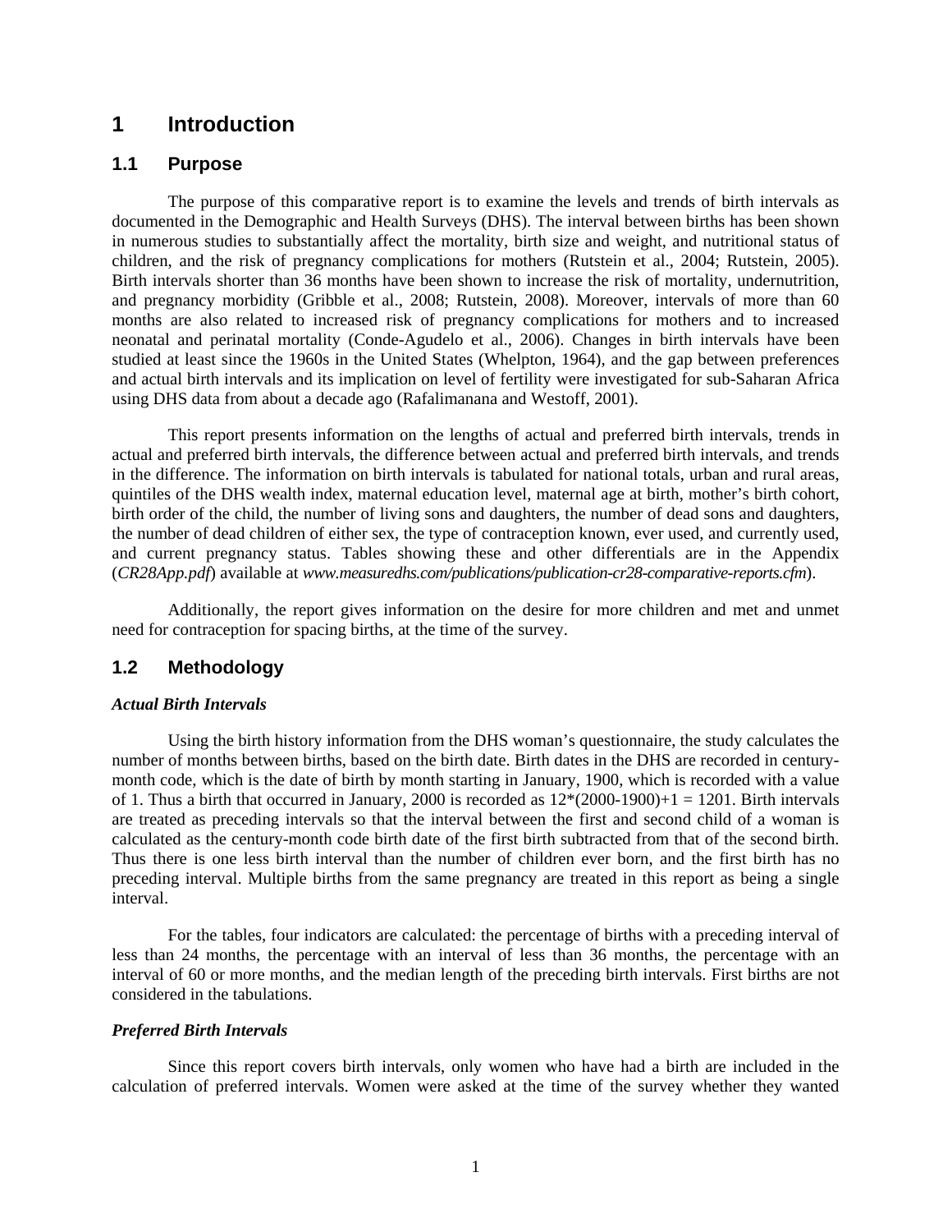# 1 Introduction

## 1.1 Purpose

The purpose of this comparative report is to examine the levels and trends of birth intervals as documented in the Demographic and Health Surveys (DHS). The interval between births has been shown in numerous studies to substantially affect the mortality, birth size and weight, and nutritional status of children, and the risk of pregnancy complications for mothers (Rutstein et al., 2004; Rutstein, 2005). Birth intervals shorter than 36 months have been shown to increase the risk of mortality, undernutrition, and pregnancy morbidity (Gribble et al., 2008; Rutstein, 2008). Moreover, intervals of more than 60 months are also related to increased risk of pregnancy complications for mothers and to increased neonatal and perinatal mortality (Conde-Agudelo et al., 2006). Changes in birth intervals have been studied at least since the 1960s in the United States (Whelpton, 1964), and the gap between preferences and actual birth intervals and its implication on level of fertility were investigated for sub-Saharan Africa using DHS data from about a decade ago (Rafalimanana and Westoff, 2001).

This report presents information on the lengths of actual and preferred birth intervals, trends in actual and preferred birth intervals, the difference between actual and preferred birth intervals, and trends in the difference. The information on birth intervals is tabulated for national totals, urban and rural areas, quintiles of the DHS wealth index, maternal education level, maternal age at birth, mother's birth cohort, birth order of the child, the number of living sons and daughters, the number of dead sons and daughters, the number of dead children of either sex, the type of contraception known, ever used, and currently used, and current pregnancy status. Tables showing these and other differentials are in the Appendix (*CR28App.pdf*) available at *www.measuredhs.com/publications/publication-cr28-comparative-reports.cfm*).

Additionally, the report gives information on the desire for more children and met and unmet need for contraception for spacing births, at the time of the survey.

## 1.2 Methodology

### *Actual Birth Intervals*

Using the birth history information from the DHS woman's questionnaire, the study calculates the number of months between births, based on the birth date. Birth dates in the DHS are recorded in century-month code, which is the date of birth by month starting in January, 1900, which is recorded with a value of 1. Thus a birth that occurred in January, 2000 is recorded as $12*(2000-1900)+1 = 1201$. Birth intervals are treated as preceding intervals so that the interval between the first and second child of a woman is calculated as the century-month code birth date of the first birth subtracted from that of the second birth. Thus there is one less birth interval than the number of children ever born, and the first birth has no preceding interval. Multiple births from the same pregnancy are treated in this report as being a single interval.

For the tables, four indicators are calculated: the percentage of births with a preceding interval of less than 24 months, the percentage with an interval of less than 36 months, the percentage with an interval of 60 or more months, and the median length of the preceding birth intervals. First births are not considered in the tabulations.

### *Preferred Birth Intervals*

Since this report covers birth intervals, only women who have had a birth are included in the calculation of preferred intervals. Women were asked at the time of the survey whether they wanted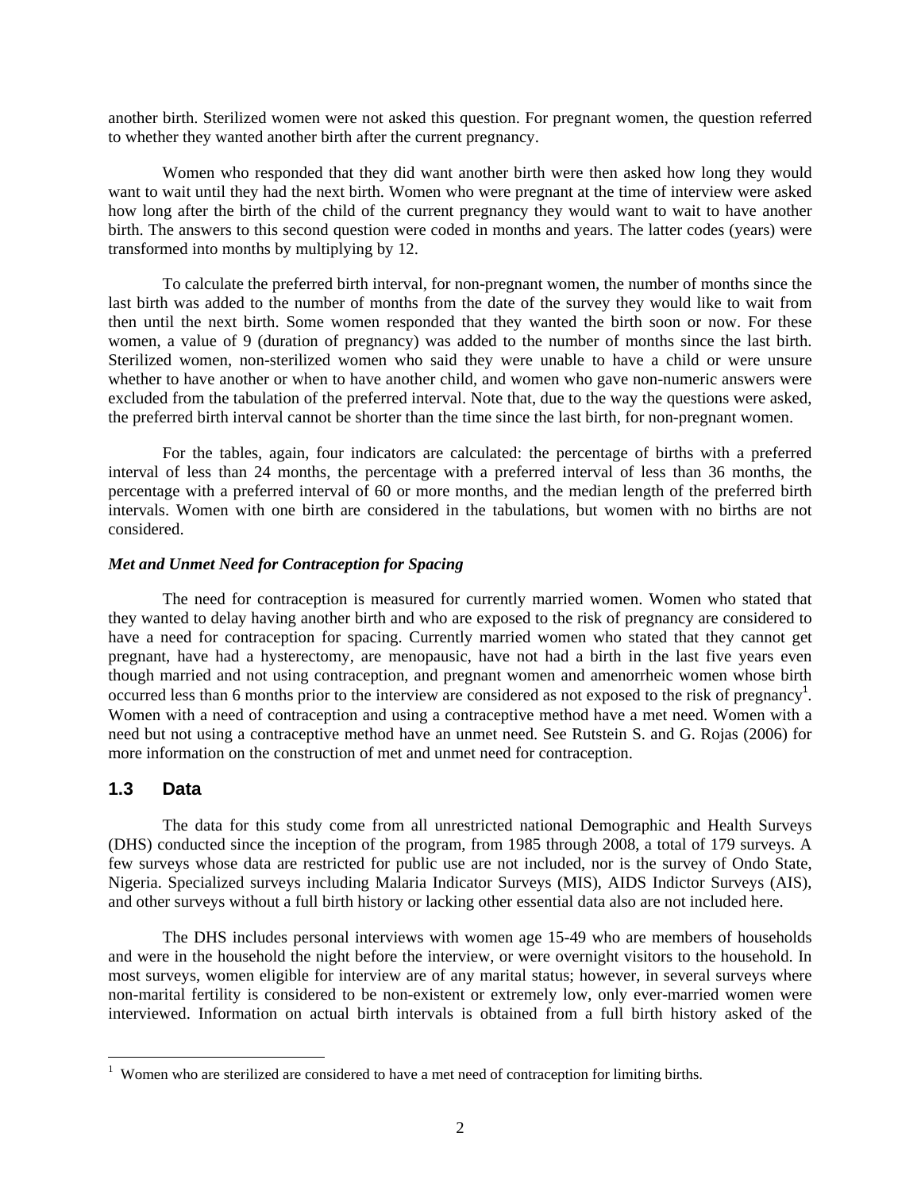another birth. Sterilized women were not asked this question. For pregnant women, the question referred to whether they wanted another birth after the current pregnancy.

Women who responded that they did want another birth were then asked how long they would want to wait until they had the next birth. Women who were pregnant at the time of interview were asked how long after the birth of the child of the current pregnancy they would want to wait to have another birth. The answers to this second question were coded in months and years. The latter codes (years) were transformed into months by multiplying by 12.

To calculate the preferred birth interval, for non-pregnant women, the number of months since the last birth was added to the number of months from the date of the survey they would like to wait from then until the next birth. Some women responded that they wanted the birth soon or now. For these women, a value of 9 (duration of pregnancy) was added to the number of months since the last birth. Sterilized women, non-sterilized women who said they were unable to have a child or were unsure whether to have another or when to have another child, and women who gave non-numeric answers were excluded from the tabulation of the preferred interval. Note that, due to the way the questions were asked, the preferred birth interval cannot be shorter than the time since the last birth, for non-pregnant women.

For the tables, again, four indicators are calculated: the percentage of births with a preferred interval of less than 24 months, the percentage with a preferred interval of less than 36 months, the percentage with a preferred interval of 60 or more months, and the median length of the preferred birth intervals. Women with one birth are considered in the tabulations, but women with no births are not considered.

***Met and Unmet Need for Contraception for Spacing***

The need for contraception is measured for currently married women. Women who stated that they wanted to delay having another birth and who are exposed to the risk of pregnancy are considered to have a need for contraception for spacing. Currently married women who stated that they cannot get pregnant, have had a hysterectomy, are menopausic, have not had a birth in the last five years even though married and not using contraception, and pregnant women and amenorrheic women whose birth occurred less than 6 months prior to the interview are considered as not exposed to the risk of pregnancy[1]. Women with a need of contraception and using a contraceptive method have a met need. Women with a need but not using a contraceptive method have an unmet need. See Rutstein S. and G. Rojas (2006) for more information on the construction of met and unmet need for contraception.

## 1.3 Data

The data for this study come from all unrestricted national Demographic and Health Surveys (DHS) conducted since the inception of the program, from 1985 through 2008, a total of 179 surveys. A few surveys whose data are restricted for public use are not included, nor is the survey of Ondo State, Nigeria. Specialized surveys including Malaria Indicator Surveys (MIS), AIDS Indictor Surveys (AIS), and other surveys without a full birth history or lacking other essential data also are not included here.

The DHS includes personal interviews with women age 15-49 who are members of households and were in the household the night before the interview, or were overnight visitors to the household. In most surveys, women eligible for interview are of any marital status; however, in several surveys where non-marital fertility is considered to be non-existent or extremely low, only ever-married women were interviewed. Information on actual birth intervals is obtained from a full birth history asked of the

[1] Women who are sterilized are considered to have a met need of contraception for limiting births.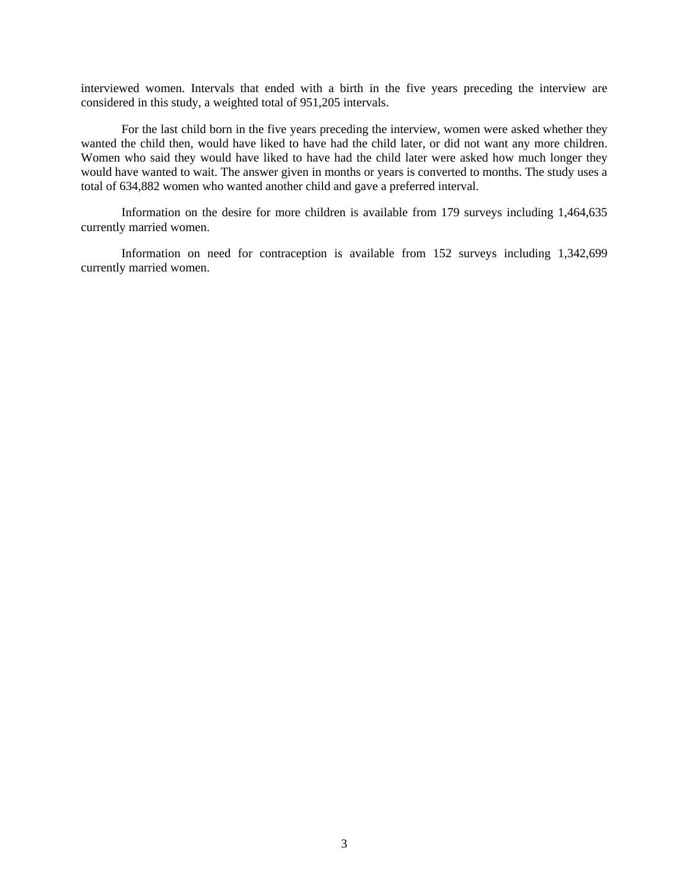interviewed women. Intervals that ended with a birth in the five years preceding the interview are considered in this study, a weighted total of 951,205 intervals.

For the last child born in the five years preceding the interview, women were asked whether they wanted the child then, would have liked to have had the child later, or did not want any more children. Women who said they would have liked to have had the child later were asked how much longer they would have wanted to wait. The answer given in months or years is converted to months. The study uses a total of 634,882 women who wanted another child and gave a preferred interval.

Information on the desire for more children is available from 179 surveys including 1,464,635 currently married women.

Information on need for contraception is available from 152 surveys including 1,342,699 currently married women.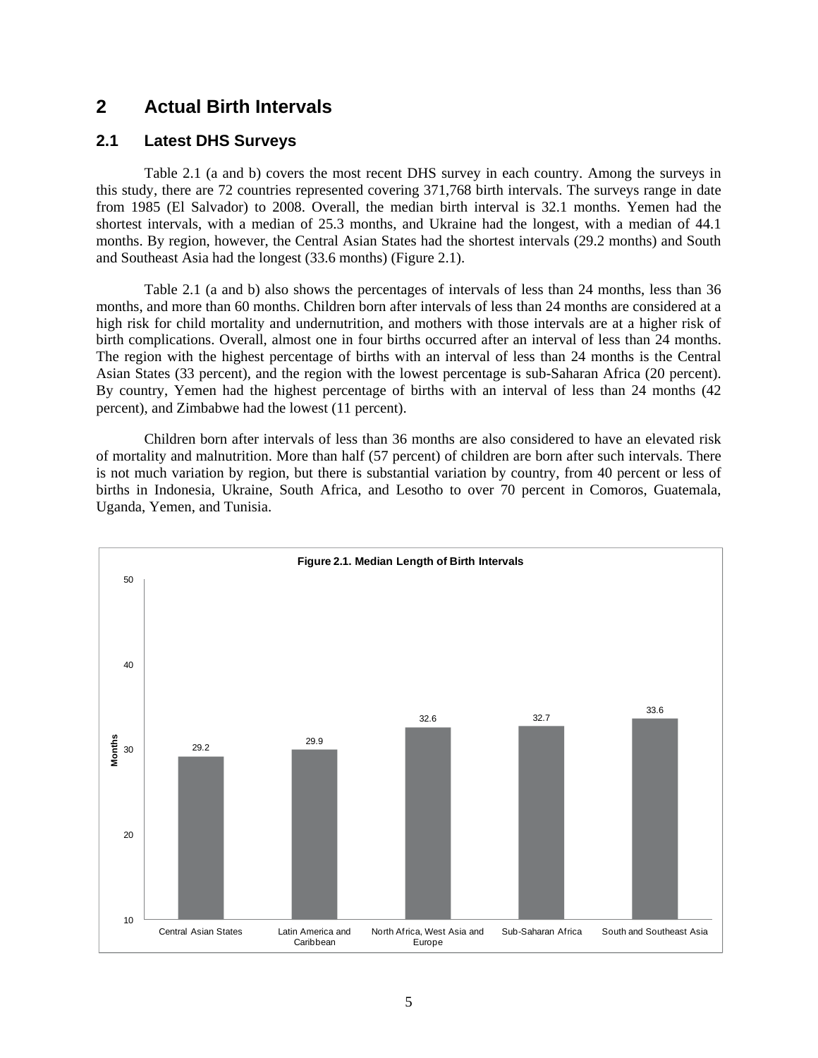# 2 Actual Birth Intervals

## 2.1 Latest DHS Surveys

Table 2.1 (a and b) covers the most recent DHS survey in each country. Among the surveys in this study, there are 72 countries represented covering 371,768 birth intervals. The surveys range in date from 1985 (El Salvador) to 2008. Overall, the median birth interval is 32.1 months. Yemen had the shortest intervals, with a median of 25.3 months, and Ukraine had the longest, with a median of 44.1 months. By region, however, the Central Asian States had the shortest intervals (29.2 months) and South and Southeast Asia had the longest (33.6 months) (Figure 2.1).

Table 2.1 (a and b) also shows the percentages of intervals of less than 24 months, less than 36 months, and more than 60 months. Children born after intervals of less than 24 months are considered at a high risk for child mortality and undernutrition, and mothers with those intervals are at a higher risk of birth complications. Overall, almost one in four births occurred after an interval of less than 24 months. The region with the highest percentage of births with an interval of less than 24 months is the Central Asian States (33 percent), and the region with the lowest percentage is sub-Saharan Africa (20 percent). By country, Yemen had the highest percentage of births with an interval of less than 24 months (42 percent), and Zimbabwe had the lowest (11 percent).

Children born after intervals of less than 36 months are also considered to have an elevated risk of mortality and malnutrition. More than half (57 percent) of children are born after such intervals. There is not much variation by region, but there is substantial variation by country, from 40 percent or less of births in Indonesia, Ukraine, South Africa, and Lesotho to over 70 percent in Comoros, Guatemala, Uganda, Yemen, and Tunisia.

**Figure 2.1. Median Length of Birth Intervals**

| Region | Months |
|---|---|
| Central Asian States | 29.2 |
| Latin America and Caribbean | 29.9 |
| North Africa, West Asia and Europe | 32.6 |
| Sub-Saharan Africa | 32.7 |
| South and Southeast Asia | 33.6 |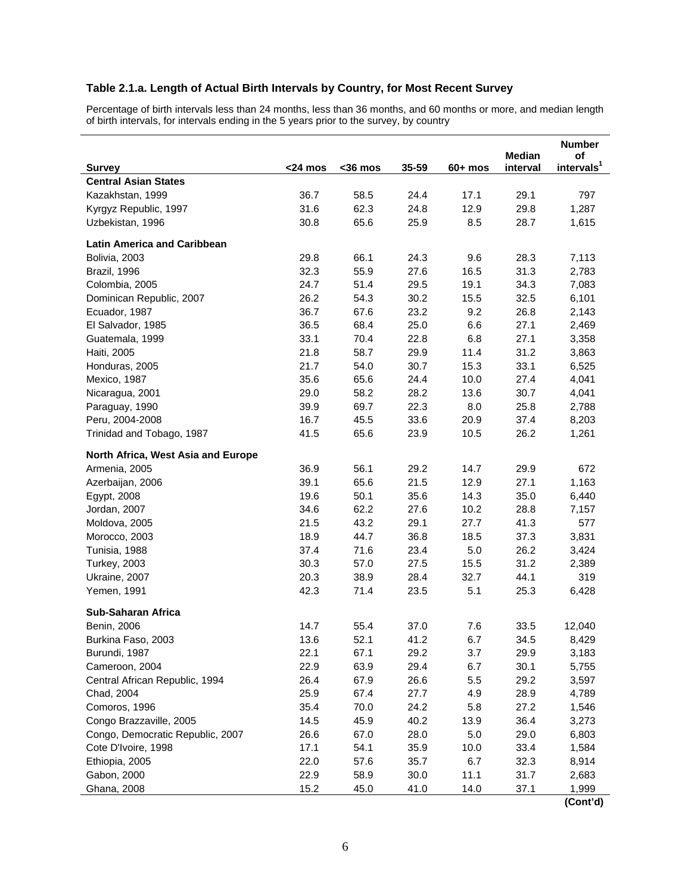### Table 2.1.a. Length of Actual Birth Intervals by Country, for Most Recent Survey

Percentage of birth intervals less than 24 months, less than 36 months, and 60 months or more, and median length of birth intervals, for intervals ending in the 5 years prior to the survey, by country

| Survey | <24 mos | <36 mos | 35-59 | 60+ mos | Median interval | Number of intervals[1] |
|---|---|---|---|---|---|---|
| **Central Asian States** | | | | | | |
| Kazakhstan, 1999 | 36.7 | 58.5 | 24.4 | 17.1 | 29.1 | 797 |
| Kyrgyz Republic, 1997 | 31.6 | 62.3 | 24.8 | 12.9 | 29.8 | 1,287 |
| Uzbekistan, 1996 | 30.8 | 65.6 | 25.9 | 8.5 | 28.7 | 1,615 |
| **Latin America and Caribbean** | | | | | | |
| Bolivia, 2003 | 29.8 | 66.1 | 24.3 | 9.6 | 28.3 | 7,113 |
| Brazil, 1996 | 32.3 | 55.9 | 27.6 | 16.5 | 31.3 | 2,783 |
| Colombia, 2005 | 24.7 | 51.4 | 29.5 | 19.1 | 34.3 | 7,083 |
| Dominican Republic, 2007 | 26.2 | 54.3 | 30.2 | 15.5 | 32.5 | 6,101 |
| Ecuador, 1987 | 36.7 | 67.6 | 23.2 | 9.2 | 26.8 | 2,143 |
| El Salvador, 1985 | 36.5 | 68.4 | 25.0 | 6.6 | 27.1 | 2,469 |
| Guatemala, 1999 | 33.1 | 70.4 | 22.8 | 6.8 | 27.1 | 3,358 |
| Haiti, 2005 | 21.8 | 58.7 | 29.9 | 11.4 | 31.2 | 3,863 |
| Honduras, 2005 | 21.7 | 54.0 | 30.7 | 15.3 | 33.1 | 6,525 |
| Mexico, 1987 | 35.6 | 65.6 | 24.4 | 10.0 | 27.4 | 4,041 |
| Nicaragua, 2001 | 29.0 | 58.2 | 28.2 | 13.6 | 30.7 | 4,041 |
| Paraguay, 1990 | 39.9 | 69.7 | 22.3 | 8.0 | 25.8 | 2,788 |
| Peru, 2004-2008 | 16.7 | 45.5 | 33.6 | 20.9 | 37.4 | 8,203 |
| Trinidad and Tobago, 1987 | 41.5 | 65.6 | 23.9 | 10.5 | 26.2 | 1,261 |
| **North Africa, West Asia and Europe** | | | | | | |
| Armenia, 2005 | 36.9 | 56.1 | 29.2 | 14.7 | 29.9 | 672 |
| Azerbaijan, 2006 | 39.1 | 65.6 | 21.5 | 12.9 | 27.1 | 1,163 |
| Egypt, 2008 | 19.6 | 50.1 | 35.6 | 14.3 | 35.0 | 6,440 |
| Jordan, 2007 | 34.6 | 62.2 | 27.6 | 10.2 | 28.8 | 7,157 |
| Moldova, 2005 | 21.5 | 43.2 | 29.1 | 27.7 | 41.3 | 577 |
| Morocco, 2003 | 18.9 | 44.7 | 36.8 | 18.5 | 37.3 | 3,831 |
| Tunisia, 1988 | 37.4 | 71.6 | 23.4 | 5.0 | 26.2 | 3,424 |
| Turkey, 2003 | 30.3 | 57.0 | 27.5 | 15.5 | 31.2 | 2,389 |
| Ukraine, 2007 | 20.3 | 38.9 | 28.4 | 32.7 | 44.1 | 319 |
| Yemen, 1991 | 42.3 | 71.4 | 23.5 | 5.1 | 25.3 | 6,428 |
| **Sub-Saharan Africa** | | | | | | |
| Benin, 2006 | 14.7 | 55.4 | 37.0 | 7.6 | 33.5 | 12,040 |
| Burkina Faso, 2003 | 13.6 | 52.1 | 41.2 | 6.7 | 34.5 | 8,429 |
| Burundi, 1987 | 22.1 | 67.1 | 29.2 | 3.7 | 29.9 | 3,183 |
| Cameroon, 2004 | 22.9 | 63.9 | 29.4 | 6.7 | 30.1 | 5,755 |
| Central African Republic, 1994 | 26.4 | 67.9 | 26.6 | 5.5 | 29.2 | 3,597 |
| Chad, 2004 | 25.9 | 67.4 | 27.7 | 4.9 | 28.9 | 4,789 |
| Comoros, 1996 | 35.4 | 70.0 | 24.2 | 5.8 | 27.2 | 1,546 |
| Congo Brazzaville, 2005 | 14.5 | 45.9 | 40.2 | 13.9 | 36.4 | 3,273 |
| Congo, Democratic Republic, 2007 | 26.6 | 67.0 | 28.0 | 5.0 | 29.0 | 6,803 |
| Cote D'Ivoire, 1998 | 17.1 | 54.1 | 35.9 | 10.0 | 33.4 | 1,584 |
| Ethiopia, 2005 | 22.0 | 57.6 | 35.7 | 6.7 | 32.3 | 8,914 |
| Gabon, 2000 | 22.9 | 58.9 | 30.0 | 11.1 | 31.7 | 2,683 |
| Ghana, 2008 | 15.2 | 45.0 | 41.0 | 14.0 | 37.1 | 1,999 |

**(Cont'd)**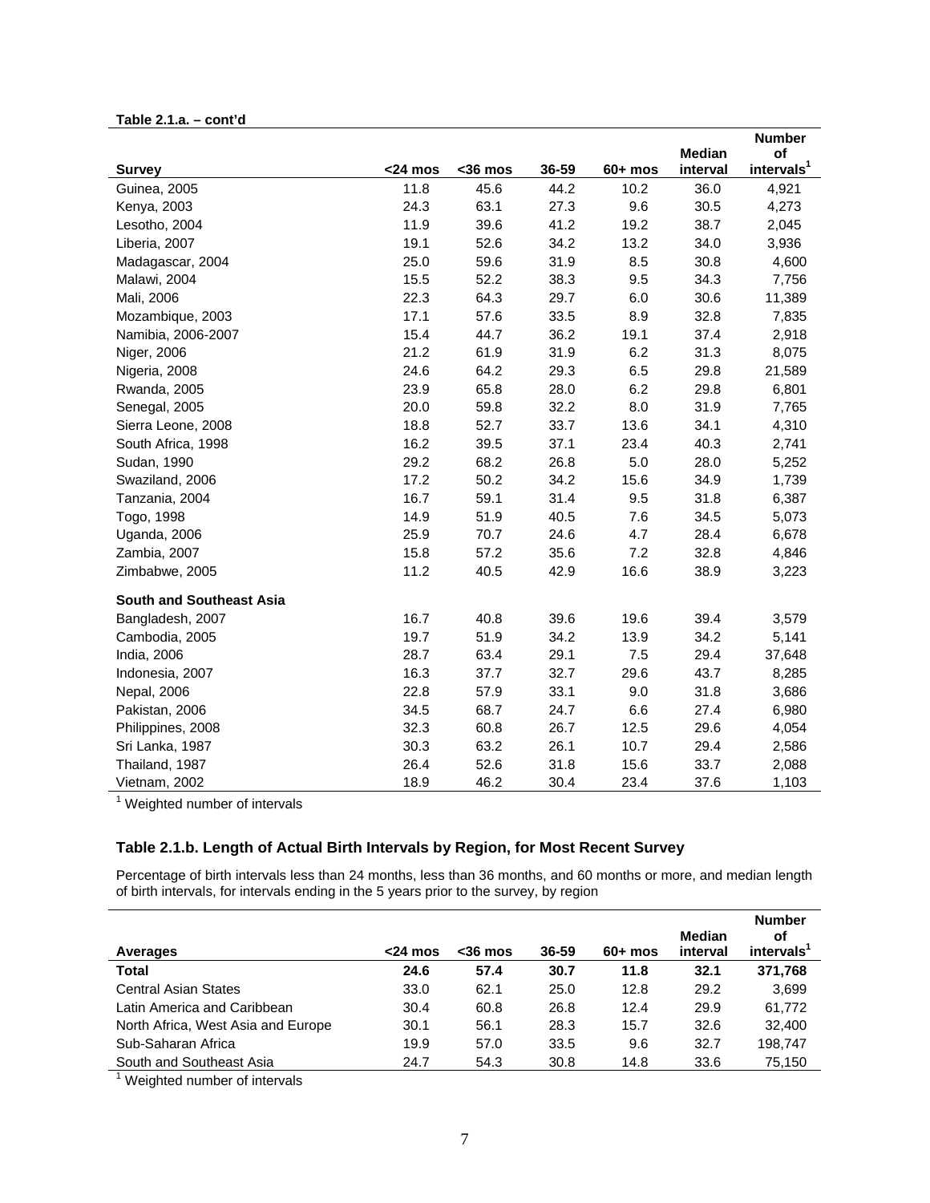**Table 2.1.a. – cont'd**

| Survey | <24 mos | <36 mos | 36-59 | 60+ mos | Median interval | Number of intervals[1] |
|---|---|---|---|---|---|---|
| Guinea, 2005 | 11.8 | 45.6 | 44.2 | 10.2 | 36.0 | 4,921 |
| Kenya, 2003 | 24.3 | 63.1 | 27.3 | 9.6 | 30.5 | 4,273 |
| Lesotho, 2004 | 11.9 | 39.6 | 41.2 | 19.2 | 38.7 | 2,045 |
| Liberia, 2007 | 19.1 | 52.6 | 34.2 | 13.2 | 34.0 | 3,936 |
| Madagascar, 2004 | 25.0 | 59.6 | 31.9 | 8.5 | 30.8 | 4,600 |
| Malawi, 2004 | 15.5 | 52.2 | 38.3 | 9.5 | 34.3 | 7,756 |
| Mali, 2006 | 22.3 | 64.3 | 29.7 | 6.0 | 30.6 | 11,389 |
| Mozambique, 2003 | 17.1 | 57.6 | 33.5 | 8.9 | 32.8 | 7,835 |
| Namibia, 2006-2007 | 15.4 | 44.7 | 36.2 | 19.1 | 37.4 | 2,918 |
| Niger, 2006 | 21.2 | 61.9 | 31.9 | 6.2 | 31.3 | 8,075 |
| Nigeria, 2008 | 24.6 | 64.2 | 29.3 | 6.5 | 29.8 | 21,589 |
| Rwanda, 2005 | 23.9 | 65.8 | 28.0 | 6.2 | 29.8 | 6,801 |
| Senegal, 2005 | 20.0 | 59.8 | 32.2 | 8.0 | 31.9 | 7,765 |
| Sierra Leone, 2008 | 18.8 | 52.7 | 33.7 | 13.6 | 34.1 | 4,310 |
| South Africa, 1998 | 16.2 | 39.5 | 37.1 | 23.4 | 40.3 | 2,741 |
| Sudan, 1990 | 29.2 | 68.2 | 26.8 | 5.0 | 28.0 | 5,252 |
| Swaziland, 2006 | 17.2 | 50.2 | 34.2 | 15.6 | 34.9 | 1,739 |
| Tanzania, 2004 | 16.7 | 59.1 | 31.4 | 9.5 | 31.8 | 6,387 |
| Togo, 1998 | 14.9 | 51.9 | 40.5 | 7.6 | 34.5 | 5,073 |
| Uganda, 2006 | 25.9 | 70.7 | 24.6 | 4.7 | 28.4 | 6,678 |
| Zambia, 2007 | 15.8 | 57.2 | 35.6 | 7.2 | 32.8 | 4,846 |
| Zimbabwe, 2005 | 11.2 | 40.5 | 42.9 | 16.6 | 38.9 | 3,223 |
| **South and Southeast Asia** | | | | | | |
| Bangladesh, 2007 | 16.7 | 40.8 | 39.6 | 19.6 | 39.4 | 3,579 |
| Cambodia, 2005 | 19.7 | 51.9 | 34.2 | 13.9 | 34.2 | 5,141 |
| India, 2006 | 28.7 | 63.4 | 29.1 | 7.5 | 29.4 | 37,648 |
| Indonesia, 2007 | 16.3 | 37.7 | 32.7 | 29.6 | 43.7 | 8,285 |
| Nepal, 2006 | 22.8 | 57.9 | 33.1 | 9.0 | 31.8 | 3,686 |
| Pakistan, 2006 | 34.5 | 68.7 | 24.7 | 6.6 | 27.4 | 6,980 |
| Philippines, 2008 | 32.3 | 60.8 | 26.7 | 12.5 | 29.6 | 4,054 |
| Sri Lanka, 1987 | 30.3 | 63.2 | 26.1 | 10.7 | 29.4 | 2,586 |
| Thailand, 1987 | 26.4 | 52.6 | 31.8 | 15.6 | 33.7 | 2,088 |
| Vietnam, 2002 | 18.9 | 46.2 | 30.4 | 23.4 | 37.6 | 1,103 |

[1] Weighted number of intervals

### Table 2.1.b. Length of Actual Birth Intervals by Region, for Most Recent Survey

Percentage of birth intervals less than 24 months, less than 36 months, and 60 months or more, and median length of birth intervals, for intervals ending in the 5 years prior to the survey, by region

| Averages | <24 mos | <36 mos | 36-59 | 60+ mos | Median interval | Number of intervals[1] |
|---|---|---|---|---|---|---|
| **Total** | **24.6** | **57.4** | **30.7** | **11.8** | **32.1** | **371,768** |
| Central Asian States | 33.0 | 62.1 | 25.0 | 12.8 | 29.2 | 3,699 |
| Latin America and Caribbean | 30.4 | 60.8 | 26.8 | 12.4 | 29.9 | 61,772 |
| North Africa, West Asia and Europe | 30.1 | 56.1 | 28.3 | 15.7 | 32.6 | 32,400 |
| Sub-Saharan Africa | 19.9 | 57.0 | 33.5 | 9.6 | 32.7 | 198,747 |
| South and Southeast Asia | 24.7 | 54.3 | 30.8 | 14.8 | 33.6 | 75,150 |

[1] Weighted number of intervals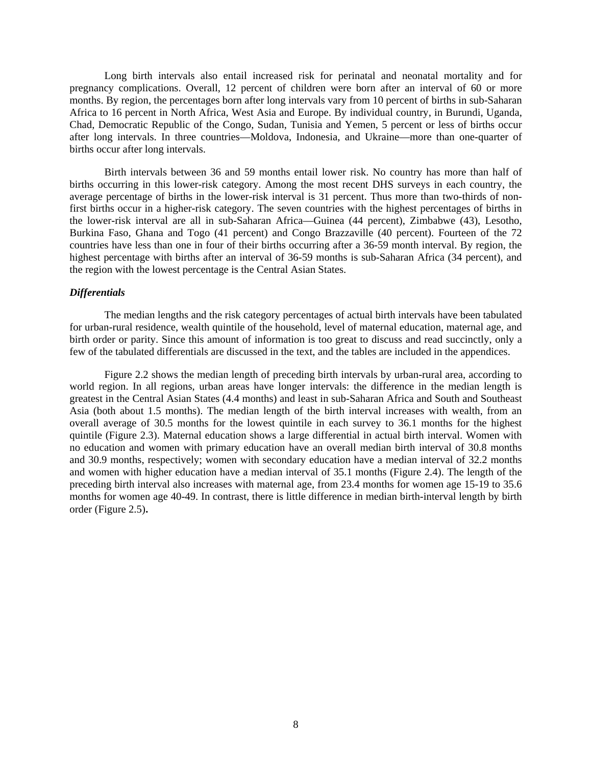Long birth intervals also entail increased risk for perinatal and neonatal mortality and for pregnancy complications. Overall, 12 percent of children were born after an interval of 60 or more months. By region, the percentages born after long intervals vary from 10 percent of births in sub-Saharan Africa to 16 percent in North Africa, West Asia and Europe. By individual country, in Burundi, Uganda, Chad, Democratic Republic of the Congo, Sudan, Tunisia and Yemen, 5 percent or less of births occur after long intervals. In three countries—Moldova, Indonesia, and Ukraine—more than one-quarter of births occur after long intervals.

Birth intervals between 36 and 59 months entail lower risk. No country has more than half of births occurring in this lower-risk category. Among the most recent DHS surveys in each country, the average percentage of births in the lower-risk interval is 31 percent. Thus more than two-thirds of non-first births occur in a higher-risk category. The seven countries with the highest percentages of births in the lower-risk interval are all in sub-Saharan Africa—Guinea (44 percent), Zimbabwe (43), Lesotho, Burkina Faso, Ghana and Togo (41 percent) and Congo Brazzaville (40 percent). Fourteen of the 72 countries have less than one in four of their births occurring after a 36-59 month interval. By region, the highest percentage with births after an interval of 36-59 months is sub-Saharan Africa (34 percent), and the region with the lowest percentage is the Central Asian States.

### *Differentials*

The median lengths and the risk category percentages of actual birth intervals have been tabulated for urban-rural residence, wealth quintile of the household, level of maternal education, maternal age, and birth order or parity. Since this amount of information is too great to discuss and read succinctly, only a few of the tabulated differentials are discussed in the text, and the tables are included in the appendices.

Figure 2.2 shows the median length of preceding birth intervals by urban-rural area, according to world region. In all regions, urban areas have longer intervals: the difference in the median length is greatest in the Central Asian States (4.4 months) and least in sub-Saharan Africa and South and Southeast Asia (both about 1.5 months). The median length of the birth interval increases with wealth, from an overall average of 30.5 months for the lowest quintile in each survey to 36.1 months for the highest quintile (Figure 2.3). Maternal education shows a large differential in actual birth interval. Women with no education and women with primary education have an overall median birth interval of 30.8 months and 30.9 months, respectively; women with secondary education have a median interval of 32.2 months and women with higher education have a median interval of 35.1 months (Figure 2.4). The length of the preceding birth interval also increases with maternal age, from 23.4 months for women age 15-19 to 35.6 months for women age 40-49. In contrast, there is little difference in median birth-interval length by birth order (Figure 2.5).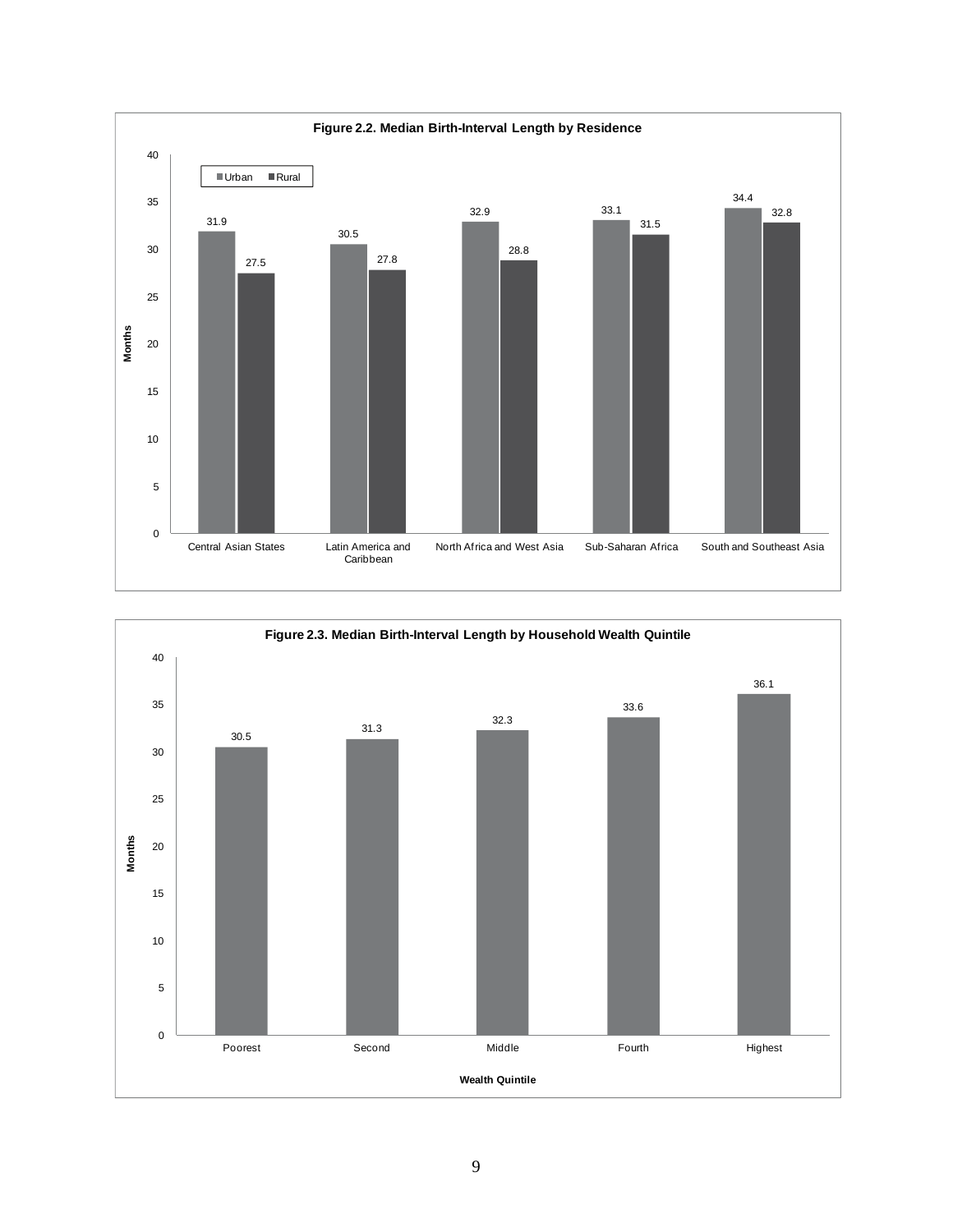**Figure 2.2. Median Birth-Interval Length by Residence**

| Region | Urban | Rural |
|---|---|---|
| Central Asian States | 31.9 | 27.5 |
| Latin America and Caribbean | 30.5 | 27.8 |
| North Africa and West Asia | 32.9 | 28.8 |
| Sub-Saharan Africa | 33.1 | 31.5 |
| South and Southeast Asia | 34.4 | 32.8 |

**Figure 2.3. Median Birth-Interval Length by Household Wealth Quintile**

| Wealth Quintile | Months |
|---|---|
| Poorest | 30.5 |
| Second | 31.3 |
| Middle | 32.3 |
| Fourth | 33.6 |
| Highest | 36.1 |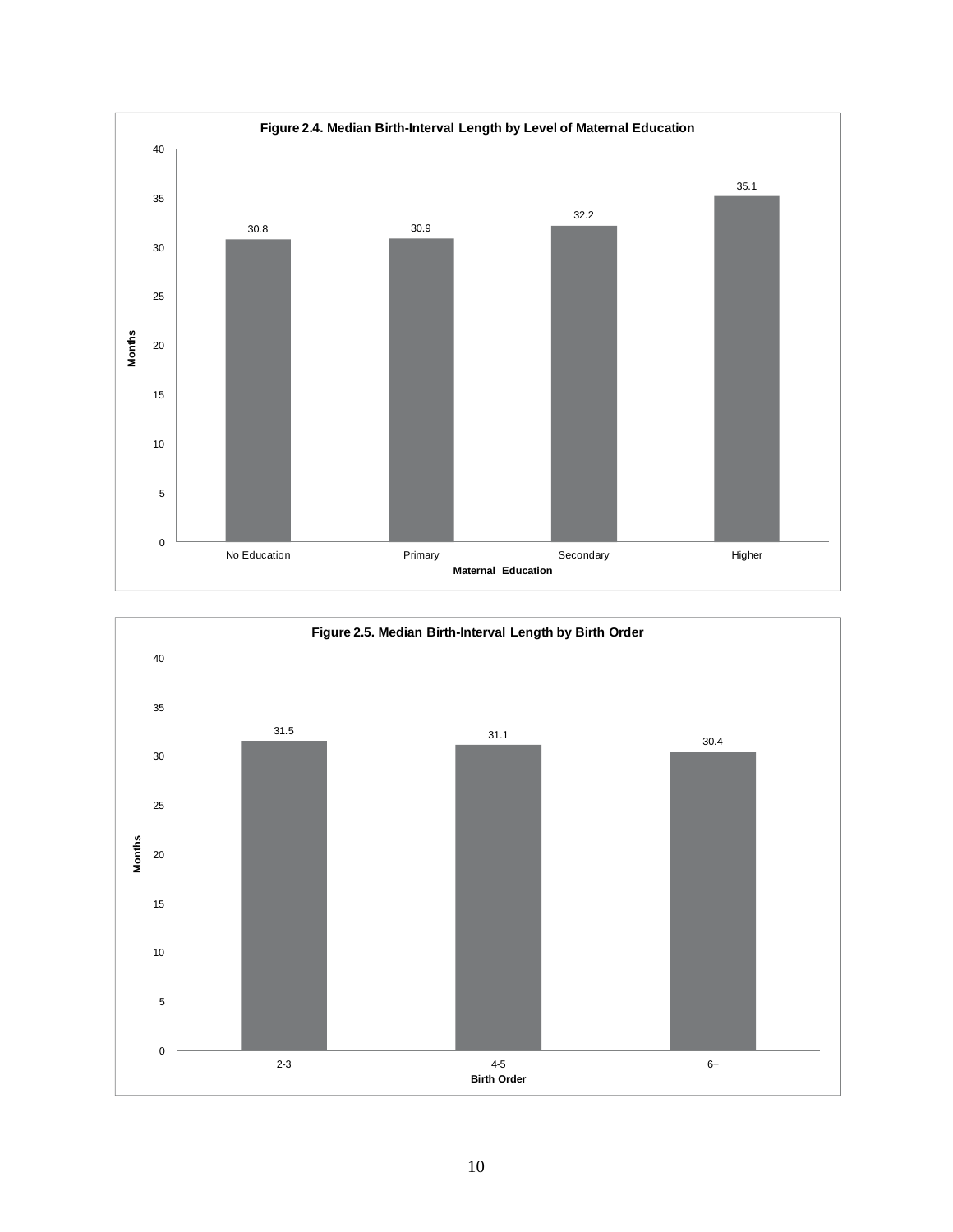**Figure 2.4. Median Birth-Interval Length by Level of Maternal Education**

| Maternal Education | Months |
|---|---|
| No Education | 30.8 |
| Primary | 30.9 |
| Secondary | 32.2 |
| Higher | 35.1 |

**Figure 2.5. Median Birth-Interval Length by Birth Order**

| Birth Order | Months |
|---|---|
| 2-3 | 31.5 |
| 4-5 | 31.1 |
| 6+ | 30.4 |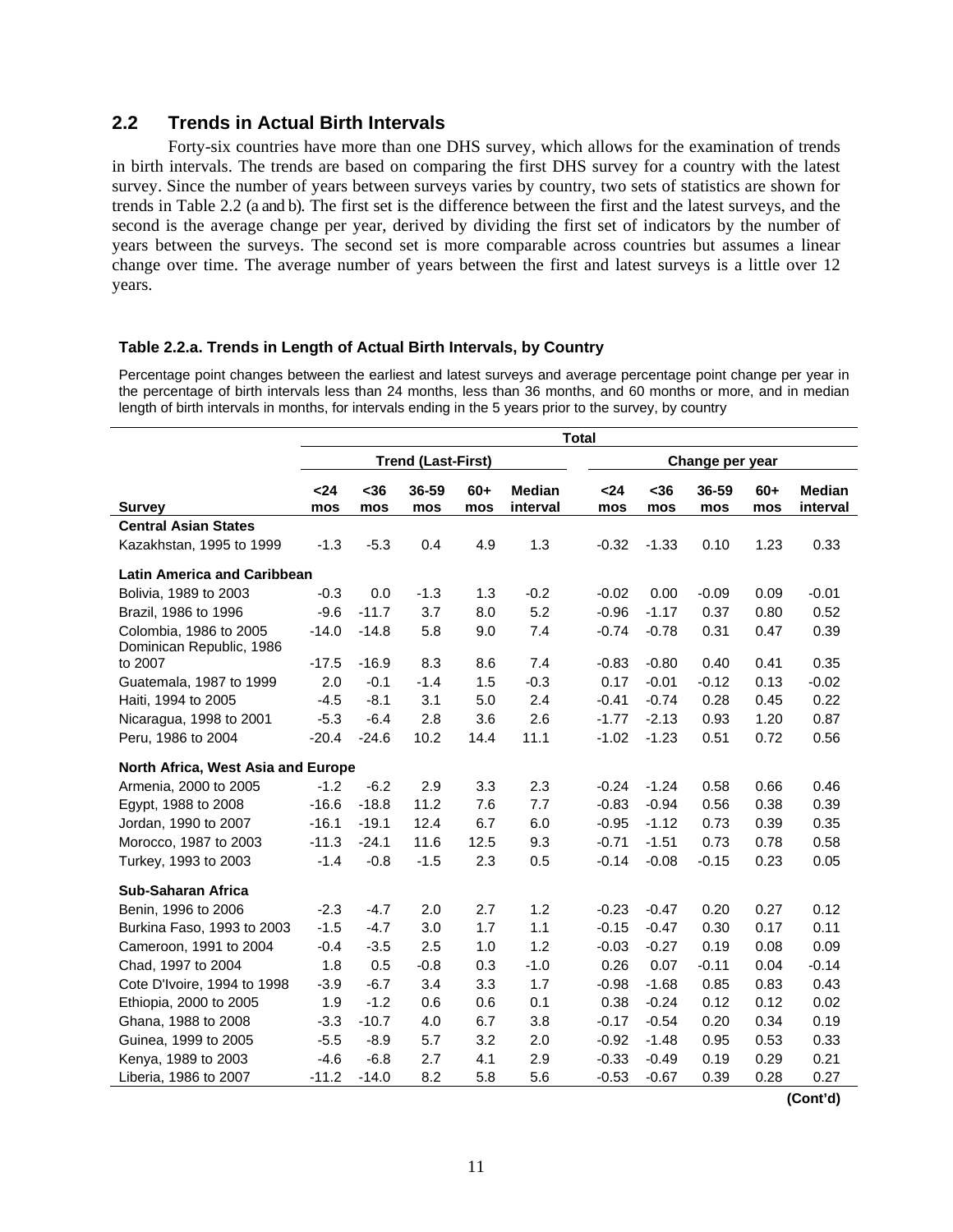## 2.2 Trends in Actual Birth Intervals

Forty-six countries have more than one DHS survey, which allows for the examination of trends in birth intervals. The trends are based on comparing the first DHS survey for a country with the latest survey. Since the number of years between surveys varies by country, two sets of statistics are shown for trends in Table 2.2 (a and b). The first set is the difference between the first and the latest surveys, and the second is the average change per year, derived by dividing the first set of indicators by the number of years between the surveys. The second set is more comparable across countries but assumes a linear change over time. The average number of years between the first and latest surveys is a little over 12 years.

**Table 2.2.a. Trends in Length of Actual Birth Intervals, by Country**

Percentage point changes between the earliest and latest surveys and average percentage point change per year in the percentage of birth intervals less than 24 months, less than 36 months, and 60 months or more, and in median length of birth intervals in months, for intervals ending in the 5 years prior to the survey, by country

| | Total | | | | | | | | | |
|---|---|---|---|---|---|---|---|---|---|---|
| | Trend (Last-First) | | | | | Change per year | | | | |
| Survey | <24 mos | <36 mos | 36-59 mos | 60+ mos | Median interval | <24 mos | <36 mos | 36-59 mos | 60+ mos | Median interval |
| **Central Asian States** | | | | | | | | | | |
| Kazakhstan, 1995 to 1999 | -1.3 | -5.3 | 0.4 | 4.9 | 1.3 | -0.32 | -1.33 | 0.10 | 1.23 | 0.33 |
| **Latin America and Caribbean** | | | | | | | | | | |
| Bolivia, 1989 to 2003 | -0.3 | 0.0 | -1.3 | 1.3 | -0.2 | -0.02 | 0.00 | -0.09 | 0.09 | -0.01 |
| Brazil, 1986 to 1996 | -9.6 | -11.7 | 3.7 | 8.0 | 5.2 | -0.96 | -1.17 | 0.37 | 0.80 | 0.52 |
| Colombia, 1986 to 2005 | -14.0 | -14.8 | 5.8 | 9.0 | 7.4 | -0.74 | -0.78 | 0.31 | 0.47 | 0.39 |
| Dominican Republic, 1986 to 2007 | -17.5 | -16.9 | 8.3 | 8.6 | 7.4 | -0.83 | -0.80 | 0.40 | 0.41 | 0.35 |
| Guatemala, 1987 to 1999 | 2.0 | -0.1 | -1.4 | 1.5 | -0.3 | 0.17 | -0.01 | -0.12 | 0.13 | -0.02 |
| Haiti, 1994 to 2005 | -4.5 | -8.1 | 3.1 | 5.0 | 2.4 | -0.41 | -0.74 | 0.28 | 0.45 | 0.22 |
| Nicaragua, 1998 to 2001 | -5.3 | -6.4 | 2.8 | 3.6 | 2.6 | -1.77 | -2.13 | 0.93 | 1.20 | 0.87 |
| Peru, 1986 to 2004 | -20.4 | -24.6 | 10.2 | 14.4 | 11.1 | -1.02 | -1.23 | 0.51 | 0.72 | 0.56 |
| **North Africa, West Asia and Europe** | | | | | | | | | | |
| Armenia, 2000 to 2005 | -1.2 | -6.2 | 2.9 | 3.3 | 2.3 | -0.24 | -1.24 | 0.58 | 0.66 | 0.46 |
| Egypt, 1988 to 2008 | -16.6 | -18.8 | 11.2 | 7.6 | 7.7 | -0.83 | -0.94 | 0.56 | 0.38 | 0.39 |
| Jordan, 1990 to 2007 | -16.1 | -19.1 | 12.4 | 6.7 | 6.0 | -0.95 | -1.12 | 0.73 | 0.39 | 0.35 |
| Morocco, 1987 to 2003 | -11.3 | -24.1 | 11.6 | 12.5 | 9.3 | -0.71 | -1.51 | 0.73 | 0.78 | 0.58 |
| Turkey, 1993 to 2003 | -1.4 | -0.8 | -1.5 | 2.3 | 0.5 | -0.14 | -0.08 | -0.15 | 0.23 | 0.05 |
| **Sub-Saharan Africa** | | | | | | | | | | |
| Benin, 1996 to 2006 | -2.3 | -4.7 | 2.0 | 2.7 | 1.2 | -0.23 | -0.47 | 0.20 | 0.27 | 0.12 |
| Burkina Faso, 1993 to 2003 | -1.5 | -4.7 | 3.0 | 1.7 | 1.1 | -0.15 | -0.47 | 0.30 | 0.17 | 0.11 |
| Cameroon, 1991 to 2004 | -0.4 | -3.5 | 2.5 | 1.0 | 1.2 | -0.03 | -0.27 | 0.19 | 0.08 | 0.09 |
| Chad, 1997 to 2004 | 1.8 | 0.5 | -0.8 | 0.3 | -1.0 | 0.26 | 0.07 | -0.11 | 0.04 | -0.14 |
| Cote D'Ivoire, 1994 to 1998 | -3.9 | -6.7 | 3.4 | 3.3 | 1.7 | -0.98 | -1.68 | 0.85 | 0.83 | 0.43 |
| Ethiopia, 2000 to 2005 | 1.9 | -1.2 | 0.6 | 0.6 | 0.1 | 0.38 | -0.24 | 0.12 | 0.12 | 0.02 |
| Ghana, 1988 to 2008 | -3.3 | -10.7 | 4.0 | 6.7 | 3.8 | -0.17 | -0.54 | 0.20 | 0.34 | 0.19 |
| Guinea, 1999 to 2005 | -5.5 | -8.9 | 5.7 | 3.2 | 2.0 | -0.92 | -1.48 | 0.95 | 0.53 | 0.33 |
| Kenya, 1989 to 2003 | -4.6 | -6.8 | 2.7 | 4.1 | 2.9 | -0.33 | -0.49 | 0.19 | 0.29 | 0.21 |
| Liberia, 1986 to 2007 | -11.2 | -14.0 | 8.2 | 5.8 | 5.6 | -0.53 | -0.67 | 0.39 | 0.28 | 0.27 |

**(Cont'd)**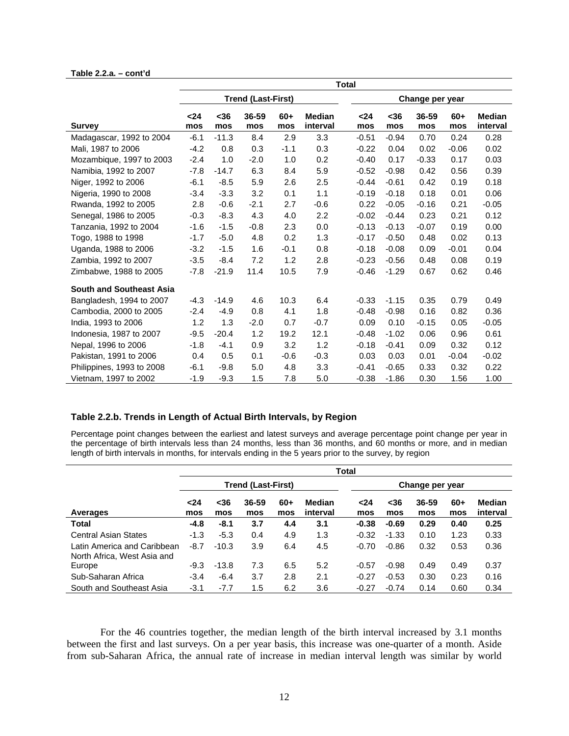**Table 2.2.a. – cont'd**

| Survey | Total | | | | | | | | | |
|---|---|---|---|---|---|---|---|---|---|---|
| | Trend (Last-First) | | | | | Change per year | | | | |
| | <24 mos | <36 mos | 36-59 mos | 60+ mos | Median interval | <24 mos | <36 mos | 36-59 mos | 60+ mos | Median interval |
| Madagascar, 1992 to 2004 | -6.1 | -11.3 | 8.4 | 2.9 | 3.3 | -0.51 | -0.94 | 0.70 | 0.24 | 0.28 |
| Mali, 1987 to 2006 | -4.2 | 0.8 | 0.3 | -1.1 | 0.3 | -0.22 | 0.04 | 0.02 | -0.06 | 0.02 |
| Mozambique, 1997 to 2003 | -2.4 | 1.0 | -2.0 | 1.0 | 0.2 | -0.40 | 0.17 | -0.33 | 0.17 | 0.03 |
| Namibia, 1992 to 2007 | -7.8 | -14.7 | 6.3 | 8.4 | 5.9 | -0.52 | -0.98 | 0.42 | 0.56 | 0.39 |
| Niger, 1992 to 2006 | -6.1 | -8.5 | 5.9 | 2.6 | 2.5 | -0.44 | -0.61 | 0.42 | 0.19 | 0.18 |
| Nigeria, 1990 to 2008 | -3.4 | -3.3 | 3.2 | 0.1 | 1.1 | -0.19 | -0.18 | 0.18 | 0.01 | 0.06 |
| Rwanda, 1992 to 2005 | 2.8 | -0.6 | -2.1 | 2.7 | -0.6 | 0.22 | -0.05 | -0.16 | 0.21 | -0.05 |
| Senegal, 1986 to 2005 | -0.3 | -8.3 | 4.3 | 4.0 | 2.2 | -0.02 | -0.44 | 0.23 | 0.21 | 0.12 |
| Tanzania, 1992 to 2004 | -1.6 | -1.5 | -0.8 | 2.3 | 0.0 | -0.13 | -0.13 | -0.07 | 0.19 | 0.00 |
| Togo, 1988 to 1998 | -1.7 | -5.0 | 4.8 | 0.2 | 1.3 | -0.17 | -0.50 | 0.48 | 0.02 | 0.13 |
| Uganda, 1988 to 2006 | -3.2 | -1.5 | 1.6 | -0.1 | 0.8 | -0.18 | -0.08 | 0.09 | -0.01 | 0.04 |
| Zambia, 1992 to 2007 | -3.5 | -8.4 | 7.2 | 1.2 | 2.8 | -0.23 | -0.56 | 0.48 | 0.08 | 0.19 |
| Zimbabwe, 1988 to 2005 | -7.8 | -21.9 | 11.4 | 10.5 | 7.9 | -0.46 | -1.29 | 0.67 | 0.62 | 0.46 |
| **South and Southeast Asia** | | | | | | | | | | |
| Bangladesh, 1994 to 2007 | -4.3 | -14.9 | 4.6 | 10.3 | 6.4 | -0.33 | -1.15 | 0.35 | 0.79 | 0.49 |
| Cambodia, 2000 to 2005 | -2.4 | -4.9 | 0.8 | 4.1 | 1.8 | -0.48 | -0.98 | 0.16 | 0.82 | 0.36 |
| India, 1993 to 2006 | 1.2 | 1.3 | -2.0 | 0.7 | -0.7 | 0.09 | 0.10 | -0.15 | 0.05 | -0.05 |
| Indonesia, 1987 to 2007 | -9.5 | -20.4 | 1.2 | 19.2 | 12.1 | -0.48 | -1.02 | 0.06 | 0.96 | 0.61 |
| Nepal, 1996 to 2006 | -1.8 | -4.1 | 0.9 | 3.2 | 1.2 | -0.18 | -0.41 | 0.09 | 0.32 | 0.12 |
| Pakistan, 1991 to 2006 | 0.4 | 0.5 | 0.1 | -0.6 | -0.3 | 0.03 | 0.03 | 0.01 | -0.04 | -0.02 |
| Philippines, 1993 to 2008 | -6.1 | -9.8 | 5.0 | 4.8 | 3.3 | -0.41 | -0.65 | 0.33 | 0.32 | 0.22 |
| Vietnam, 1997 to 2002 | -1.9 | -9.3 | 1.5 | 7.8 | 5.0 | -0.38 | -1.86 | 0.30 | 1.56 | 1.00 |

### Table 2.2.b. Trends in Length of Actual Birth Intervals, by Region

Percentage point changes between the earliest and latest surveys and average percentage point change per year in the percentage of birth intervals less than 24 months, less than 36 months, and 60 months or more, and in median length of birth intervals in months, for intervals ending in the 5 years prior to the survey, by region

| Averages | Total | | | | | | | | | |
|---|---|---|---|---|---|---|---|---|---|---|
| | Trend (Last-First) | | | | | Change per year | | | | |
| | <24 mos | <36 mos | 36-59 mos | 60+ mos | Median interval | <24 mos | <36 mos | 36-59 mos | 60+ mos | Median interval |
| **Total** | **-4.8** | **-8.1** | **3.7** | **4.4** | **3.1** | **-0.38** | **-0.69** | **0.29** | **0.40** | **0.25** |
| Central Asian States | -1.3 | -5.3 | 0.4 | 4.9 | 1.3 | -0.32 | -1.33 | 0.10 | 1.23 | 0.33 |
| Latin America and Caribbean | -8.7 | -10.3 | 3.9 | 6.4 | 4.5 | -0.70 | -0.86 | 0.32 | 0.53 | 0.36 |
| North Africa, West Asia and Europe | -9.3 | -13.8 | 7.3 | 6.5 | 5.2 | -0.57 | -0.98 | 0.49 | 0.49 | 0.37 |
| Sub-Saharan Africa | -3.4 | -6.4 | 3.7 | 2.8 | 2.1 | -0.27 | -0.53 | 0.30 | 0.23 | 0.16 |
| South and Southeast Asia | -3.1 | -7.7 | 1.5 | 6.2 | 3.6 | -0.27 | -0.74 | 0.14 | 0.60 | 0.34 |

For the 46 countries together, the median length of the birth interval increased by 3.1 months between the first and last surveys. On a per year basis, this increase was one-quarter of a month. Aside from sub-Saharan Africa, the annual rate of increase in median interval length was similar by world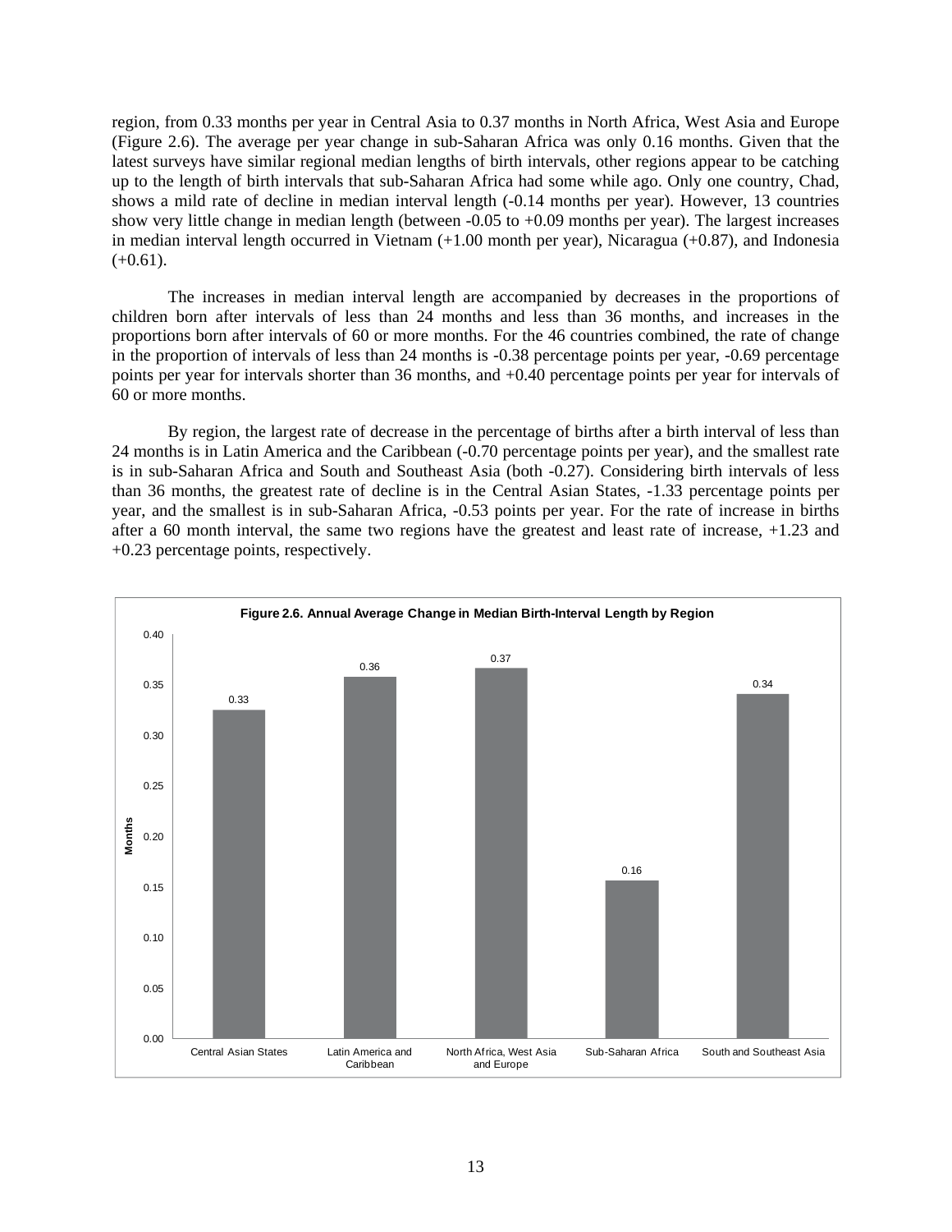region, from 0.33 months per year in Central Asia to 0.37 months in North Africa, West Asia and Europe (Figure 2.6). The average per year change in sub-Saharan Africa was only 0.16 months. Given that the latest surveys have similar regional median lengths of birth intervals, other regions appear to be catching up to the length of birth intervals that sub-Saharan Africa had some while ago. Only one country, Chad, shows a mild rate of decline in median interval length (-0.14 months per year). However, 13 countries show very little change in median length (between -0.05 to +0.09 months per year). The largest increases in median interval length occurred in Vietnam (+1.00 month per year), Nicaragua (+0.87), and Indonesia (+0.61).

The increases in median interval length are accompanied by decreases in the proportions of children born after intervals of less than 24 months and less than 36 months, and increases in the proportions born after intervals of 60 or more months. For the 46 countries combined, the rate of change in the proportion of intervals of less than 24 months is -0.38 percentage points per year, -0.69 percentage points per year for intervals shorter than 36 months, and +0.40 percentage points per year for intervals of 60 or more months.

By region, the largest rate of decrease in the percentage of births after a birth interval of less than 24 months is in Latin America and the Caribbean (-0.70 percentage points per year), and the smallest rate is in sub-Saharan Africa and South and Southeast Asia (both -0.27). Considering birth intervals of less than 36 months, the greatest rate of decline is in the Central Asian States, -1.33 percentage points per year, and the smallest is in sub-Saharan Africa, -0.53 points per year. For the rate of increase in births after a 60 month interval, the same two regions have the greatest and least rate of increase, +1.23 and +0.23 percentage points, respectively.

**Figure 2.6. Annual Average Change in Median Birth-Interval Length by Region**

| Region | Months |
|---|---|
| Central Asian States | 0.33 |
| Latin America and Caribbean | 0.36 |
| North Africa, West Asia and Europe | 0.37 |
| Sub-Saharan Africa | 0.16 |
| South and Southeast Asia | 0.34 |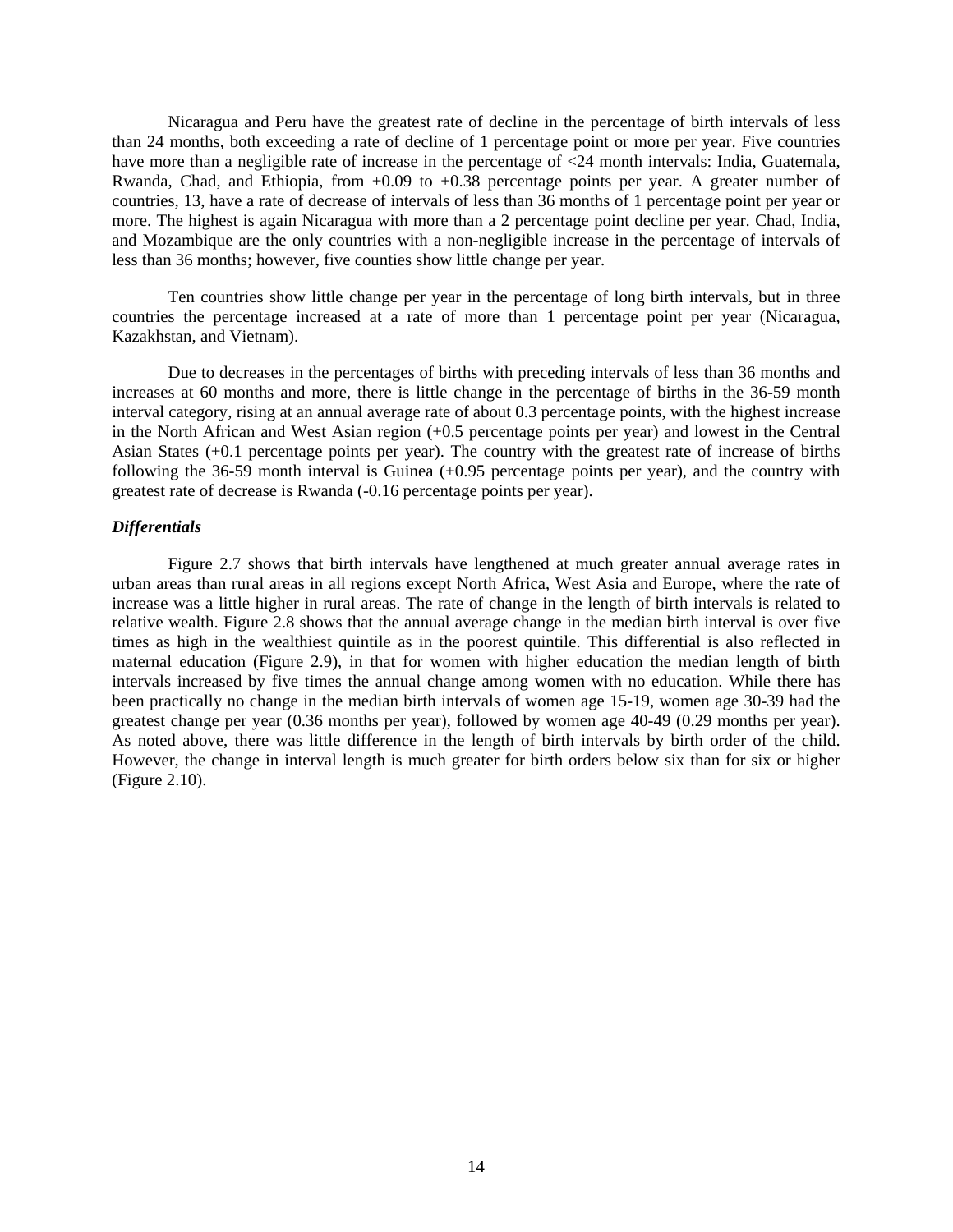Nicaragua and Peru have the greatest rate of decline in the percentage of birth intervals of less than 24 months, both exceeding a rate of decline of 1 percentage point or more per year. Five countries have more than a negligible rate of increase in the percentage of <24 month intervals: India, Guatemala, Rwanda, Chad, and Ethiopia, from +0.09 to +0.38 percentage points per year. A greater number of countries, 13, have a rate of decrease of intervals of less than 36 months of 1 percentage point per year or more. The highest is again Nicaragua with more than a 2 percentage point decline per year. Chad, India, and Mozambique are the only countries with a non-negligible increase in the percentage of intervals of less than 36 months; however, five counties show little change per year.

Ten countries show little change per year in the percentage of long birth intervals, but in three countries the percentage increased at a rate of more than 1 percentage point per year (Nicaragua, Kazakhstan, and Vietnam).

Due to decreases in the percentages of births with preceding intervals of less than 36 months and increases at 60 months and more, there is little change in the percentage of births in the 36-59 month interval category, rising at an annual average rate of about 0.3 percentage points, with the highest increase in the North African and West Asian region (+0.5 percentage points per year) and lowest in the Central Asian States (+0.1 percentage points per year). The country with the greatest rate of increase of births following the 36-59 month interval is Guinea (+0.95 percentage points per year), and the country with greatest rate of decrease is Rwanda (-0.16 percentage points per year).

***Differentials***

Figure 2.7 shows that birth intervals have lengthened at much greater annual average rates in urban areas than rural areas in all regions except North Africa, West Asia and Europe, where the rate of increase was a little higher in rural areas. The rate of change in the length of birth intervals is related to relative wealth. Figure 2.8 shows that the annual average change in the median birth interval is over five times as high in the wealthiest quintile as in the poorest quintile. This differential is also reflected in maternal education (Figure 2.9), in that for women with higher education the median length of birth intervals increased by five times the annual change among women with no education. While there has been practically no change in the median birth intervals of women age 15-19, women age 30-39 had the greatest change per year (0.36 months per year), followed by women age 40-49 (0.29 months per year). As noted above, there was little difference in the length of birth intervals by birth order of the child. However, the change in interval length is much greater for birth orders below six than for six or higher (Figure 2.10).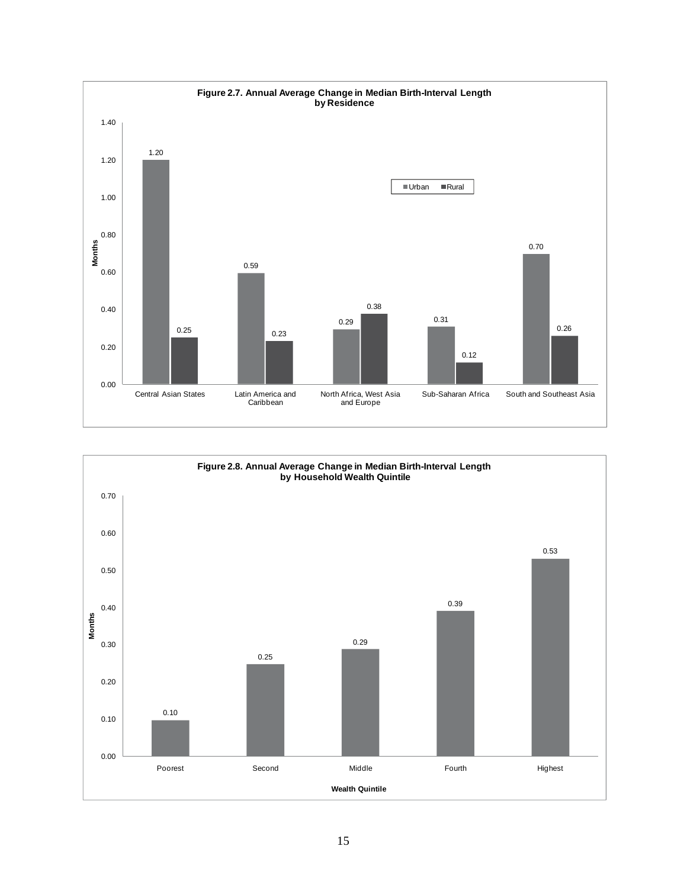**Figure 2.7. Annual Average Change in Median Birth-Interval Length by Residence**

| Region | Urban | Rural |
|---|---|---|
| Central Asian States | 1.20 | 0.25 |
| Latin America and Caribbean | 0.59 | 0.23 |
| North Africa, West Asia and Europe | 0.29 | 0.38 |
| Sub-Saharan Africa | 0.31 | 0.12 |
| South and Southeast Asia | 0.70 | 0.26 |

Months

**Figure 2.8. Annual Average Change in Median Birth-Interval Length by Household Wealth Quintile**

| Wealth Quintile | Months |
|---|---|
| Poorest | 0.10 |
| Second | 0.25 |
| Middle | 0.29 |
| Fourth | 0.39 |
| Highest | 0.53 |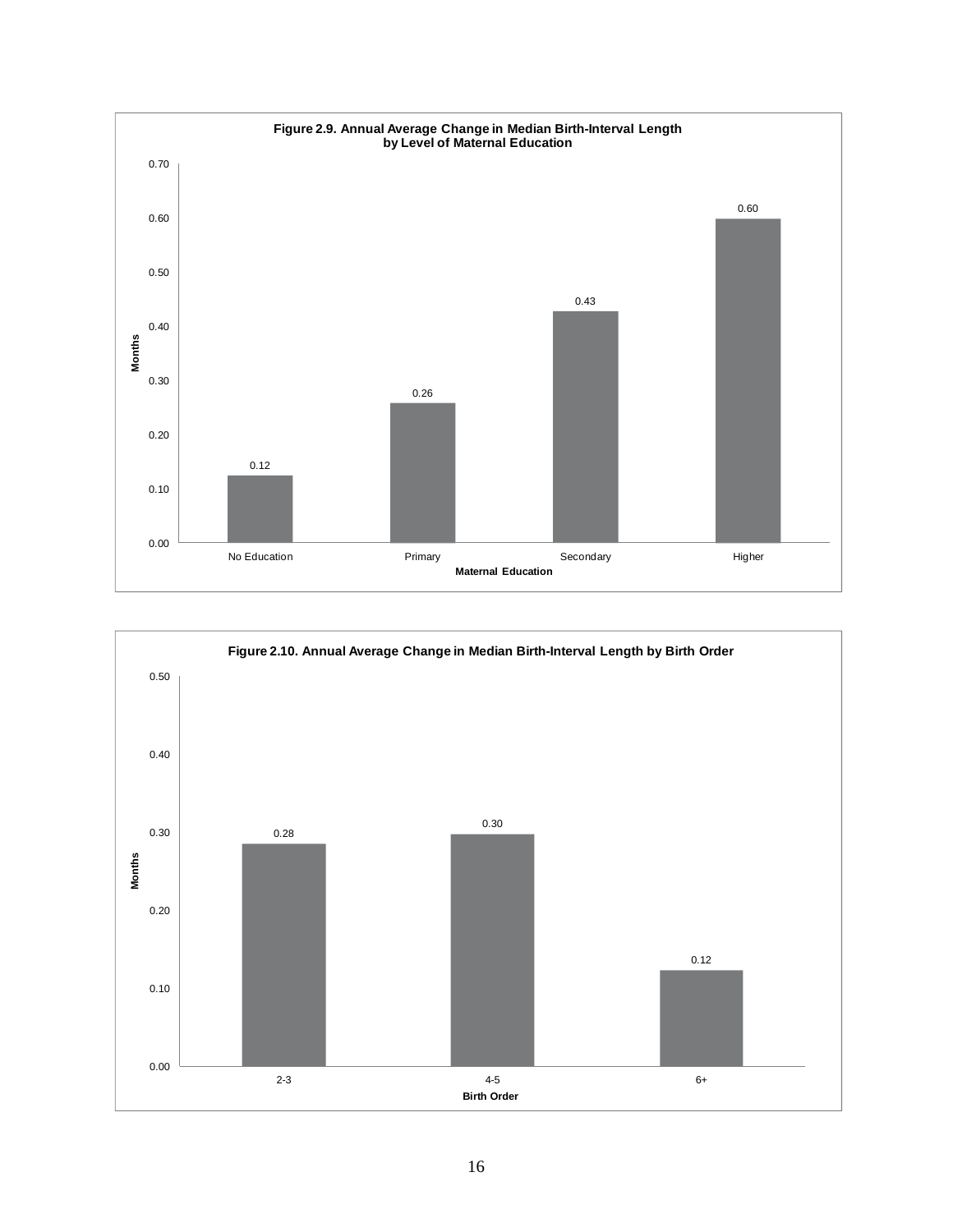**Figure 2.9. Annual Average Change in Median Birth-Interval Length by Level of Maternal Education**

| Maternal Education | Months |
|---|---|
| No Education | 0.12 |
| Primary | 0.26 |
| Secondary | 0.43 |
| Higher | 0.60 |

**Figure 2.10. Annual Average Change in Median Birth-Interval Length by Birth Order**

| Birth Order | Months |
|---|---|
| 2-3 | 0.28 |
| 4-5 | 0.30 |
| 6+ | 0.12 |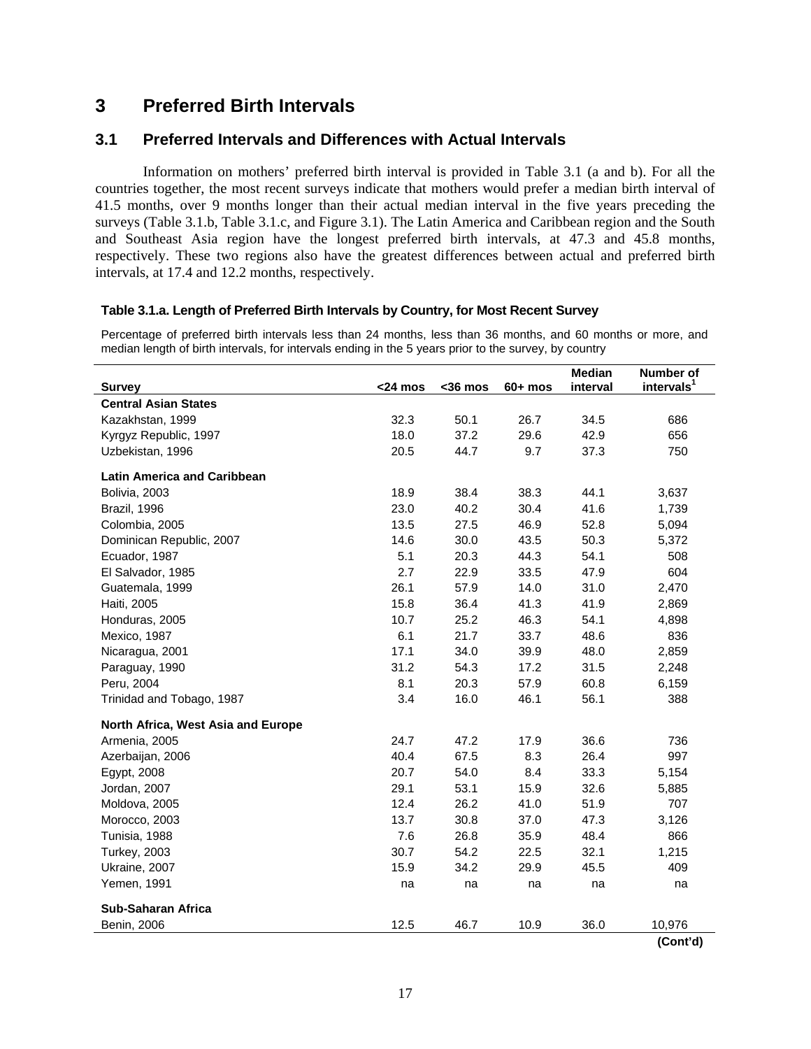# 3 Preferred Birth Intervals

## 3.1 Preferred Intervals and Differences with Actual Intervals

Information on mothers' preferred birth interval is provided in Table 3.1 (a and b). For all the countries together, the most recent surveys indicate that mothers would prefer a median birth interval of 41.5 months, over 9 months longer than their actual median interval in the five years preceding the surveys (Table 3.1.b, Table 3.1.c, and Figure 3.1). The Latin America and Caribbean region and the South and Southeast Asia region have the longest preferred birth intervals, at 47.3 and 45.8 months, respectively. These two regions also have the greatest differences between actual and preferred birth intervals, at 17.4 and 12.2 months, respectively.

**Table 3.1.a. Length of Preferred Birth Intervals by Country, for Most Recent Survey**

Percentage of preferred birth intervals less than 24 months, less than 36 months, and 60 months or more, and median length of birth intervals, for intervals ending in the 5 years prior to the survey, by country

| Survey | <24 mos | <36 mos | 60+ mos | Median interval | Number of intervals[1] |
|---|---|---|---|---|---|
| **Central Asian States** | | | | | |
| Kazakhstan, 1999 | 32.3 | 50.1 | 26.7 | 34.5 | 686 |
| Kyrgyz Republic, 1997 | 18.0 | 37.2 | 29.6 | 42.9 | 656 |
| Uzbekistan, 1996 | 20.5 | 44.7 | 9.7 | 37.3 | 750 |
| **Latin America and Caribbean** | | | | | |
| Bolivia, 2003 | 18.9 | 38.4 | 38.3 | 44.1 | 3,637 |
| Brazil, 1996 | 23.0 | 40.2 | 30.4 | 41.6 | 1,739 |
| Colombia, 2005 | 13.5 | 27.5 | 46.9 | 52.8 | 5,094 |
| Dominican Republic, 2007 | 14.6 | 30.0 | 43.5 | 50.3 | 5,372 |
| Ecuador, 1987 | 5.1 | 20.3 | 44.3 | 54.1 | 508 |
| El Salvador, 1985 | 2.7 | 22.9 | 33.5 | 47.9 | 604 |
| Guatemala, 1999 | 26.1 | 57.9 | 14.0 | 31.0 | 2,470 |
| Haiti, 2005 | 15.8 | 36.4 | 41.3 | 41.9 | 2,869 |
| Honduras, 2005 | 10.7 | 25.2 | 46.3 | 54.1 | 4,898 |
| Mexico, 1987 | 6.1 | 21.7 | 33.7 | 48.6 | 836 |
| Nicaragua, 2001 | 17.1 | 34.0 | 39.9 | 48.0 | 2,859 |
| Paraguay, 1990 | 31.2 | 54.3 | 17.2 | 31.5 | 2,248 |
| Peru, 2004 | 8.1 | 20.3 | 57.9 | 60.8 | 6,159 |
| Trinidad and Tobago, 1987 | 3.4 | 16.0 | 46.1 | 56.1 | 388 |
| **North Africa, West Asia and Europe** | | | | | |
| Armenia, 2005 | 24.7 | 47.2 | 17.9 | 36.6 | 736 |
| Azerbaijan, 2006 | 40.4 | 67.5 | 8.3 | 26.4 | 997 |
| Egypt, 2008 | 20.7 | 54.0 | 8.4 | 33.3 | 5,154 |
| Jordan, 2007 | 29.1 | 53.1 | 15.9 | 32.6 | 5,885 |
| Moldova, 2005 | 12.4 | 26.2 | 41.0 | 51.9 | 707 |
| Morocco, 2003 | 13.7 | 30.8 | 37.0 | 47.3 | 3,126 |
| Tunisia, 1988 | 7.6 | 26.8 | 35.9 | 48.4 | 866 |
| Turkey, 2003 | 30.7 | 54.2 | 22.5 | 32.1 | 1,215 |
| Ukraine, 2007 | 15.9 | 34.2 | 29.9 | 45.5 | 409 |
| Yemen, 1991 | na | na | na | na | na |
| **Sub-Saharan Africa** | | | | | |
| Benin, 2006 | 12.5 | 46.7 | 10.9 | 36.0 | 10,976 |

**(Cont'd)**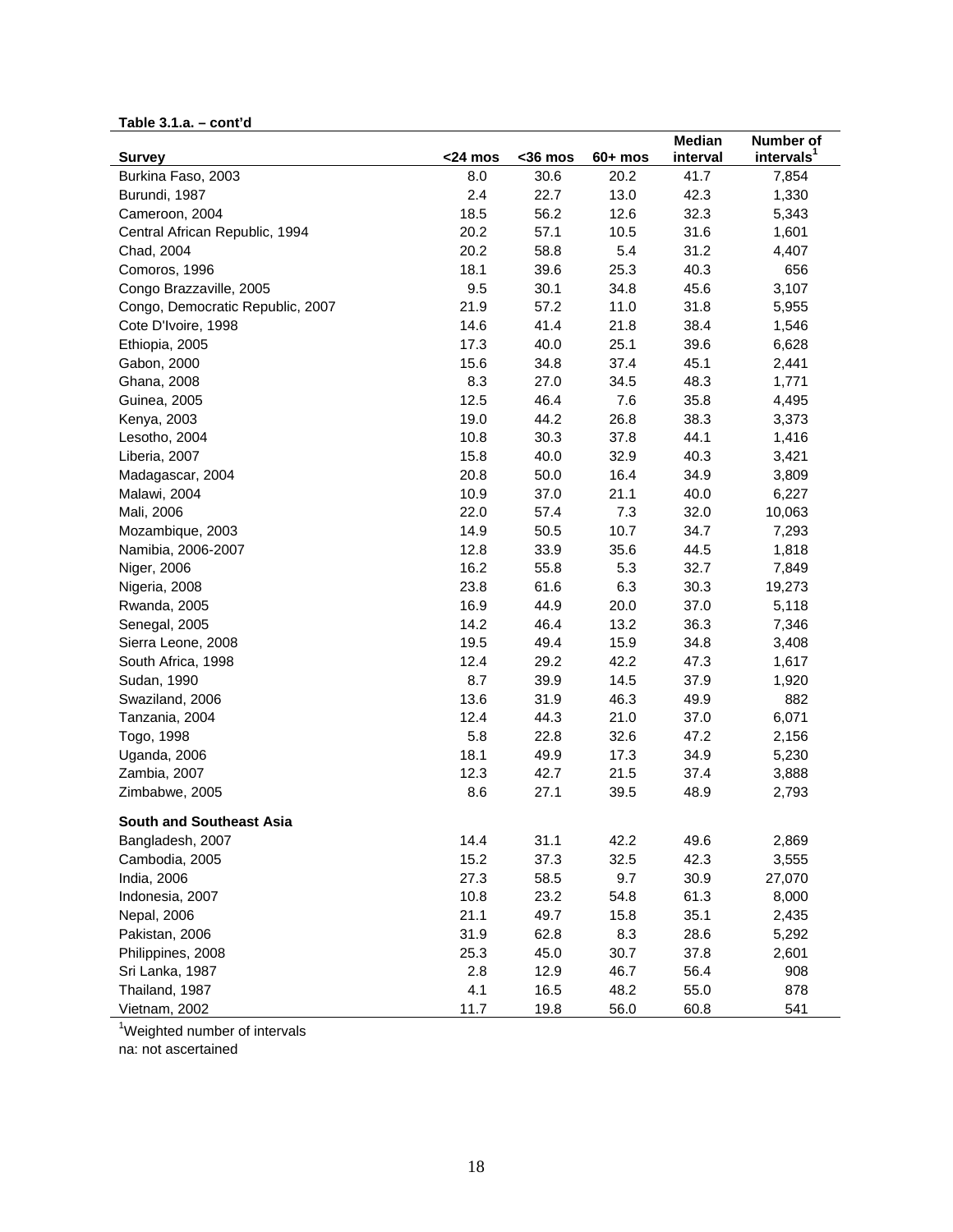**Table 3.1.a. – cont'd**

| Survey | <24 mos | <36 mos | 60+ mos | Median interval | Number of intervals[1] |
|---|---|---|---|---|---|
| Burkina Faso, 2003 | 8.0 | 30.6 | 20.2 | 41.7 | 7,854 |
| Burundi, 1987 | 2.4 | 22.7 | 13.0 | 42.3 | 1,330 |
| Cameroon, 2004 | 18.5 | 56.2 | 12.6 | 32.3 | 5,343 |
| Central African Republic, 1994 | 20.2 | 57.1 | 10.5 | 31.6 | 1,601 |
| Chad, 2004 | 20.2 | 58.8 | 5.4 | 31.2 | 4,407 |
| Comoros, 1996 | 18.1 | 39.6 | 25.3 | 40.3 | 656 |
| Congo Brazzaville, 2005 | 9.5 | 30.1 | 34.8 | 45.6 | 3,107 |
| Congo, Democratic Republic, 2007 | 21.9 | 57.2 | 11.0 | 31.8 | 5,955 |
| Cote D'Ivoire, 1998 | 14.6 | 41.4 | 21.8 | 38.4 | 1,546 |
| Ethiopia, 2005 | 17.3 | 40.0 | 25.1 | 39.6 | 6,628 |
| Gabon, 2000 | 15.6 | 34.8 | 37.4 | 45.1 | 2,441 |
| Ghana, 2008 | 8.3 | 27.0 | 34.5 | 48.3 | 1,771 |
| Guinea, 2005 | 12.5 | 46.4 | 7.6 | 35.8 | 4,495 |
| Kenya, 2003 | 19.0 | 44.2 | 26.8 | 38.3 | 3,373 |
| Lesotho, 2004 | 10.8 | 30.3 | 37.8 | 44.1 | 1,416 |
| Liberia, 2007 | 15.8 | 40.0 | 32.9 | 40.3 | 3,421 |
| Madagascar, 2004 | 20.8 | 50.0 | 16.4 | 34.9 | 3,809 |
| Malawi, 2004 | 10.9 | 37.0 | 21.1 | 40.0 | 6,227 |
| Mali, 2006 | 22.0 | 57.4 | 7.3 | 32.0 | 10,063 |
| Mozambique, 2003 | 14.9 | 50.5 | 10.7 | 34.7 | 7,293 |
| Namibia, 2006-2007 | 12.8 | 33.9 | 35.6 | 44.5 | 1,818 |
| Niger, 2006 | 16.2 | 55.8 | 5.3 | 32.7 | 7,849 |
| Nigeria, 2008 | 23.8 | 61.6 | 6.3 | 30.3 | 19,273 |
| Rwanda, 2005 | 16.9 | 44.9 | 20.0 | 37.0 | 5,118 |
| Senegal, 2005 | 14.2 | 46.4 | 13.2 | 36.3 | 7,346 |
| Sierra Leone, 2008 | 19.5 | 49.4 | 15.9 | 34.8 | 3,408 |
| South Africa, 1998 | 12.4 | 29.2 | 42.2 | 47.3 | 1,617 |
| Sudan, 1990 | 8.7 | 39.9 | 14.5 | 37.9 | 1,920 |
| Swaziland, 2006 | 13.6 | 31.9 | 46.3 | 49.9 | 882 |
| Tanzania, 2004 | 12.4 | 44.3 | 21.0 | 37.0 | 6,071 |
| Togo, 1998 | 5.8 | 22.8 | 32.6 | 47.2 | 2,156 |
| Uganda, 2006 | 18.1 | 49.9 | 17.3 | 34.9 | 5,230 |
| Zambia, 2007 | 12.3 | 42.7 | 21.5 | 37.4 | 3,888 |
| Zimbabwe, 2005 | 8.6 | 27.1 | 39.5 | 48.9 | 2,793 |
| **South and Southeast Asia** | | | | | |
| Bangladesh, 2007 | 14.4 | 31.1 | 42.2 | 49.6 | 2,869 |
| Cambodia, 2005 | 15.2 | 37.3 | 32.5 | 42.3 | 3,555 |
| India, 2006 | 27.3 | 58.5 | 9.7 | 30.9 | 27,070 |
| Indonesia, 2007 | 10.8 | 23.2 | 54.8 | 61.3 | 8,000 |
| Nepal, 2006 | 21.1 | 49.7 | 15.8 | 35.1 | 2,435 |
| Pakistan, 2006 | 31.9 | 62.8 | 8.3 | 28.6 | 5,292 |
| Philippines, 2008 | 25.3 | 45.0 | 30.7 | 37.8 | 2,601 |
| Sri Lanka, 1987 | 2.8 | 12.9 | 46.7 | 56.4 | 908 |
| Thailand, 1987 | 4.1 | 16.5 | 48.2 | 55.0 | 878 |
| Vietnam, 2002 | 11.7 | 19.8 | 56.0 | 60.8 | 541 |

[1]Weighted number of intervals

na: not ascertained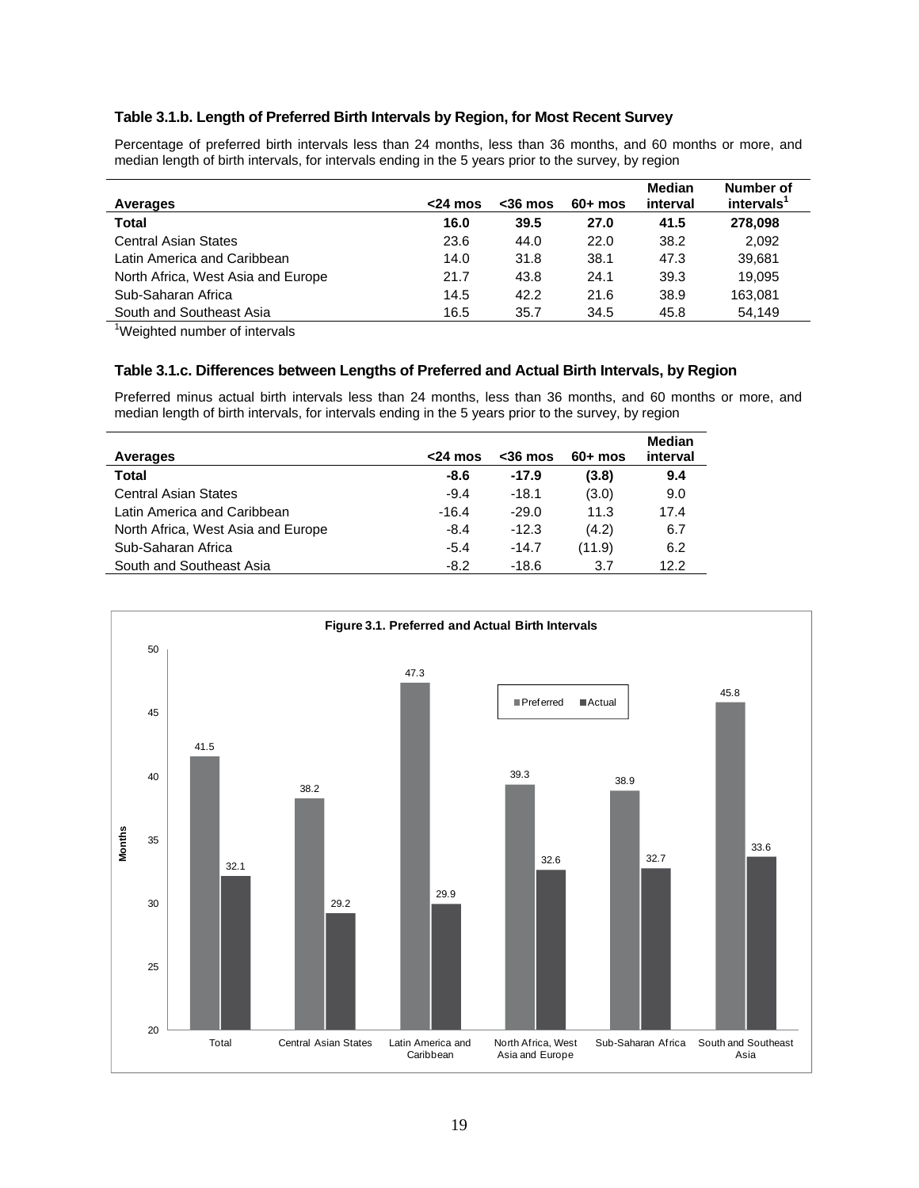### Table 3.1.b. Length of Preferred Birth Intervals by Region, for Most Recent Survey

Percentage of preferred birth intervals less than 24 months, less than 36 months, and 60 months or more, and median length of birth intervals, for intervals ending in the 5 years prior to the survey, by region

| Averages | <24 mos | <36 mos | 60+ mos | Median interval | Number of intervals[1] |
|---|---|---|---|---|---|
| **Total** | **16.0** | **39.5** | **27.0** | **41.5** | **278,098** |
| Central Asian States | 23.6 | 44.0 | 22.0 | 38.2 | 2,092 |
| Latin America and Caribbean | 14.0 | 31.8 | 38.1 | 47.3 | 39,681 |
| North Africa, West Asia and Europe | 21.7 | 43.8 | 24.1 | 39.3 | 19,095 |
| Sub-Saharan Africa | 14.5 | 42.2 | 21.6 | 38.9 | 163,081 |
| South and Southeast Asia | 16.5 | 35.7 | 34.5 | 45.8 | 54,149 |

[1]Weighted number of intervals

### Table 3.1.c. Differences between Lengths of Preferred and Actual Birth Intervals, by Region

Preferred minus actual birth intervals less than 24 months, less than 36 months, and 60 months or more, and median length of birth intervals, for intervals ending in the 5 years prior to the survey, by region

| Averages | <24 mos | <36 mos | 60+ mos | Median interval |
|---|---|---|---|---|
| **Total** | **-8.6** | **-17.9** | **(3.8)** | **9.4** |
| Central Asian States | -9.4 | -18.1 | (3.0) | 9.0 |
| Latin America and Caribbean | -16.4 | -29.0 | 11.3 | 17.4 |
| North Africa, West Asia and Europe | -8.4 | -12.3 | (4.2) | 6.7 |
| Sub-Saharan Africa | -5.4 | -14.7 | (11.9) | 6.2 |
| South and Southeast Asia | -8.2 | -18.6 | 3.7 | 12.2 |

**Figure 3.1. Preferred and Actual Birth Intervals**

| Region | Preferred (months) | Actual (months) |
|---|---|---|
| Total | 41.5 | 32.1 |
| Central Asian States | 38.2 | 29.2 |
| Latin America and Caribbean | 47.3 | 29.9 |
| North Africa, West Asia and Europe | 39.3 | 32.6 |
| Sub-Saharan Africa | 38.9 | 32.7 |
| South and Southeast Asia | 45.8 | 33.6 |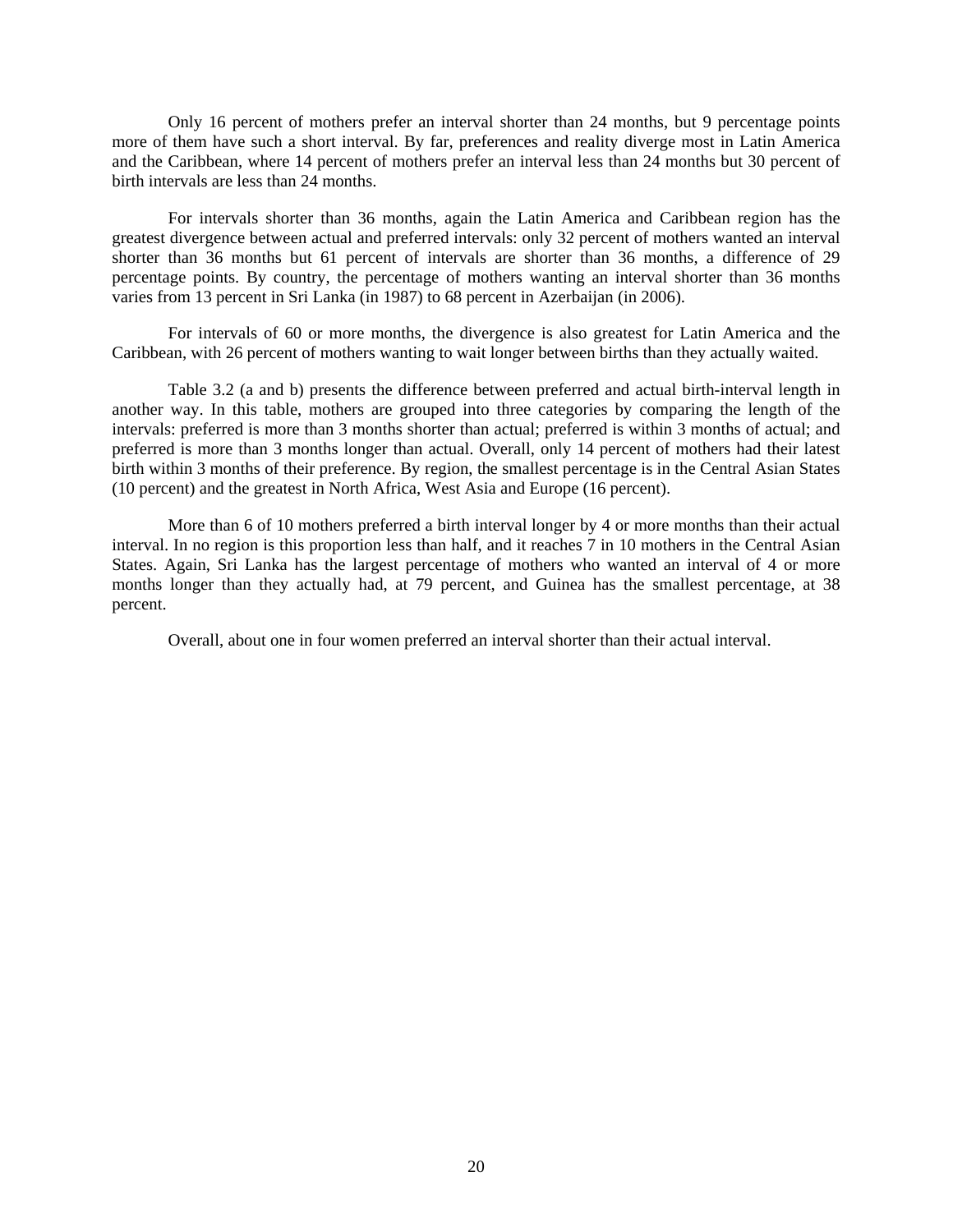Only 16 percent of mothers prefer an interval shorter than 24 months, but 9 percentage points more of them have such a short interval. By far, preferences and reality diverge most in Latin America and the Caribbean, where 14 percent of mothers prefer an interval less than 24 months but 30 percent of birth intervals are less than 24 months.

For intervals shorter than 36 months, again the Latin America and Caribbean region has the greatest divergence between actual and preferred intervals: only 32 percent of mothers wanted an interval shorter than 36 months but 61 percent of intervals are shorter than 36 months, a difference of 29 percentage points. By country, the percentage of mothers wanting an interval shorter than 36 months varies from 13 percent in Sri Lanka (in 1987) to 68 percent in Azerbaijan (in 2006).

For intervals of 60 or more months, the divergence is also greatest for Latin America and the Caribbean, with 26 percent of mothers wanting to wait longer between births than they actually waited.

Table 3.2 (a and b) presents the difference between preferred and actual birth-interval length in another way. In this table, mothers are grouped into three categories by comparing the length of the intervals: preferred is more than 3 months shorter than actual; preferred is within 3 months of actual; and preferred is more than 3 months longer than actual. Overall, only 14 percent of mothers had their latest birth within 3 months of their preference. By region, the smallest percentage is in the Central Asian States (10 percent) and the greatest in North Africa, West Asia and Europe (16 percent).

More than 6 of 10 mothers preferred a birth interval longer by 4 or more months than their actual interval. In no region is this proportion less than half, and it reaches 7 in 10 mothers in the Central Asian States. Again, Sri Lanka has the largest percentage of mothers who wanted an interval of 4 or more months longer than they actually had, at 79 percent, and Guinea has the smallest percentage, at 38 percent.

Overall, about one in four women preferred an interval shorter than their actual interval.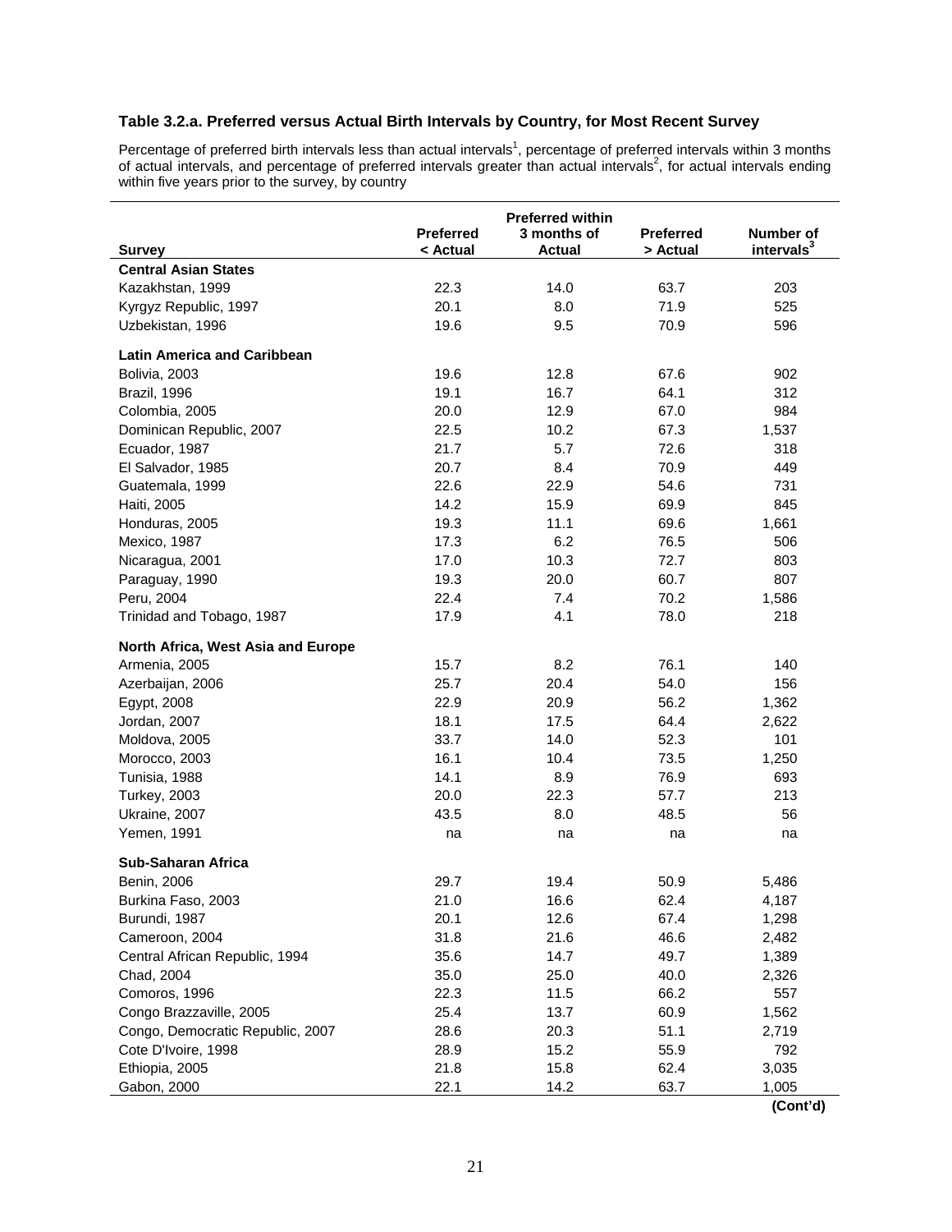### Table 3.2.a. Preferred versus Actual Birth Intervals by Country, for Most Recent Survey

Percentage of preferred birth intervals less than actual intervals[1], percentage of preferred intervals within 3 months of actual intervals, and percentage of preferred intervals greater than actual intervals[2], for actual intervals ending within five years prior to the survey, by country

| Survey | Preferred < Actual | Preferred within 3 months of Actual | Preferred > Actual | Number of intervals[3] |
|---|---|---|---|---|
| **Central Asian States** | | | | |
| Kazakhstan, 1999 | 22.3 | 14.0 | 63.7 | 203 |
| Kyrgyz Republic, 1997 | 20.1 | 8.0 | 71.9 | 525 |
| Uzbekistan, 1996 | 19.6 | 9.5 | 70.9 | 596 |
| **Latin America and Caribbean** | | | | |
| Bolivia, 2003 | 19.6 | 12.8 | 67.6 | 902 |
| Brazil, 1996 | 19.1 | 16.7 | 64.1 | 312 |
| Colombia, 2005 | 20.0 | 12.9 | 67.0 | 984 |
| Dominican Republic, 2007 | 22.5 | 10.2 | 67.3 | 1,537 |
| Ecuador, 1987 | 21.7 | 5.7 | 72.6 | 318 |
| El Salvador, 1985 | 20.7 | 8.4 | 70.9 | 449 |
| Guatemala, 1999 | 22.6 | 22.9 | 54.6 | 731 |
| Haiti, 2005 | 14.2 | 15.9 | 69.9 | 845 |
| Honduras, 2005 | 19.3 | 11.1 | 69.6 | 1,661 |
| Mexico, 1987 | 17.3 | 6.2 | 76.5 | 506 |
| Nicaragua, 2001 | 17.0 | 10.3 | 72.7 | 803 |
| Paraguay, 1990 | 19.3 | 20.0 | 60.7 | 807 |
| Peru, 2004 | 22.4 | 7.4 | 70.2 | 1,586 |
| Trinidad and Tobago, 1987 | 17.9 | 4.1 | 78.0 | 218 |
| **North Africa, West Asia and Europe** | | | | |
| Armenia, 2005 | 15.7 | 8.2 | 76.1 | 140 |
| Azerbaijan, 2006 | 25.7 | 20.4 | 54.0 | 156 |
| Egypt, 2008 | 22.9 | 20.9 | 56.2 | 1,362 |
| Jordan, 2007 | 18.1 | 17.5 | 64.4 | 2,622 |
| Moldova, 2005 | 33.7 | 14.0 | 52.3 | 101 |
| Morocco, 2003 | 16.1 | 10.4 | 73.5 | 1,250 |
| Tunisia, 1988 | 14.1 | 8.9 | 76.9 | 693 |
| Turkey, 2003 | 20.0 | 22.3 | 57.7 | 213 |
| Ukraine, 2007 | 43.5 | 8.0 | 48.5 | 56 |
| Yemen, 1991 | na | na | na | na |
| **Sub-Saharan Africa** | | | | |
| Benin, 2006 | 29.7 | 19.4 | 50.9 | 5,486 |
| Burkina Faso, 2003 | 21.0 | 16.6 | 62.4 | 4,187 |
| Burundi, 1987 | 20.1 | 12.6 | 67.4 | 1,298 |
| Cameroon, 2004 | 31.8 | 21.6 | 46.6 | 2,482 |
| Central African Republic, 1994 | 35.6 | 14.7 | 49.7 | 1,389 |
| Chad, 2004 | 35.0 | 25.0 | 40.0 | 2,326 |
| Comoros, 1996 | 22.3 | 11.5 | 66.2 | 557 |
| Congo Brazzaville, 2005 | 25.4 | 13.7 | 60.9 | 1,562 |
| Congo, Democratic Republic, 2007 | 28.6 | 20.3 | 51.1 | 2,719 |
| Cote D'Ivoire, 1998 | 28.9 | 15.2 | 55.9 | 792 |
| Ethiopia, 2005 | 21.8 | 15.8 | 62.4 | 3,035 |
| Gabon, 2000 | 22.1 | 14.2 | 63.7 | 1,005 |

**(Cont'd)**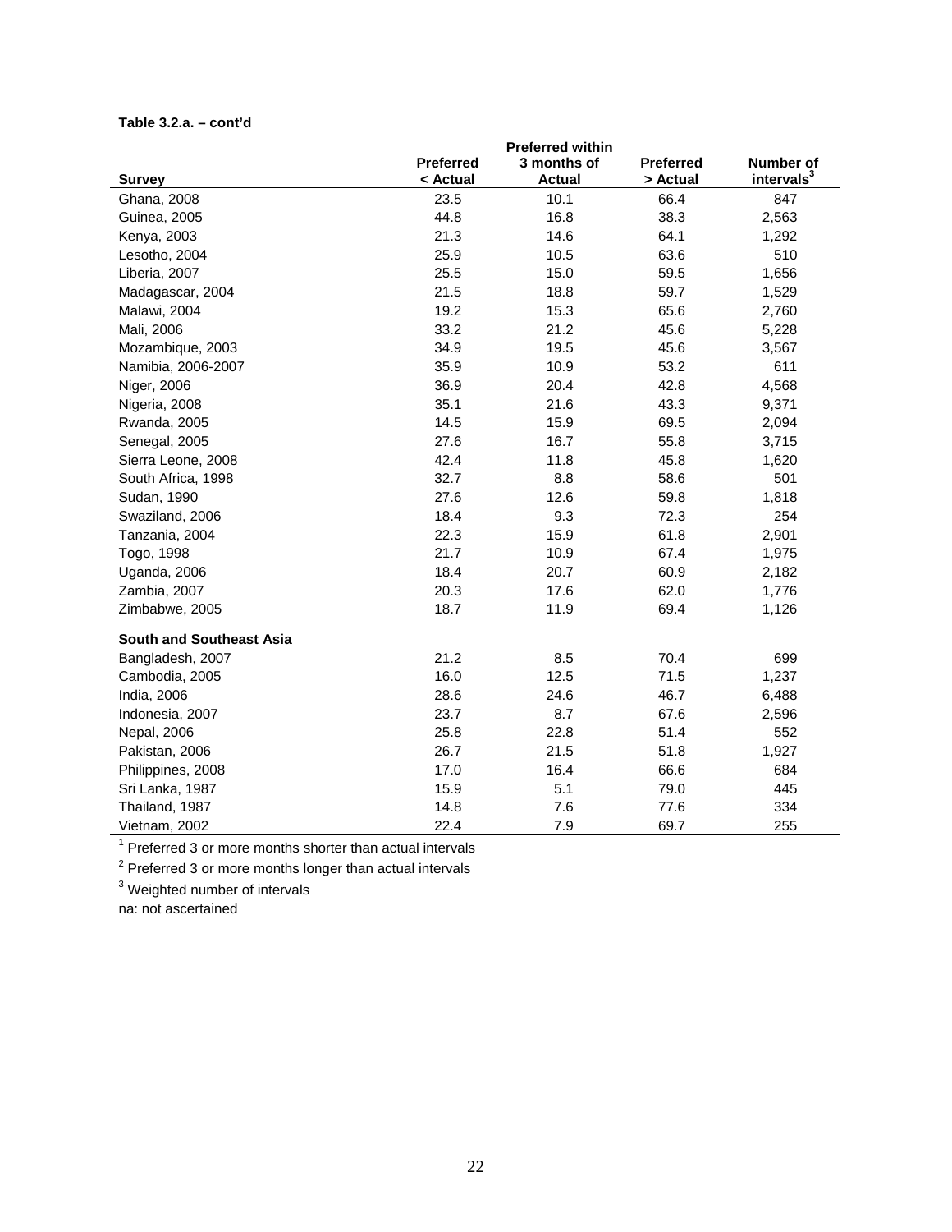**Table 3.2.a. – cont'd**

| Survey | Preferred < Actual | Preferred within 3 months of Actual | Preferred > Actual | Number of intervals[3] |
|---|---|---|---|---|
| Ghana, 2008 | 23.5 | 10.1 | 66.4 | 847 |
| Guinea, 2005 | 44.8 | 16.8 | 38.3 | 2,563 |
| Kenya, 2003 | 21.3 | 14.6 | 64.1 | 1,292 |
| Lesotho, 2004 | 25.9 | 10.5 | 63.6 | 510 |
| Liberia, 2007 | 25.5 | 15.0 | 59.5 | 1,656 |
| Madagascar, 2004 | 21.5 | 18.8 | 59.7 | 1,529 |
| Malawi, 2004 | 19.2 | 15.3 | 65.6 | 2,760 |
| Mali, 2006 | 33.2 | 21.2 | 45.6 | 5,228 |
| Mozambique, 2003 | 34.9 | 19.5 | 45.6 | 3,567 |
| Namibia, 2006-2007 | 35.9 | 10.9 | 53.2 | 611 |
| Niger, 2006 | 36.9 | 20.4 | 42.8 | 4,568 |
| Nigeria, 2008 | 35.1 | 21.6 | 43.3 | 9,371 |
| Rwanda, 2005 | 14.5 | 15.9 | 69.5 | 2,094 |
| Senegal, 2005 | 27.6 | 16.7 | 55.8 | 3,715 |
| Sierra Leone, 2008 | 42.4 | 11.8 | 45.8 | 1,620 |
| South Africa, 1998 | 32.7 | 8.8 | 58.6 | 501 |
| Sudan, 1990 | 27.6 | 12.6 | 59.8 | 1,818 |
| Swaziland, 2006 | 18.4 | 9.3 | 72.3 | 254 |
| Tanzania, 2004 | 22.3 | 15.9 | 61.8 | 2,901 |
| Togo, 1998 | 21.7 | 10.9 | 67.4 | 1,975 |
| Uganda, 2006 | 18.4 | 20.7 | 60.9 | 2,182 |
| Zambia, 2007 | 20.3 | 17.6 | 62.0 | 1,776 |
| Zimbabwe, 2005 | 18.7 | 11.9 | 69.4 | 1,126 |
| **South and Southeast Asia** | | | | |
| Bangladesh, 2007 | 21.2 | 8.5 | 70.4 | 699 |
| Cambodia, 2005 | 16.0 | 12.5 | 71.5 | 1,237 |
| India, 2006 | 28.6 | 24.6 | 46.7 | 6,488 |
| Indonesia, 2007 | 23.7 | 8.7 | 67.6 | 2,596 |
| Nepal, 2006 | 25.8 | 22.8 | 51.4 | 552 |
| Pakistan, 2006 | 26.7 | 21.5 | 51.8 | 1,927 |
| Philippines, 2008 | 17.0 | 16.4 | 66.6 | 684 |
| Sri Lanka, 1987 | 15.9 | 5.1 | 79.0 | 445 |
| Thailand, 1987 | 14.8 | 7.6 | 77.6 | 334 |
| Vietnam, 2002 | 22.4 | 7.9 | 69.7 | 255 |

[1] Preferred 3 or more months shorter than actual intervals

[2] Preferred 3 or more months longer than actual intervals

[3] Weighted number of intervals

na: not ascertained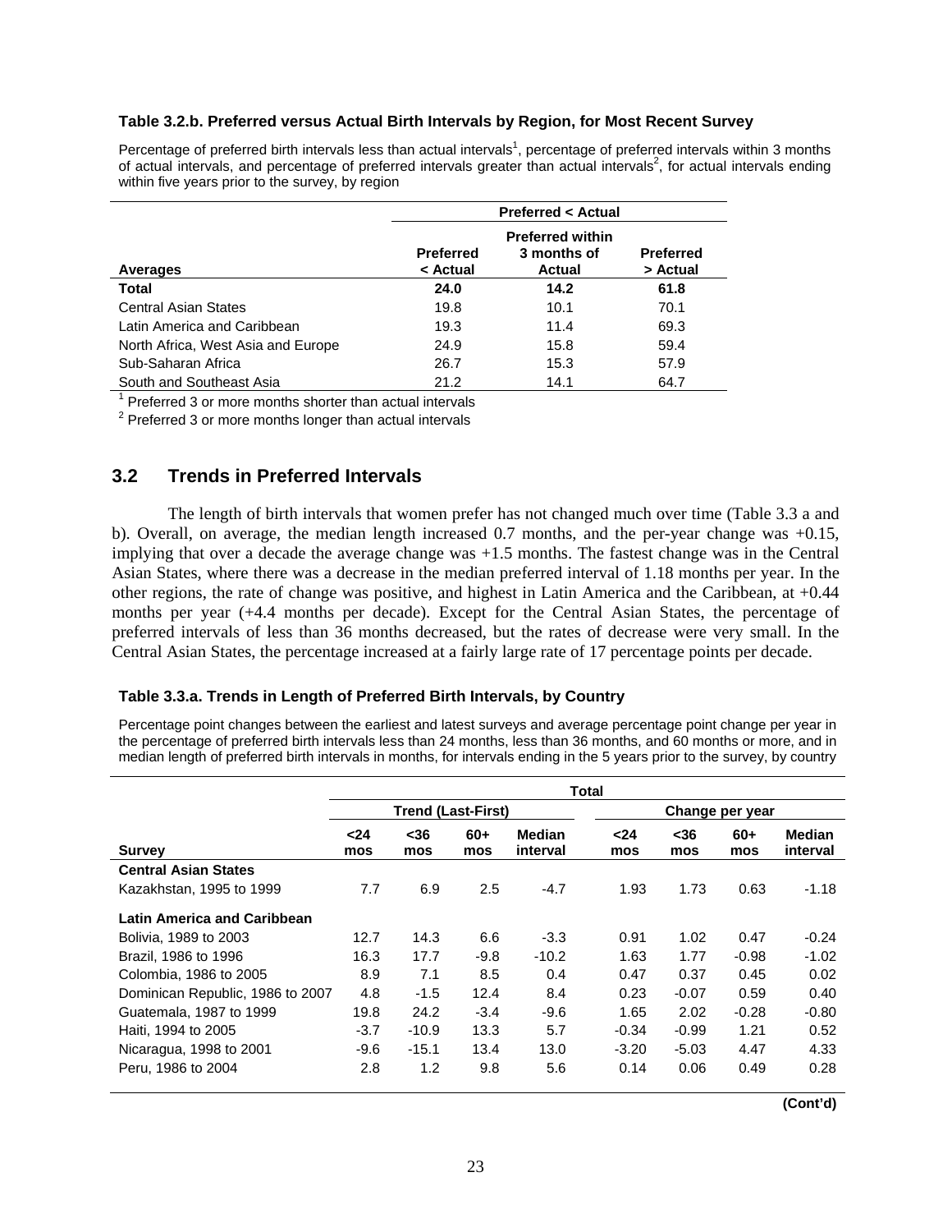**Table 3.2.b. Preferred versus Actual Birth Intervals by Region, for Most Recent Survey**

Percentage of preferred birth intervals less than actual intervals[1], percentage of preferred intervals within 3 months of actual intervals, and percentage of preferred intervals greater than actual intervals[2], for actual intervals ending within five years prior to the survey, by region

| | Preferred < Actual | | |
|---|---|---|---|
| Averages | Preferred < Actual | Preferred within 3 months of Actual | Preferred > Actual |
| **Total** | **24.0** | **14.2** | **61.8** |
| Central Asian States | 19.8 | 10.1 | 70.1 |
| Latin America and Caribbean | 19.3 | 11.4 | 69.3 |
| North Africa, West Asia and Europe | 24.9 | 15.8 | 59.4 |
| Sub-Saharan Africa | 26.7 | 15.3 | 57.9 |
| South and Southeast Asia | 21.2 | 14.1 | 64.7 |

[1] Preferred 3 or more months shorter than actual intervals

[2] Preferred 3 or more months longer than actual intervals

## 3.2 Trends in Preferred Intervals

The length of birth intervals that women prefer has not changed much over time (Table 3.3 a and b). Overall, on average, the median length increased 0.7 months, and the per-year change was +0.15, implying that over a decade the average change was +1.5 months. The fastest change was in the Central Asian States, where there was a decrease in the median preferred interval of 1.18 months per year. In the other regions, the rate of change was positive, and highest in Latin America and the Caribbean, at +0.44 months per year (+4.4 months per decade). Except for the Central Asian States, the percentage of preferred intervals of less than 36 months decreased, but the rates of decrease were very small. In the Central Asian States, the percentage increased at a fairly large rate of 17 percentage points per decade.

**Table 3.3.a. Trends in Length of Preferred Birth Intervals, by Country**

Percentage point changes between the earliest and latest surveys and average percentage point change per year in the percentage of preferred birth intervals less than 24 months, less than 36 months, and 60 months or more, and in median length of preferred birth intervals in months, for intervals ending in the 5 years prior to the survey, by country

| | Total | | | | | | | |
|---|---|---|---|---|---|---|---|---|
| | Trend (Last-First) | | | | Change per year | | | |
| Survey | <24 mos | <36 mos | 60+ mos | Median interval | <24 mos | <36 mos | 60+ mos | Median interval |
| **Central Asian States** | | | | | | | | |
| Kazakhstan, 1995 to 1999 | 7.7 | 6.9 | 2.5 | -4.7 | 1.93 | 1.73 | 0.63 | -1.18 |
| **Latin America and Caribbean** | | | | | | | | |
| Bolivia, 1989 to 2003 | 12.7 | 14.3 | 6.6 | -3.3 | 0.91 | 1.02 | 0.47 | -0.24 |
| Brazil, 1986 to 1996 | 16.3 | 17.7 | -9.8 | -10.2 | 1.63 | 1.77 | -0.98 | -1.02 |
| Colombia, 1986 to 2005 | 8.9 | 7.1 | 8.5 | 0.4 | 0.47 | 0.37 | 0.45 | 0.02 |
| Dominican Republic, 1986 to 2007 | 4.8 | -1.5 | 12.4 | 8.4 | 0.23 | -0.07 | 0.59 | 0.40 |
| Guatemala, 1987 to 1999 | 19.8 | 24.2 | -3.4 | -9.6 | 1.65 | 2.02 | -0.28 | -0.80 |
| Haiti, 1994 to 2005 | -3.7 | -10.9 | 13.3 | 5.7 | -0.34 | -0.99 | 1.21 | 0.52 |
| Nicaragua, 1998 to 2001 | -9.6 | -15.1 | 13.4 | 13.0 | -3.20 | -5.03 | 4.47 | 4.33 |
| Peru, 1986 to 2004 | 2.8 | 1.2 | 9.8 | 5.6 | 0.14 | 0.06 | 0.49 | 0.28 |

**(Cont'd)**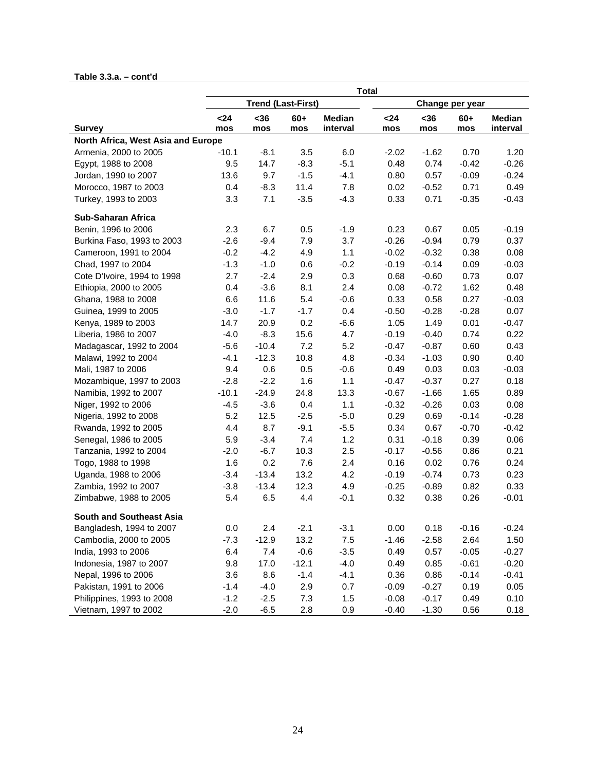**Table 3.3.a. – cont'd**

| | Total | | | | | | | |
|---|---|---|---|---|---|---|---|---|
| | Trend (Last-First) | | | | Change per year | | | |
| Survey | <24 mos | <36 mos | 60+ mos | Median interval | <24 mos | <36 mos | 60+ mos | Median interval |
| **North Africa, West Asia and Europe** | | | | | | | | |
| Armenia, 2000 to 2005 | -10.1 | -8.1 | 3.5 | 6.0 | -2.02 | -1.62 | 0.70 | 1.20 |
| Egypt, 1988 to 2008 | 9.5 | 14.7 | -8.3 | -5.1 | 0.48 | 0.74 | -0.42 | -0.26 |
| Jordan, 1990 to 2007 | 13.6 | 9.7 | -1.5 | -4.1 | 0.80 | 0.57 | -0.09 | -0.24 |
| Morocco, 1987 to 2003 | 0.4 | -8.3 | 11.4 | 7.8 | 0.02 | -0.52 | 0.71 | 0.49 |
| Turkey, 1993 to 2003 | 3.3 | 7.1 | -3.5 | -4.3 | 0.33 | 0.71 | -0.35 | -0.43 |
| **Sub-Saharan Africa** | | | | | | | | |
| Benin, 1996 to 2006 | 2.3 | 6.7 | 0.5 | -1.9 | 0.23 | 0.67 | 0.05 | -0.19 |
| Burkina Faso, 1993 to 2003 | -2.6 | -9.4 | 7.9 | 3.7 | -0.26 | -0.94 | 0.79 | 0.37 |
| Cameroon, 1991 to 2004 | -0.2 | -4.2 | 4.9 | 1.1 | -0.02 | -0.32 | 0.38 | 0.08 |
| Chad, 1997 to 2004 | -1.3 | -1.0 | 0.6 | -0.2 | -0.19 | -0.14 | 0.09 | -0.03 |
| Cote D'Ivoire, 1994 to 1998 | 2.7 | -2.4 | 2.9 | 0.3 | 0.68 | -0.60 | 0.73 | 0.07 |
| Ethiopia, 2000 to 2005 | 0.4 | -3.6 | 8.1 | 2.4 | 0.08 | -0.72 | 1.62 | 0.48 |
| Ghana, 1988 to 2008 | 6.6 | 11.6 | 5.4 | -0.6 | 0.33 | 0.58 | 0.27 | -0.03 |
| Guinea, 1999 to 2005 | -3.0 | -1.7 | -1.7 | 0.4 | -0.50 | -0.28 | -0.28 | 0.07 |
| Kenya, 1989 to 2003 | 14.7 | 20.9 | 0.2 | -6.6 | 1.05 | 1.49 | 0.01 | -0.47 |
| Liberia, 1986 to 2007 | -4.0 | -8.3 | 15.6 | 4.7 | -0.19 | -0.40 | 0.74 | 0.22 |
| Madagascar, 1992 to 2004 | -5.6 | -10.4 | 7.2 | 5.2 | -0.47 | -0.87 | 0.60 | 0.43 |
| Malawi, 1992 to 2004 | -4.1 | -12.3 | 10.8 | 4.8 | -0.34 | -1.03 | 0.90 | 0.40 |
| Mali, 1987 to 2006 | 9.4 | 0.6 | 0.5 | -0.6 | 0.49 | 0.03 | 0.03 | -0.03 |
| Mozambique, 1997 to 2003 | -2.8 | -2.2 | 1.6 | 1.1 | -0.47 | -0.37 | 0.27 | 0.18 |
| Namibia, 1992 to 2007 | -10.1 | -24.9 | 24.8 | 13.3 | -0.67 | -1.66 | 1.65 | 0.89 |
| Niger, 1992 to 2006 | -4.5 | -3.6 | 0.4 | 1.1 | -0.32 | -0.26 | 0.03 | 0.08 |
| Nigeria, 1992 to 2008 | 5.2 | 12.5 | -2.5 | -5.0 | 0.29 | 0.69 | -0.14 | -0.28 |
| Rwanda, 1992 to 2005 | 4.4 | 8.7 | -9.1 | -5.5 | 0.34 | 0.67 | -0.70 | -0.42 |
| Senegal, 1986 to 2005 | 5.9 | -3.4 | 7.4 | 1.2 | 0.31 | -0.18 | 0.39 | 0.06 |
| Tanzania, 1992 to 2004 | -2.0 | -6.7 | 10.3 | 2.5 | -0.17 | -0.56 | 0.86 | 0.21 |
| Togo, 1988 to 1998 | 1.6 | 0.2 | 7.6 | 2.4 | 0.16 | 0.02 | 0.76 | 0.24 |
| Uganda, 1988 to 2006 | -3.4 | -13.4 | 13.2 | 4.2 | -0.19 | -0.74 | 0.73 | 0.23 |
| Zambia, 1992 to 2007 | -3.8 | -13.4 | 12.3 | 4.9 | -0.25 | -0.89 | 0.82 | 0.33 |
| Zimbabwe, 1988 to 2005 | 5.4 | 6.5 | 4.4 | -0.1 | 0.32 | 0.38 | 0.26 | -0.01 |
| **South and Southeast Asia** | | | | | | | | |
| Bangladesh, 1994 to 2007 | 0.0 | 2.4 | -2.1 | -3.1 | 0.00 | 0.18 | -0.16 | -0.24 |
| Cambodia, 2000 to 2005 | -7.3 | -12.9 | 13.2 | 7.5 | -1.46 | -2.58 | 2.64 | 1.50 |
| India, 1993 to 2006 | 6.4 | 7.4 | -0.6 | -3.5 | 0.49 | 0.57 | -0.05 | -0.27 |
| Indonesia, 1987 to 2007 | 9.8 | 17.0 | -12.1 | -4.0 | 0.49 | 0.85 | -0.61 | -0.20 |
| Nepal, 1996 to 2006 | 3.6 | 8.6 | -1.4 | -4.1 | 0.36 | 0.86 | -0.14 | -0.41 |
| Pakistan, 1991 to 2006 | -1.4 | -4.0 | 2.9 | 0.7 | -0.09 | -0.27 | 0.19 | 0.05 |
| Philippines, 1993 to 2008 | -1.2 | -2.5 | 7.3 | 1.5 | -0.08 | -0.17 | 0.49 | 0.10 |
| Vietnam, 1997 to 2002 | -2.0 | -6.5 | 2.8 | 0.9 | -0.40 | -1.30 | 0.56 | 0.18 |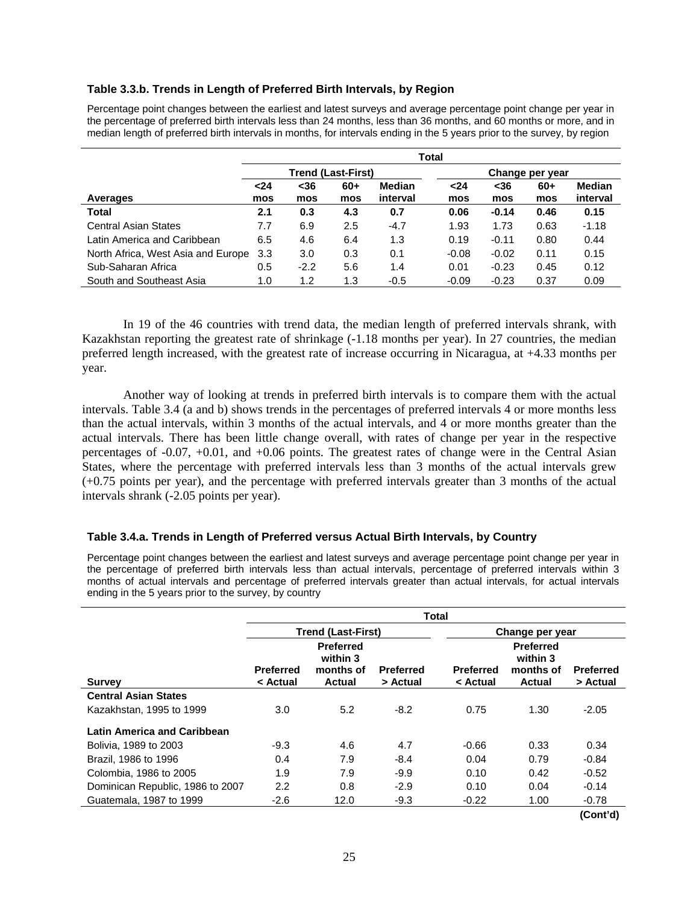**Table 3.3.b. Trends in Length of Preferred Birth Intervals, by Region**

Percentage point changes between the earliest and latest surveys and average percentage point change per year in the percentage of preferred birth intervals less than 24 months, less than 36 months, and 60 months or more, and in median length of preferred birth intervals in months, for intervals ending in the 5 years prior to the survey, by region

| | Total | | | | | | | |
|---|---|---|---|---|---|---|---|---|
| | Trend (Last-First) | | | | Change per year | | | |
| Averages | <24 mos | <36 mos | 60+ mos | Median interval | <24 mos | <36 mos | 60+ mos | Median interval |
| **Total** | **2.1** | **0.3** | **4.3** | **0.7** | **0.06** | **-0.14** | **0.46** | **0.15** |
| Central Asian States | 7.7 | 6.9 | 2.5 | -4.7 | 1.93 | 1.73 | 0.63 | -1.18 |
| Latin America and Caribbean | 6.5 | 4.6 | 6.4 | 1.3 | 0.19 | -0.11 | 0.80 | 0.44 |
| North Africa, West Asia and Europe | 3.3 | 3.0 | 0.3 | 0.1 | -0.08 | -0.02 | 0.11 | 0.15 |
| Sub-Saharan Africa | 0.5 | -2.2 | 5.6 | 1.4 | 0.01 | -0.23 | 0.45 | 0.12 |
| South and Southeast Asia | 1.0 | 1.2 | 1.3 | -0.5 | -0.09 | -0.23 | 0.37 | 0.09 |

In 19 of the 46 countries with trend data, the median length of preferred intervals shrank, with Kazakhstan reporting the greatest rate of shrinkage (-1.18 months per year). In 27 countries, the median preferred length increased, with the greatest rate of increase occurring in Nicaragua, at +4.33 months per year.

Another way of looking at trends in preferred birth intervals is to compare them with the actual intervals. Table 3.4 (a and b) shows trends in the percentages of preferred intervals 4 or more months less than the actual intervals, within 3 months of the actual intervals, and 4 or more months greater than the actual intervals. There has been little change overall, with rates of change per year in the respective percentages of -0.07, +0.01, and +0.06 points. The greatest rates of change were in the Central Asian States, where the percentage with preferred intervals less than 3 months of the actual intervals grew (+0.75 points per year), and the percentage with preferred intervals greater than 3 months of the actual intervals shrank (-2.05 points per year).

**Table 3.4.a. Trends in Length of Preferred versus Actual Birth Intervals, by Country**

Percentage point changes between the earliest and latest surveys and average percentage point change per year in the percentage of preferred birth intervals less than actual intervals, percentage of preferred intervals within 3 months of actual intervals and percentage of preferred intervals greater than actual intervals, for actual intervals ending in the 5 years prior to the survey, by country

| | Total | | | | | |
|---|---|---|---|---|---|---|
| | Trend (Last-First) | | | Change per year | | |
| Survey | Preferred < Actual | Preferred within 3 months of Actual | Preferred > Actual | Preferred < Actual | Preferred within 3 months of Actual | Preferred > Actual |
| **Central Asian States** | | | | | | |
| Kazakhstan, 1995 to 1999 | 3.0 | 5.2 | -8.2 | 0.75 | 1.30 | -2.05 |
| **Latin America and Caribbean** | | | | | | |
| Bolivia, 1989 to 2003 | -9.3 | 4.6 | 4.7 | -0.66 | 0.33 | 0.34 |
| Brazil, 1986 to 1996 | 0.4 | 7.9 | -8.4 | 0.04 | 0.79 | -0.84 |
| Colombia, 1986 to 2005 | 1.9 | 7.9 | -9.9 | 0.10 | 0.42 | -0.52 |
| Dominican Republic, 1986 to 2007 | 2.2 | 0.8 | -2.9 | 0.10 | 0.04 | -0.14 |
| Guatemala, 1987 to 1999 | -2.6 | 12.0 | -9.3 | -0.22 | 1.00 | -0.78 |

**(Cont'd)**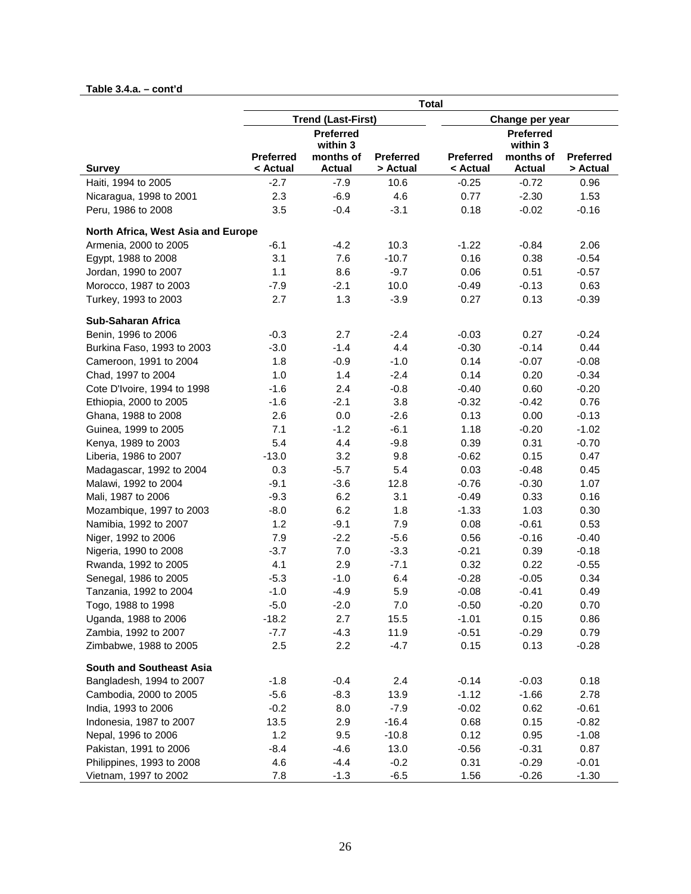**Table 3.4.a. – cont'd**

| Survey | Total | | | | | |
|---|---|---|---|---|---|---|
| | Trend (Last-First) | | | Change per year | | |
| | Preferred < Actual | Preferred within 3 months of Actual | Preferred > Actual | Preferred < Actual | Preferred within 3 months of Actual | Preferred > Actual |
| Haiti, 1994 to 2005 | -2.7 | -7.9 | 10.6 | -0.25 | -0.72 | 0.96 |
| Nicaragua, 1998 to 2001 | 2.3 | -6.9 | 4.6 | 0.77 | -2.30 | 1.53 |
| Peru, 1986 to 2008 | 3.5 | -0.4 | -3.1 | 0.18 | -0.02 | -0.16 |
| **North Africa, West Asia and Europe** | | | | | | |
| Armenia, 2000 to 2005 | -6.1 | -4.2 | 10.3 | -1.22 | -0.84 | 2.06 |
| Egypt, 1988 to 2008 | 3.1 | 7.6 | -10.7 | 0.16 | 0.38 | -0.54 |
| Jordan, 1990 to 2007 | 1.1 | 8.6 | -9.7 | 0.06 | 0.51 | -0.57 |
| Morocco, 1987 to 2003 | -7.9 | -2.1 | 10.0 | -0.49 | -0.13 | 0.63 |
| Turkey, 1993 to 2003 | 2.7 | 1.3 | -3.9 | 0.27 | 0.13 | -0.39 |
| **Sub-Saharan Africa** | | | | | | |
| Benin, 1996 to 2006 | -0.3 | 2.7 | -2.4 | -0.03 | 0.27 | -0.24 |
| Burkina Faso, 1993 to 2003 | -3.0 | -1.4 | 4.4 | -0.30 | -0.14 | 0.44 |
| Cameroon, 1991 to 2004 | 1.8 | -0.9 | -1.0 | 0.14 | -0.07 | -0.08 |
| Chad, 1997 to 2004 | 1.0 | 1.4 | -2.4 | 0.14 | 0.20 | -0.34 |
| Cote D'Ivoire, 1994 to 1998 | -1.6 | 2.4 | -0.8 | -0.40 | 0.60 | -0.20 |
| Ethiopia, 2000 to 2005 | -1.6 | -2.1 | 3.8 | -0.32 | -0.42 | 0.76 |
| Ghana, 1988 to 2008 | 2.6 | 0.0 | -2.6 | 0.13 | 0.00 | -0.13 |
| Guinea, 1999 to 2005 | 7.1 | -1.2 | -6.1 | 1.18 | -0.20 | -1.02 |
| Kenya, 1989 to 2003 | 5.4 | 4.4 | -9.8 | 0.39 | 0.31 | -0.70 |
| Liberia, 1986 to 2007 | -13.0 | 3.2 | 9.8 | -0.62 | 0.15 | 0.47 |
| Madagascar, 1992 to 2004 | 0.3 | -5.7 | 5.4 | 0.03 | -0.48 | 0.45 |
| Malawi, 1992 to 2004 | -9.1 | -3.6 | 12.8 | -0.76 | -0.30 | 1.07 |
| Mali, 1987 to 2006 | -9.3 | 6.2 | 3.1 | -0.49 | 0.33 | 0.16 |
| Mozambique, 1997 to 2003 | -8.0 | 6.2 | 1.8 | -1.33 | 1.03 | 0.30 |
| Namibia, 1992 to 2007 | 1.2 | -9.1 | 7.9 | 0.08 | -0.61 | 0.53 |
| Niger, 1992 to 2006 | 7.9 | -2.2 | -5.6 | 0.56 | -0.16 | -0.40 |
| Nigeria, 1990 to 2008 | -3.7 | 7.0 | -3.3 | -0.21 | 0.39 | -0.18 |
| Rwanda, 1992 to 2005 | 4.1 | 2.9 | -7.1 | 0.32 | 0.22 | -0.55 |
| Senegal, 1986 to 2005 | -5.3 | -1.0 | 6.4 | -0.28 | -0.05 | 0.34 |
| Tanzania, 1992 to 2004 | -1.0 | -4.9 | 5.9 | -0.08 | -0.41 | 0.49 |
| Togo, 1988 to 1998 | -5.0 | -2.0 | 7.0 | -0.50 | -0.20 | 0.70 |
| Uganda, 1988 to 2006 | -18.2 | 2.7 | 15.5 | -1.01 | 0.15 | 0.86 |
| Zambia, 1992 to 2007 | -7.7 | -4.3 | 11.9 | -0.51 | -0.29 | 0.79 |
| Zimbabwe, 1988 to 2005 | 2.5 | 2.2 | -4.7 | 0.15 | 0.13 | -0.28 |
| **South and Southeast Asia** | | | | | | |
| Bangladesh, 1994 to 2007 | -1.8 | -0.4 | 2.4 | -0.14 | -0.03 | 0.18 |
| Cambodia, 2000 to 2005 | -5.6 | -8.3 | 13.9 | -1.12 | -1.66 | 2.78 |
| India, 1993 to 2006 | -0.2 | 8.0 | -7.9 | -0.02 | 0.62 | -0.61 |
| Indonesia, 1987 to 2007 | 13.5 | 2.9 | -16.4 | 0.68 | 0.15 | -0.82 |
| Nepal, 1996 to 2006 | 1.2 | 9.5 | -10.8 | 0.12 | 0.95 | -1.08 |
| Pakistan, 1991 to 2006 | -8.4 | -4.6 | 13.0 | -0.56 | -0.31 | 0.87 |
| Philippines, 1993 to 2008 | 4.6 | -4.4 | -0.2 | 0.31 | -0.29 | -0.01 |
| Vietnam, 1997 to 2002 | 7.8 | -1.3 | -6.5 | 1.56 | -0.26 | -1.30 |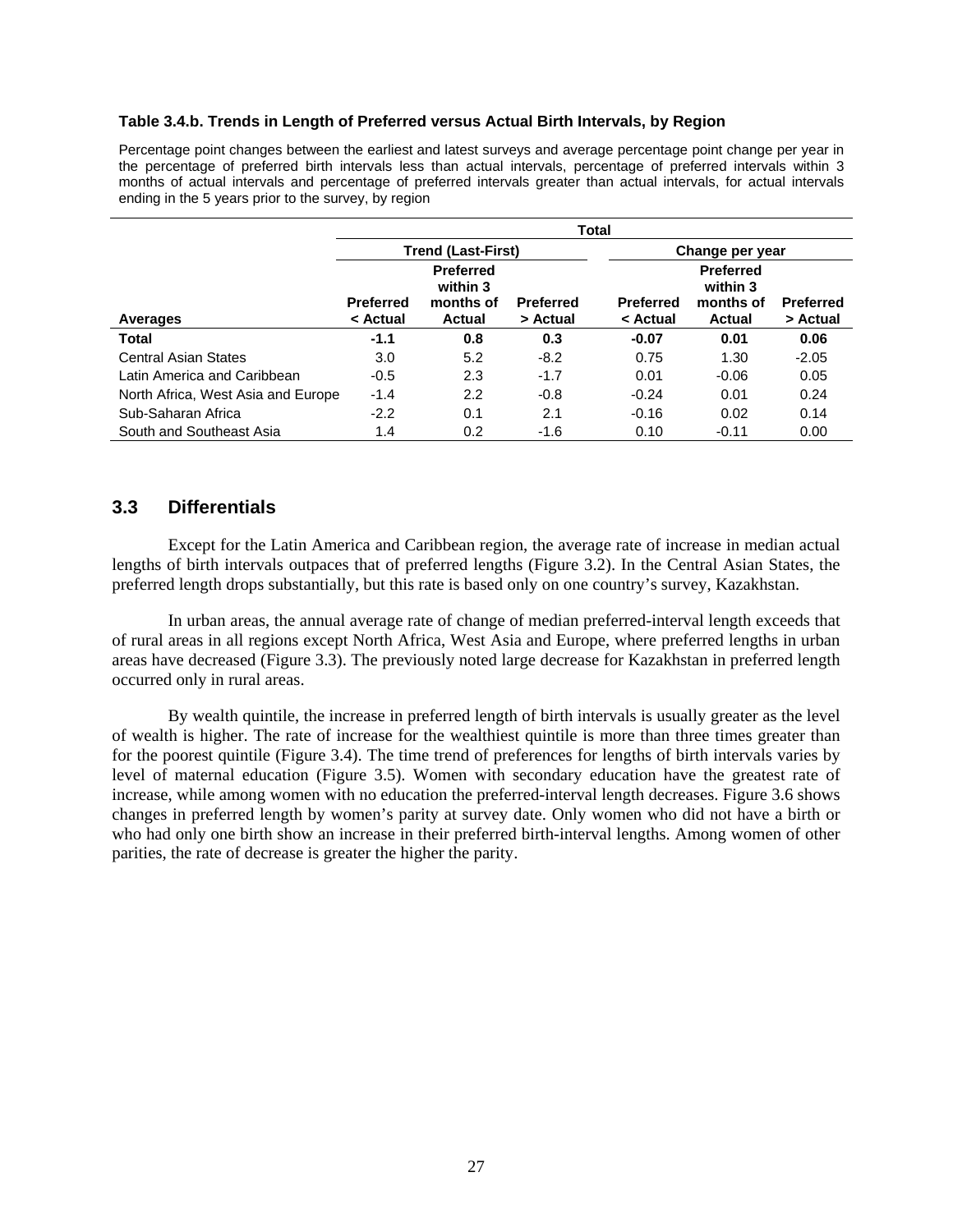**Table 3.4.b. Trends in Length of Preferred versus Actual Birth Intervals, by Region**

Percentage point changes between the earliest and latest surveys and average percentage point change per year in the percentage of preferred birth intervals less than actual intervals, percentage of preferred intervals within 3 months of actual intervals and percentage of preferred intervals greater than actual intervals, for actual intervals ending in the 5 years prior to the survey, by region

| | Total | | | | | |
|---|---|---|---|---|---|---|
| | Trend (Last-First) | | | Change per year | | |
| Averages | Preferred < Actual | Preferred within 3 months of Actual | Preferred > Actual | Preferred < Actual | Preferred within 3 months of Actual | Preferred > Actual |
| **Total** | **-1.1** | **0.8** | **0.3** | **-0.07** | **0.01** | **0.06** |
| Central Asian States | 3.0 | 5.2 | -8.2 | 0.75 | 1.30 | -2.05 |
| Latin America and Caribbean | -0.5 | 2.3 | -1.7 | 0.01 | -0.06 | 0.05 |
| North Africa, West Asia and Europe | -1.4 | 2.2 | -0.8 | -0.24 | 0.01 | 0.24 |
| Sub-Saharan Africa | -2.2 | 0.1 | 2.1 | -0.16 | 0.02 | 0.14 |
| South and Southeast Asia | 1.4 | 0.2 | -1.6 | 0.10 | -0.11 | 0.00 |

## 3.3 Differentials

Except for the Latin America and Caribbean region, the average rate of increase in median actual lengths of birth intervals outpaces that of preferred lengths (Figure 3.2). In the Central Asian States, the preferred length drops substantially, but this rate is based only on one country's survey, Kazakhstan.

In urban areas, the annual average rate of change of median preferred-interval length exceeds that of rural areas in all regions except North Africa, West Asia and Europe, where preferred lengths in urban areas have decreased (Figure 3.3). The previously noted large decrease for Kazakhstan in preferred length occurred only in rural areas.

By wealth quintile, the increase in preferred length of birth intervals is usually greater as the level of wealth is higher. The rate of increase for the wealthiest quintile is more than three times greater than for the poorest quintile (Figure 3.4). The time trend of preferences for lengths of birth intervals varies by level of maternal education (Figure 3.5). Women with secondary education have the greatest rate of increase, while among women with no education the preferred-interval length decreases. Figure 3.6 shows changes in preferred length by women's parity at survey date. Only women who did not have a birth or who had only one birth show an increase in their preferred birth-interval lengths. Among women of other parities, the rate of decrease is greater the higher the parity.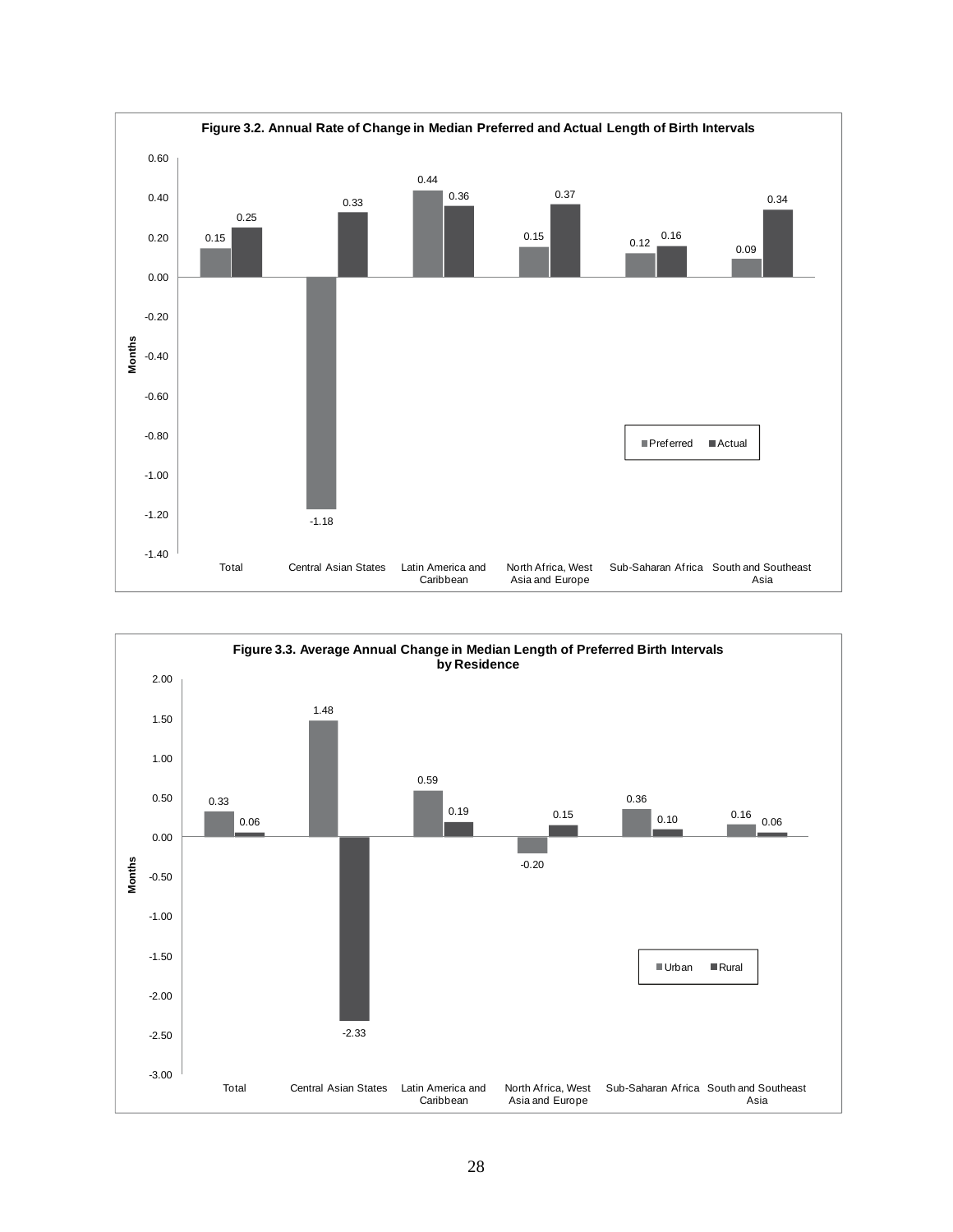**Figure 3.2. Annual Rate of Change in Median Preferred and Actual Length of Birth Intervals**

| Region | Preferred | Actual |
|---|---|---|
| Total | 0.15 | 0.25 |
| Central Asian States | -1.18 | 0.33 |
| Latin America and Caribbean | 0.44 | 0.36 |
| North Africa, West Asia and Europe | 0.15 | 0.37 |
| Sub-Saharan Africa | 0.12 | 0.16 |
| South and Southeast Asia | 0.09 | 0.34 |

Months

**Figure 3.3. Average Annual Change in Median Length of Preferred Birth Intervals by Residence**

| Region | Urban | Rural |
|---|---|---|
| Total | 0.33 | 0.06 |
| Central Asian States | 1.48 | -2.33 |
| Latin America and Caribbean | 0.59 | 0.19 |
| North Africa, West Asia and Europe | -0.20 | 0.15 |
| Sub-Saharan Africa | 0.36 | 0.10 |
| South and Southeast Asia | 0.16 | 0.06 |

Months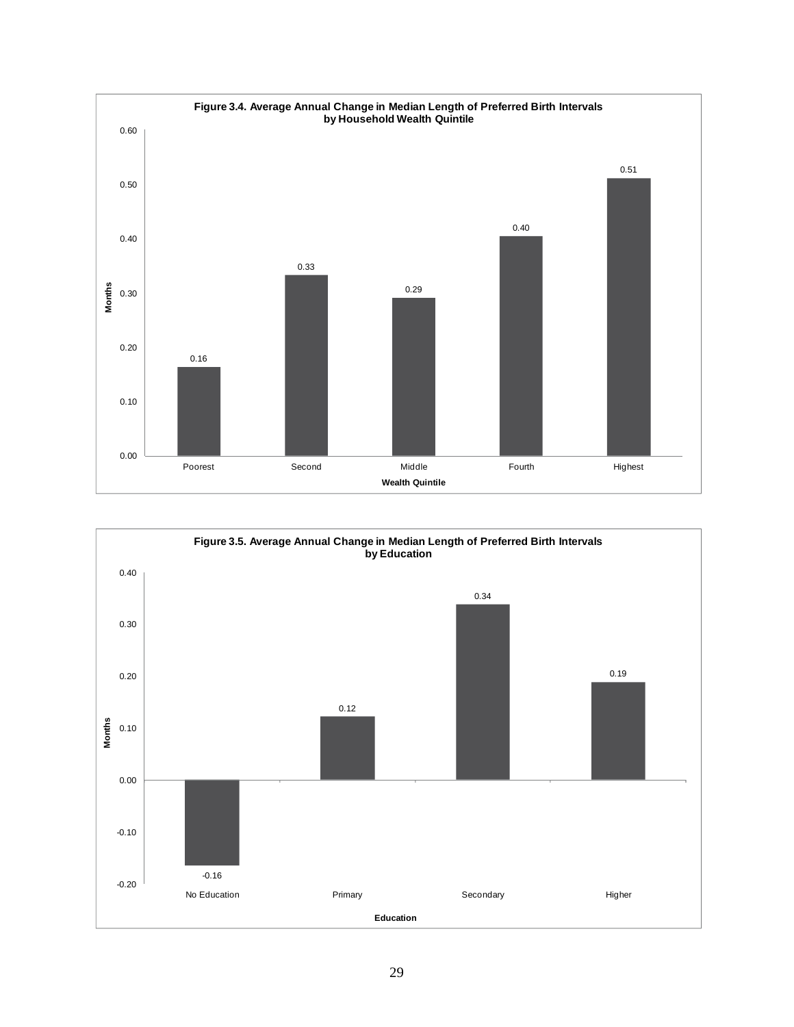**Figure 3.4. Average Annual Change in Median Length of Preferred Birth Intervals by Household Wealth Quintile**

| Wealth Quintile | Months |
|---|---|
| Poorest | 0.16 |
| Second | 0.33 |
| Middle | 0.29 |
| Fourth | 0.40 |
| Highest | 0.51 |

**Figure 3.5. Average Annual Change in Median Length of Preferred Birth Intervals by Education**

| Education | Months |
|---|---|
| No Education | -0.16 |
| Primary | 0.12 |
| Secondary | 0.34 |
| Higher | 0.19 |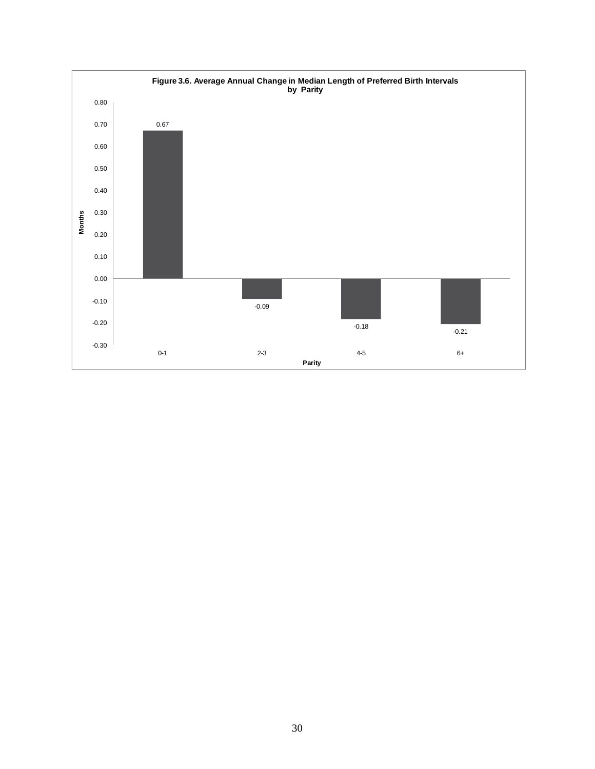**Figure 3.6. Average Annual Change in Median Length of Preferred Birth Intervals by Parity**

| Parity | Months |
|---|---|
| 0-1 | 0.67 |
| 2-3 | -0.09 |
| 4-5 | -0.18 |
| 6+ | -0.21 |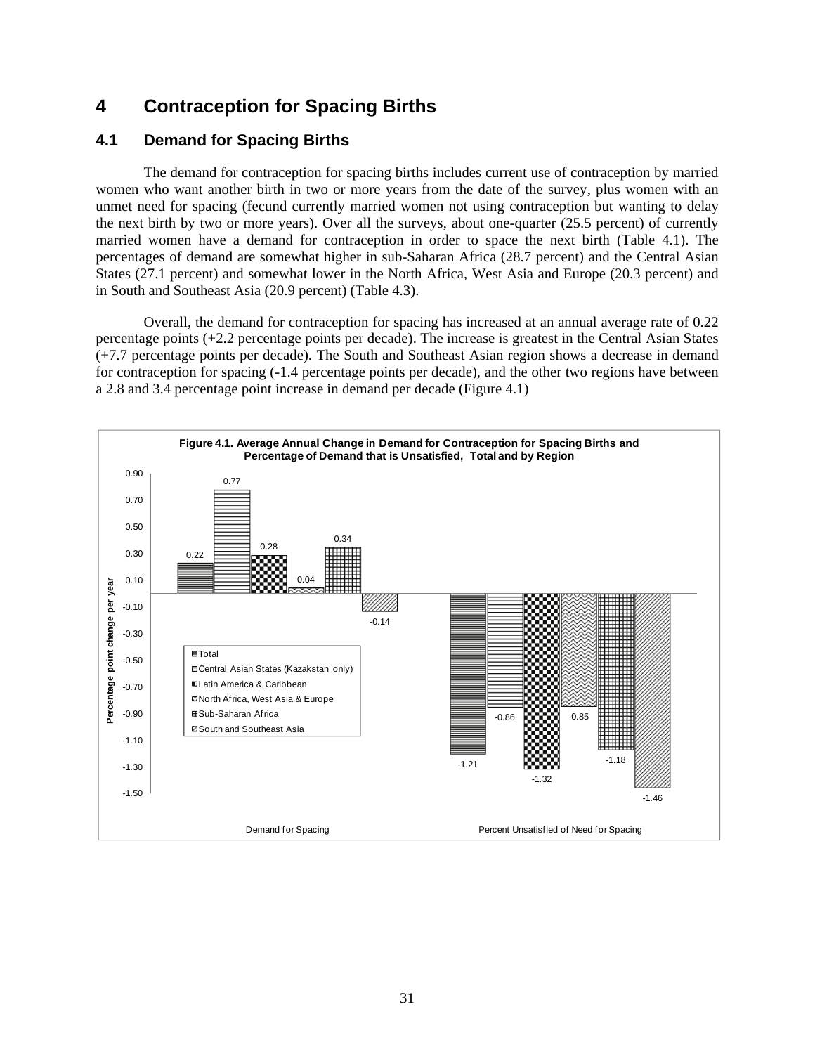# 4 Contraception for Spacing Births

## 4.1 Demand for Spacing Births

The demand for contraception for spacing births includes current use of contraception by married women who want another birth in two or more years from the date of the survey, plus women with an unmet need for spacing (fecund currently married women not using contraception but wanting to delay the next birth by two or more years). Over all the surveys, about one-quarter (25.5 percent) of currently married women have a demand for contraception in order to space the next birth (Table 4.1). The percentages of demand are somewhat higher in sub-Saharan Africa (28.7 percent) and the Central Asian States (27.1 percent) and somewhat lower in the North Africa, West Asia and Europe (20.3 percent) and in South and Southeast Asia (20.9 percent) (Table 4.3).

Overall, the demand for contraception for spacing has increased at an annual average rate of 0.22 percentage points (+2.2 percentage points per decade). The increase is greatest in the Central Asian States (+7.7 percentage points per decade). The South and Southeast Asian region shows a decrease in demand for contraception for spacing (-1.4 percentage points per decade), and the other two regions have between a 2.8 and 3.4 percentage point increase in demand per decade (Figure 4.1)

**Figure 4.1. Average Annual Change in Demand for Contraception for Spacing Births and Percentage of Demand that is Unsatisfied, Total and by Region**

Percentage point change per year

| | Demand for Spacing | Percent Unsatisfied of Need for Spacing |
|---|---|---|
| Total | 0.22 | -1.21 |
| Central Asian States (Kazakstan only) | 0.77 | -0.86 |
| Latin America & Caribbean | 0.28 | -1.32 |
| North Africa, West Asia & Europe | 0.04 | -0.85 |
| Sub-Saharan Africa | 0.34 | -1.18 |
| South and Southeast Asia | -0.14 | -1.46 |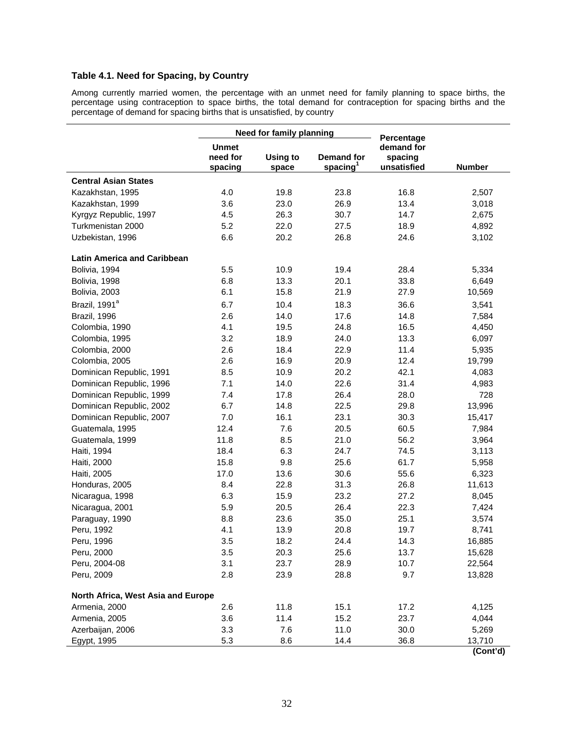### Table 4.1. Need for Spacing, by Country

Among currently married women, the percentage with an unmet need for family planning to space births, the percentage using contraception to space births, the total demand for contraception for spacing births and the percentage of demand for spacing births that is unsatisfied, by country

| | Need for family planning | | | Percentage demand for spacing unsatisfied | Number |
|---|---|---|---|---|---|
| | Unmet need for spacing | Using to space | Demand for spacing[1] | | |
| **Central Asian States** | | | | | |
| Kazakhstan, 1995 | 4.0 | 19.8 | 23.8 | 16.8 | 2,507 |
| Kazakhstan, 1999 | 3.6 | 23.0 | 26.9 | 13.4 | 3,018 |
| Kyrgyz Republic, 1997 | 4.5 | 26.3 | 30.7 | 14.7 | 2,675 |
| Turkmenistan 2000 | 5.2 | 22.0 | 27.5 | 18.9 | 4,892 |
| Uzbekistan, 1996 | 6.6 | 20.2 | 26.8 | 24.6 | 3,102 |
| **Latin America and Caribbean** | | | | | |
| Bolivia, 1994 | 5.5 | 10.9 | 19.4 | 28.4 | 5,334 |
| Bolivia, 1998 | 6.8 | 13.3 | 20.1 | 33.8 | 6,649 |
| Bolivia, 2003 | 6.1 | 15.8 | 21.9 | 27.9 | 10,569 |
| Brazil, 1991[a] | 6.7 | 10.4 | 18.3 | 36.6 | 3,541 |
| Brazil, 1996 | 2.6 | 14.0 | 17.6 | 14.8 | 7,584 |
| Colombia, 1990 | 4.1 | 19.5 | 24.8 | 16.5 | 4,450 |
| Colombia, 1995 | 3.2 | 18.9 | 24.0 | 13.3 | 6,097 |
| Colombia, 2000 | 2.6 | 18.4 | 22.9 | 11.4 | 5,935 |
| Colombia, 2005 | 2.6 | 16.9 | 20.9 | 12.4 | 19,799 |
| Dominican Republic, 1991 | 8.5 | 10.9 | 20.2 | 42.1 | 4,083 |
| Dominican Republic, 1996 | 7.1 | 14.0 | 22.6 | 31.4 | 4,983 |
| Dominican Republic, 1999 | 7.4 | 17.8 | 26.4 | 28.0 | 728 |
| Dominican Republic, 2002 | 6.7 | 14.8 | 22.5 | 29.8 | 13,996 |
| Dominican Republic, 2007 | 7.0 | 16.1 | 23.1 | 30.3 | 15,417 |
| Guatemala, 1995 | 12.4 | 7.6 | 20.5 | 60.5 | 7,984 |
| Guatemala, 1999 | 11.8 | 8.5 | 21.0 | 56.2 | 3,964 |
| Haiti, 1994 | 18.4 | 6.3 | 24.7 | 74.5 | 3,113 |
| Haiti, 2000 | 15.8 | 9.8 | 25.6 | 61.7 | 5,958 |
| Haiti, 2005 | 17.0 | 13.6 | 30.6 | 55.6 | 6,323 |
| Honduras, 2005 | 8.4 | 22.8 | 31.3 | 26.8 | 11,613 |
| Nicaragua, 1998 | 6.3 | 15.9 | 23.2 | 27.2 | 8,045 |
| Nicaragua, 2001 | 5.9 | 20.5 | 26.4 | 22.3 | 7,424 |
| Paraguay, 1990 | 8.8 | 23.6 | 35.0 | 25.1 | 3,574 |
| Peru, 1992 | 4.1 | 13.9 | 20.8 | 19.7 | 8,741 |
| Peru, 1996 | 3.5 | 18.2 | 24.4 | 14.3 | 16,885 |
| Peru, 2000 | 3.5 | 20.3 | 25.6 | 13.7 | 15,628 |
| Peru, 2004-08 | 3.1 | 23.7 | 28.9 | 10.7 | 22,564 |
| Peru, 2009 | 2.8 | 23.9 | 28.8 | 9.7 | 13,828 |
| **North Africa, West Asia and Europe** | | | | | |
| Armenia, 2000 | 2.6 | 11.8 | 15.1 | 17.2 | 4,125 |
| Armenia, 2005 | 3.6 | 11.4 | 15.2 | 23.7 | 4,044 |
| Azerbaijan, 2006 | 3.3 | 7.6 | 11.0 | 30.0 | 5,269 |
| Egypt, 1995 | 5.3 | 8.6 | 14.4 | 36.8 | 13,710 |

**(Cont'd)**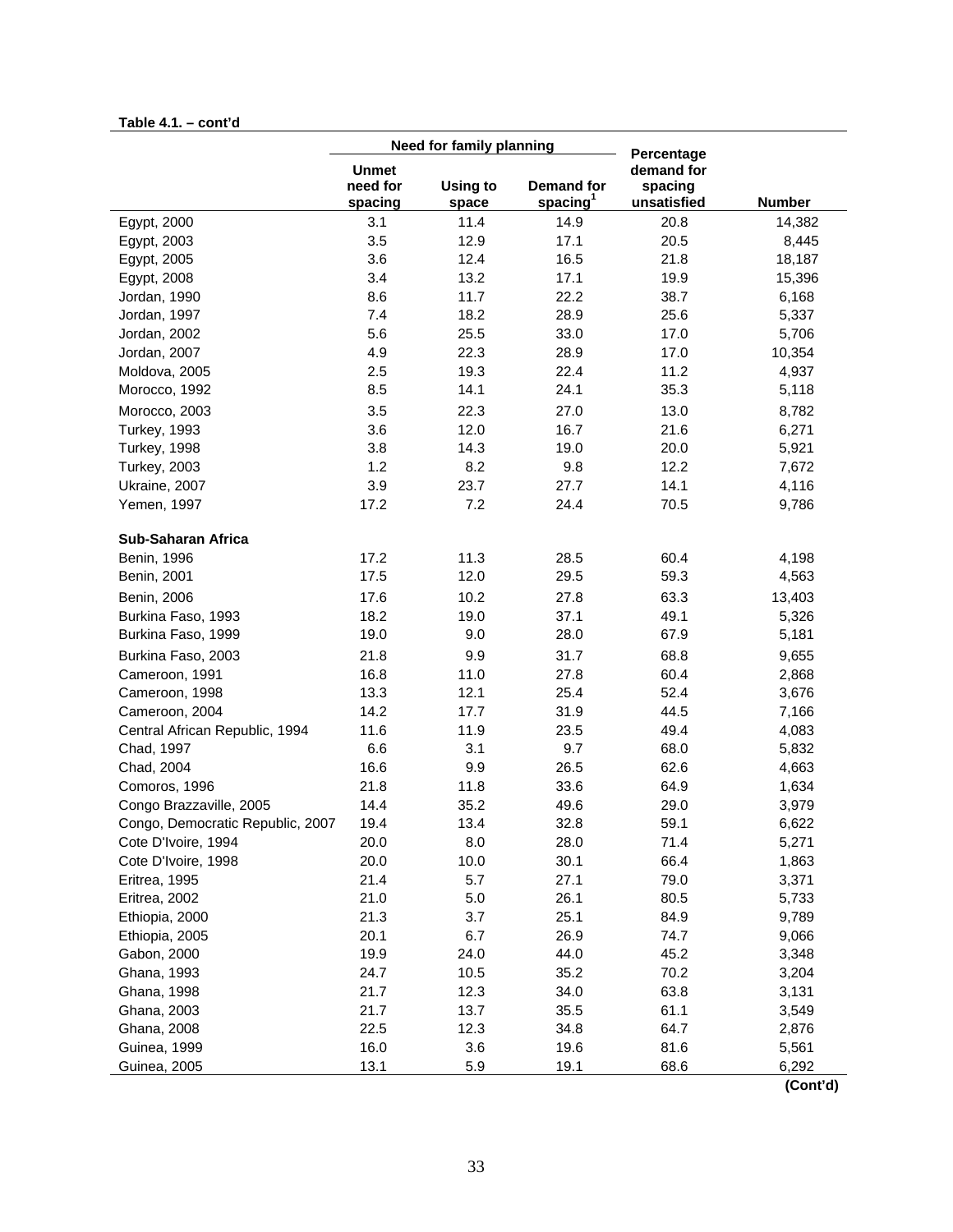**Table 4.1. – cont'd**

| | Need for family planning | | | Percentage demand for spacing unsatisfied | Number |
|---|---|---|---|---|---|
| | Unmet need for spacing | Using to space | Demand for spacing[1] | | |
| Egypt, 2000 | 3.1 | 11.4 | 14.9 | 20.8 | 14,382 |
| Egypt, 2003 | 3.5 | 12.9 | 17.1 | 20.5 | 8,445 |
| Egypt, 2005 | 3.6 | 12.4 | 16.5 | 21.8 | 18,187 |
| Egypt, 2008 | 3.4 | 13.2 | 17.1 | 19.9 | 15,396 |
| Jordan, 1990 | 8.6 | 11.7 | 22.2 | 38.7 | 6,168 |
| Jordan, 1997 | 7.4 | 18.2 | 28.9 | 25.6 | 5,337 |
| Jordan, 2002 | 5.6 | 25.5 | 33.0 | 17.0 | 5,706 |
| Jordan, 2007 | 4.9 | 22.3 | 28.9 | 17.0 | 10,354 |
| Moldova, 2005 | 2.5 | 19.3 | 22.4 | 11.2 | 4,937 |
| Morocco, 1992 | 8.5 | 14.1 | 24.1 | 35.3 | 5,118 |
| Morocco, 2003 | 3.5 | 22.3 | 27.0 | 13.0 | 8,782 |
| Turkey, 1993 | 3.6 | 12.0 | 16.7 | 21.6 | 6,271 |
| Turkey, 1998 | 3.8 | 14.3 | 19.0 | 20.0 | 5,921 |
| Turkey, 2003 | 1.2 | 8.2 | 9.8 | 12.2 | 7,672 |
| Ukraine, 2007 | 3.9 | 23.7 | 27.7 | 14.1 | 4,116 |
| Yemen, 1997 | 17.2 | 7.2 | 24.4 | 70.5 | 9,786 |
| **Sub-Saharan Africa** | | | | | |
| Benin, 1996 | 17.2 | 11.3 | 28.5 | 60.4 | 4,198 |
| Benin, 2001 | 17.5 | 12.0 | 29.5 | 59.3 | 4,563 |
| Benin, 2006 | 17.6 | 10.2 | 27.8 | 63.3 | 13,403 |
| Burkina Faso, 1993 | 18.2 | 19.0 | 37.1 | 49.1 | 5,326 |
| Burkina Faso, 1999 | 19.0 | 9.0 | 28.0 | 67.9 | 5,181 |
| Burkina Faso, 2003 | 21.8 | 9.9 | 31.7 | 68.8 | 9,655 |
| Cameroon, 1991 | 16.8 | 11.0 | 27.8 | 60.4 | 2,868 |
| Cameroon, 1998 | 13.3 | 12.1 | 25.4 | 52.4 | 3,676 |
| Cameroon, 2004 | 14.2 | 17.7 | 31.9 | 44.5 | 7,166 |
| Central African Republic, 1994 | 11.6 | 11.9 | 23.5 | 49.4 | 4,083 |
| Chad, 1997 | 6.6 | 3.1 | 9.7 | 68.0 | 5,832 |
| Chad, 2004 | 16.6 | 9.9 | 26.5 | 62.6 | 4,663 |
| Comoros, 1996 | 21.8 | 11.8 | 33.6 | 64.9 | 1,634 |
| Congo Brazzaville, 2005 | 14.4 | 35.2 | 49.6 | 29.0 | 3,979 |
| Congo, Democratic Republic, 2007 | 19.4 | 13.4 | 32.8 | 59.1 | 6,622 |
| Cote D'Ivoire, 1994 | 20.0 | 8.0 | 28.0 | 71.4 | 5,271 |
| Cote D'Ivoire, 1998 | 20.0 | 10.0 | 30.1 | 66.4 | 1,863 |
| Eritrea, 1995 | 21.4 | 5.7 | 27.1 | 79.0 | 3,371 |
| Eritrea, 2002 | 21.0 | 5.0 | 26.1 | 80.5 | 5,733 |
| Ethiopia, 2000 | 21.3 | 3.7 | 25.1 | 84.9 | 9,789 |
| Ethiopia, 2005 | 20.1 | 6.7 | 26.9 | 74.7 | 9,066 |
| Gabon, 2000 | 19.9 | 24.0 | 44.0 | 45.2 | 3,348 |
| Ghana, 1993 | 24.7 | 10.5 | 35.2 | 70.2 | 3,204 |
| Ghana, 1998 | 21.7 | 12.3 | 34.0 | 63.8 | 3,131 |
| Ghana, 2003 | 21.7 | 13.7 | 35.5 | 61.1 | 3,549 |
| Ghana, 2008 | 22.5 | 12.3 | 34.8 | 64.7 | 2,876 |
| Guinea, 1999 | 16.0 | 3.6 | 19.6 | 81.6 | 5,561 |
| Guinea, 2005 | 13.1 | 5.9 | 19.1 | 68.6 | 6,292 |

**(Cont'd)**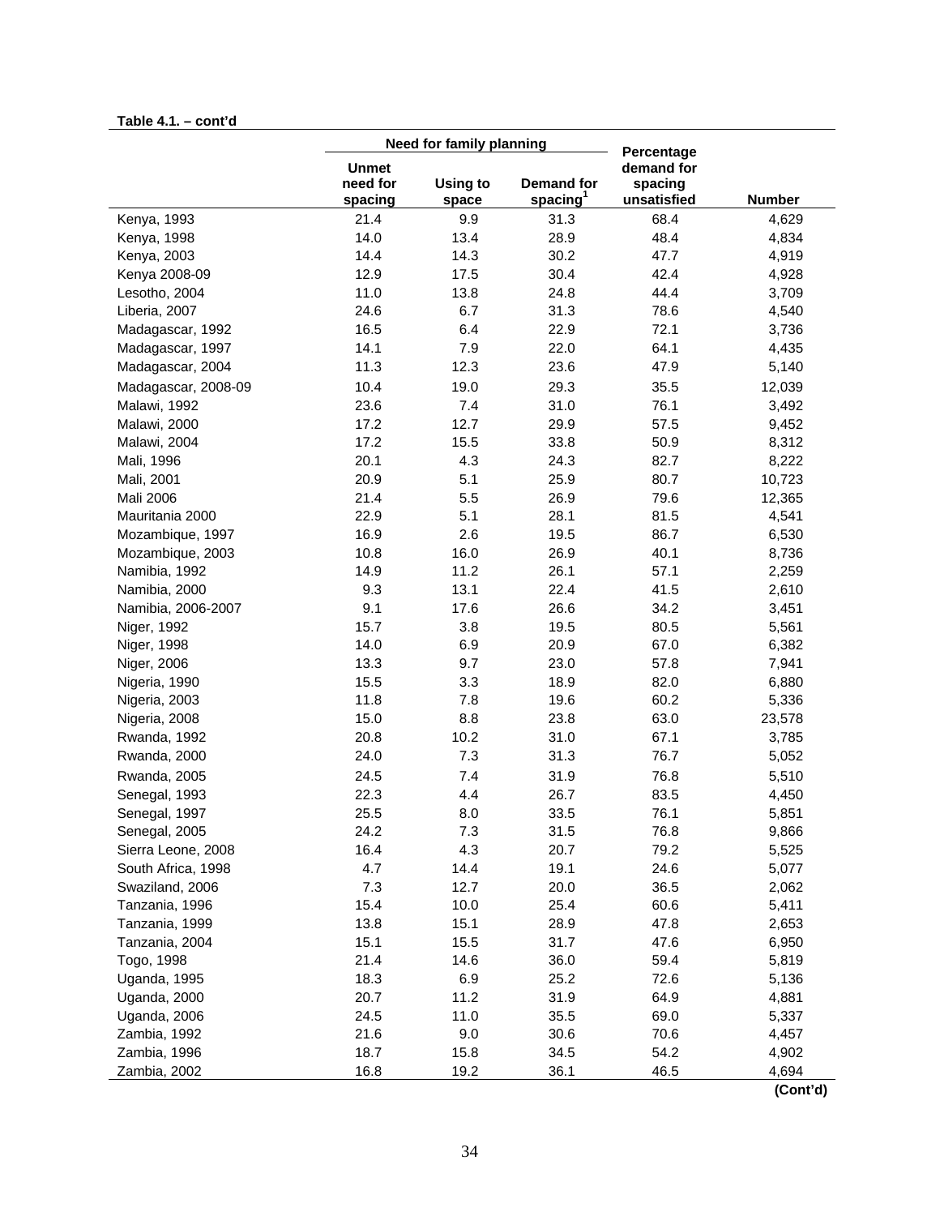**Table 4.1. – cont'd**

| | Need for family planning | | | Percentage demand for spacing unsatisfied | Number |
|---|---|---|---|---|---|
| | Unmet need for spacing | Using to space | Demand for spacing[1] | | |
| Kenya, 1993 | 21.4 | 9.9 | 31.3 | 68.4 | 4,629 |
| Kenya, 1998 | 14.0 | 13.4 | 28.9 | 48.4 | 4,834 |
| Kenya, 2003 | 14.4 | 14.3 | 30.2 | 47.7 | 4,919 |
| Kenya 2008-09 | 12.9 | 17.5 | 30.4 | 42.4 | 4,928 |
| Lesotho, 2004 | 11.0 | 13.8 | 24.8 | 44.4 | 3,709 |
| Liberia, 2007 | 24.6 | 6.7 | 31.3 | 78.6 | 4,540 |
| Madagascar, 1992 | 16.5 | 6.4 | 22.9 | 72.1 | 3,736 |
| Madagascar, 1997 | 14.1 | 7.9 | 22.0 | 64.1 | 4,435 |
| Madagascar, 2004 | 11.3 | 12.3 | 23.6 | 47.9 | 5,140 |
| Madagascar, 2008-09 | 10.4 | 19.0 | 29.3 | 35.5 | 12,039 |
| Malawi, 1992 | 23.6 | 7.4 | 31.0 | 76.1 | 3,492 |
| Malawi, 2000 | 17.2 | 12.7 | 29.9 | 57.5 | 9,452 |
| Malawi, 2004 | 17.2 | 15.5 | 33.8 | 50.9 | 8,312 |
| Mali, 1996 | 20.1 | 4.3 | 24.3 | 82.7 | 8,222 |
| Mali, 2001 | 20.9 | 5.1 | 25.9 | 80.7 | 10,723 |
| Mali 2006 | 21.4 | 5.5 | 26.9 | 79.6 | 12,365 |
| Mauritania 2000 | 22.9 | 5.1 | 28.1 | 81.5 | 4,541 |
| Mozambique, 1997 | 16.9 | 2.6 | 19.5 | 86.7 | 6,530 |
| Mozambique, 2003 | 10.8 | 16.0 | 26.9 | 40.1 | 8,736 |
| Namibia, 1992 | 14.9 | 11.2 | 26.1 | 57.1 | 2,259 |
| Namibia, 2000 | 9.3 | 13.1 | 22.4 | 41.5 | 2,610 |
| Namibia, 2006-2007 | 9.1 | 17.6 | 26.6 | 34.2 | 3,451 |
| Niger, 1992 | 15.7 | 3.8 | 19.5 | 80.5 | 5,561 |
| Niger, 1998 | 14.0 | 6.9 | 20.9 | 67.0 | 6,382 |
| Niger, 2006 | 13.3 | 9.7 | 23.0 | 57.8 | 7,941 |
| Nigeria, 1990 | 15.5 | 3.3 | 18.9 | 82.0 | 6,880 |
| Nigeria, 2003 | 11.8 | 7.8 | 19.6 | 60.2 | 5,336 |
| Nigeria, 2008 | 15.0 | 8.8 | 23.8 | 63.0 | 23,578 |
| Rwanda, 1992 | 20.8 | 10.2 | 31.0 | 67.1 | 3,785 |
| Rwanda, 2000 | 24.0 | 7.3 | 31.3 | 76.7 | 5,052 |
| Rwanda, 2005 | 24.5 | 7.4 | 31.9 | 76.8 | 5,510 |
| Senegal, 1993 | 22.3 | 4.4 | 26.7 | 83.5 | 4,450 |
| Senegal, 1997 | 25.5 | 8.0 | 33.5 | 76.1 | 5,851 |
| Senegal, 2005 | 24.2 | 7.3 | 31.5 | 76.8 | 9,866 |
| Sierra Leone, 2008 | 16.4 | 4.3 | 20.7 | 79.2 | 5,525 |
| South Africa, 1998 | 4.7 | 14.4 | 19.1 | 24.6 | 5,077 |
| Swaziland, 2006 | 7.3 | 12.7 | 20.0 | 36.5 | 2,062 |
| Tanzania, 1996 | 15.4 | 10.0 | 25.4 | 60.6 | 5,411 |
| Tanzania, 1999 | 13.8 | 15.1 | 28.9 | 47.8 | 2,653 |
| Tanzania, 2004 | 15.1 | 15.5 | 31.7 | 47.6 | 6,950 |
| Togo, 1998 | 21.4 | 14.6 | 36.0 | 59.4 | 5,819 |
| Uganda, 1995 | 18.3 | 6.9 | 25.2 | 72.6 | 5,136 |
| Uganda, 2000 | 20.7 | 11.2 | 31.9 | 64.9 | 4,881 |
| Uganda, 2006 | 24.5 | 11.0 | 35.5 | 69.0 | 5,337 |
| Zambia, 1992 | 21.6 | 9.0 | 30.6 | 70.6 | 4,457 |
| Zambia, 1996 | 18.7 | 15.8 | 34.5 | 54.2 | 4,902 |
| Zambia, 2002 | 16.8 | 19.2 | 36.1 | 46.5 | 4,694 |

**(Cont'd)**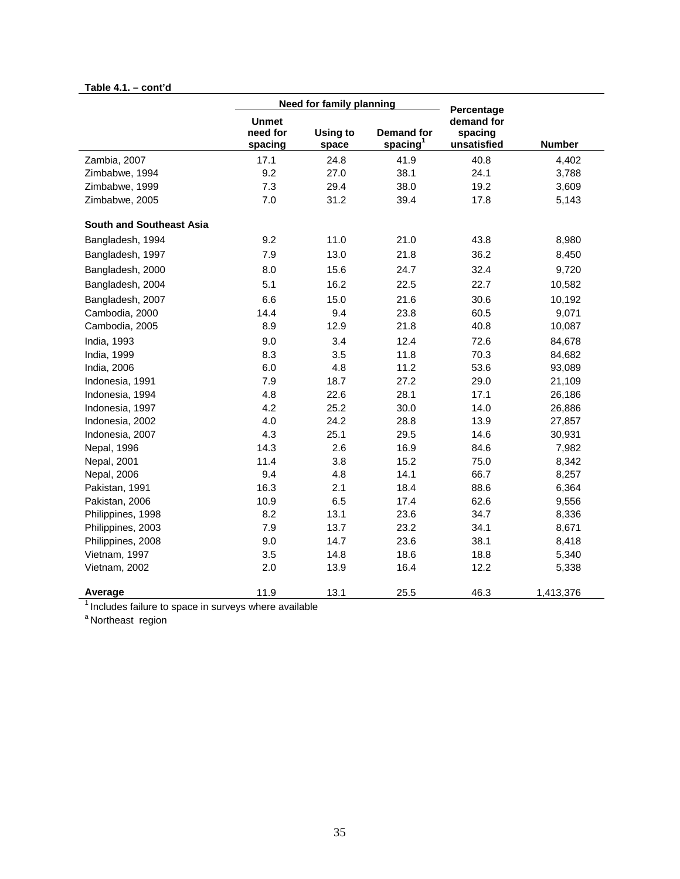**Table 4.1. – cont'd**

| | Need for family planning | | | Percentage demand for spacing unsatisfied | Number |
|---|---|---|---|---|---|
| | Unmet need for spacing | Using to space | Demand for spacing[1] | | |
| Zambia, 2007 | 17.1 | 24.8 | 41.9 | 40.8 | 4,402 |
| Zimbabwe, 1994 | 9.2 | 27.0 | 38.1 | 24.1 | 3,788 |
| Zimbabwe, 1999 | 7.3 | 29.4 | 38.0 | 19.2 | 3,609 |
| Zimbabwe, 2005 | 7.0 | 31.2 | 39.4 | 17.8 | 5,143 |
| **South and Southeast Asia** | | | | | |
| Bangladesh, 1994 | 9.2 | 11.0 | 21.0 | 43.8 | 8,980 |
| Bangladesh, 1997 | 7.9 | 13.0 | 21.8 | 36.2 | 8,450 |
| Bangladesh, 2000 | 8.0 | 15.6 | 24.7 | 32.4 | 9,720 |
| Bangladesh, 2004 | 5.1 | 16.2 | 22.5 | 22.7 | 10,582 |
| Bangladesh, 2007 | 6.6 | 15.0 | 21.6 | 30.6 | 10,192 |
| Cambodia, 2000 | 14.4 | 9.4 | 23.8 | 60.5 | 9,071 |
| Cambodia, 2005 | 8.9 | 12.9 | 21.8 | 40.8 | 10,087 |
| India, 1993 | 9.0 | 3.4 | 12.4 | 72.6 | 84,678 |
| India, 1999 | 8.3 | 3.5 | 11.8 | 70.3 | 84,682 |
| India, 2006 | 6.0 | 4.8 | 11.2 | 53.6 | 93,089 |
| Indonesia, 1991 | 7.9 | 18.7 | 27.2 | 29.0 | 21,109 |
| Indonesia, 1994 | 4.8 | 22.6 | 28.1 | 17.1 | 26,186 |
| Indonesia, 1997 | 4.2 | 25.2 | 30.0 | 14.0 | 26,886 |
| Indonesia, 2002 | 4.0 | 24.2 | 28.8 | 13.9 | 27,857 |
| Indonesia, 2007 | 4.3 | 25.1 | 29.5 | 14.6 | 30,931 |
| Nepal, 1996 | 14.3 | 2.6 | 16.9 | 84.6 | 7,982 |
| Nepal, 2001 | 11.4 | 3.8 | 15.2 | 75.0 | 8,342 |
| Nepal, 2006 | 9.4 | 4.8 | 14.1 | 66.7 | 8,257 |
| Pakistan, 1991 | 16.3 | 2.1 | 18.4 | 88.6 | 6,364 |
| Pakistan, 2006 | 10.9 | 6.5 | 17.4 | 62.6 | 9,556 |
| Philippines, 1998 | 8.2 | 13.1 | 23.6 | 34.7 | 8,336 |
| Philippines, 2003 | 7.9 | 13.7 | 23.2 | 34.1 | 8,671 |
| Philippines, 2008 | 9.0 | 14.7 | 23.6 | 38.1 | 8,418 |
| Vietnam, 1997 | 3.5 | 14.8 | 18.6 | 18.8 | 5,340 |
| Vietnam, 2002 | 2.0 | 13.9 | 16.4 | 12.2 | 5,338 |
| **Average** | 11.9 | 13.1 | 25.5 | 46.3 | 1,413,376 |

[1] Includes failure to space in surveys where available

[a] Northeast region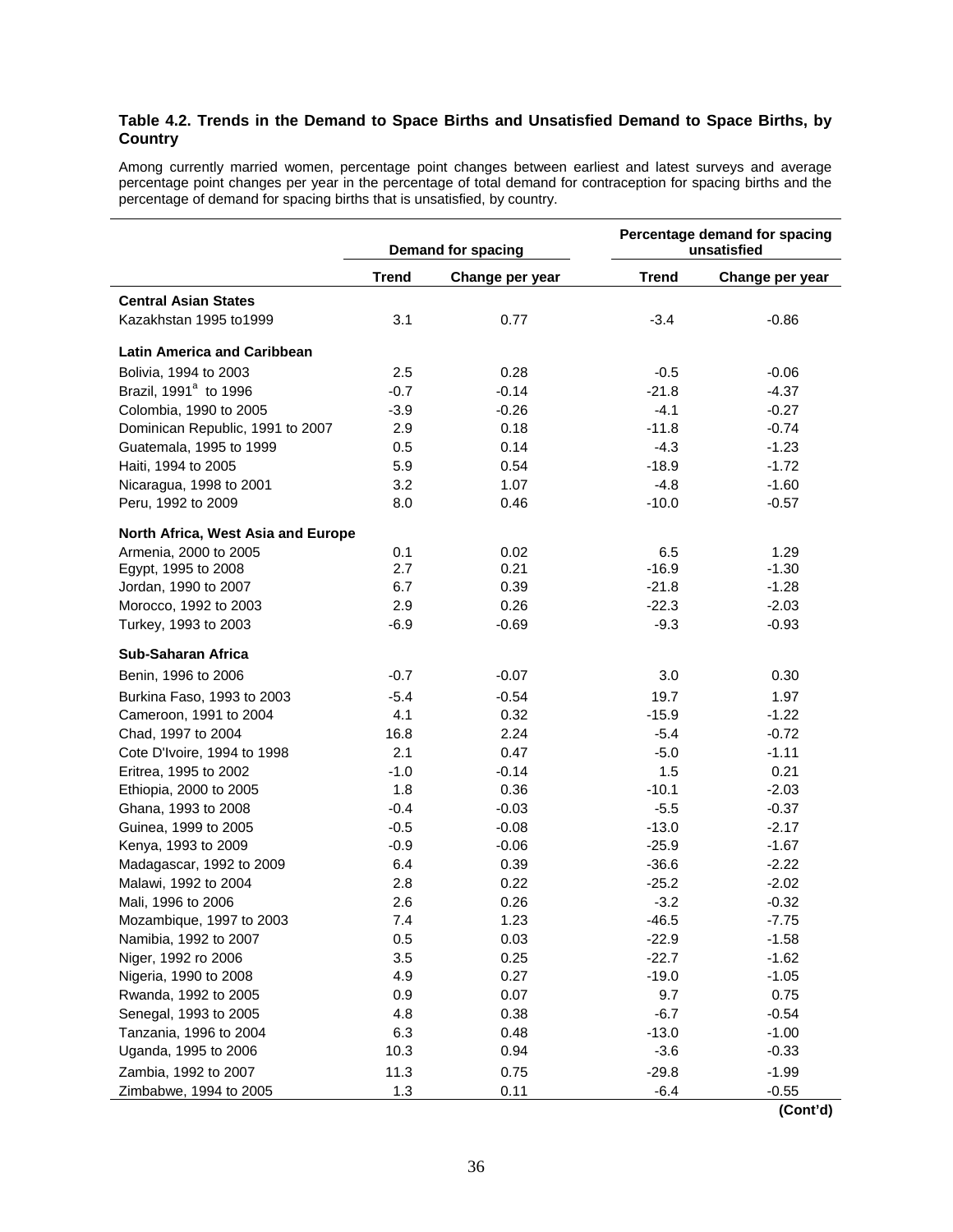**Table 4.2. Trends in the Demand to Space Births and Unsatisfied Demand to Space Births, by Country**

Among currently married women, percentage point changes between earliest and latest surveys and average percentage point changes per year in the percentage of total demand for contraception for spacing births and the percentage of demand for spacing births that is unsatisfied, by country.

| | Demand for spacing | | Percentage demand for spacing unsatisfied | |
|---|---|---|---|---|
| | **Trend** | **Change per year** | **Trend** | **Change per year** |
| **Central Asian States** | | | | |
| Kazakhstan 1995 to1999 | 3.1 | 0.77 | -3.4 | -0.86 |
| **Latin America and Caribbean** | | | | |
| Bolivia, 1994 to 2003 | 2.5 | 0.28 | -0.5 | -0.06 |
| Brazil, 1991[a] to 1996 | -0.7 | -0.14 | -21.8 | -4.37 |
| Colombia, 1990 to 2005 | -3.9 | -0.26 | -4.1 | -0.27 |
| Dominican Republic, 1991 to 2007 | 2.9 | 0.18 | -11.8 | -0.74 |
| Guatemala, 1995 to 1999 | 0.5 | 0.14 | -4.3 | -1.23 |
| Haiti, 1994 to 2005 | 5.9 | 0.54 | -18.9 | -1.72 |
| Nicaragua, 1998 to 2001 | 3.2 | 1.07 | -4.8 | -1.60 |
| Peru, 1992 to 2009 | 8.0 | 0.46 | -10.0 | -0.57 |
| **North Africa, West Asia and Europe** | | | | |
| Armenia, 2000 to 2005 | 0.1 | 0.02 | 6.5 | 1.29 |
| Egypt, 1995 to 2008 | 2.7 | 0.21 | -16.9 | -1.30 |
| Jordan, 1990 to 2007 | 6.7 | 0.39 | -21.8 | -1.28 |
| Morocco, 1992 to 2003 | 2.9 | 0.26 | -22.3 | -2.03 |
| Turkey, 1993 to 2003 | -6.9 | -0.69 | -9.3 | -0.93 |
| **Sub-Saharan Africa** | | | | |
| Benin, 1996 to 2006 | -0.7 | -0.07 | 3.0 | 0.30 |
| Burkina Faso, 1993 to 2003 | -5.4 | -0.54 | 19.7 | 1.97 |
| Cameroon, 1991 to 2004 | 4.1 | 0.32 | -15.9 | -1.22 |
| Chad, 1997 to 2004 | 16.8 | 2.24 | -5.4 | -0.72 |
| Cote D'Ivoire, 1994 to 1998 | 2.1 | 0.47 | -5.0 | -1.11 |
| Eritrea, 1995 to 2002 | -1.0 | -0.14 | 1.5 | 0.21 |
| Ethiopia, 2000 to 2005 | 1.8 | 0.36 | -10.1 | -2.03 |
| Ghana, 1993 to 2008 | -0.4 | -0.03 | -5.5 | -0.37 |
| Guinea, 1999 to 2005 | -0.5 | -0.08 | -13.0 | -2.17 |
| Kenya, 1993 to 2009 | -0.9 | -0.06 | -25.9 | -1.67 |
| Madagascar, 1992 to 2009 | 6.4 | 0.39 | -36.6 | -2.22 |
| Malawi, 1992 to 2004 | 2.8 | 0.22 | -25.2 | -2.02 |
| Mali, 1996 to 2006 | 2.6 | 0.26 | -3.2 | -0.32 |
| Mozambique, 1997 to 2003 | 7.4 | 1.23 | -46.5 | -7.75 |
| Namibia, 1992 to 2007 | 0.5 | 0.03 | -22.9 | -1.58 |
| Niger, 1992 ro 2006 | 3.5 | 0.25 | -22.7 | -1.62 |
| Nigeria, 1990 to 2008 | 4.9 | 0.27 | -19.0 | -1.05 |
| Rwanda, 1992 to 2005 | 0.9 | 0.07 | 9.7 | 0.75 |
| Senegal, 1993 to 2005 | 4.8 | 0.38 | -6.7 | -0.54 |
| Tanzania, 1996 to 2004 | 6.3 | 0.48 | -13.0 | -1.00 |
| Uganda, 1995 to 2006 | 10.3 | 0.94 | -3.6 | -0.33 |
| Zambia, 1992 to 2007 | 11.3 | 0.75 | -29.8 | -1.99 |
| Zimbabwe, 1994 to 2005 | 1.3 | 0.11 | -6.4 | -0.55 |

**(Cont'd)**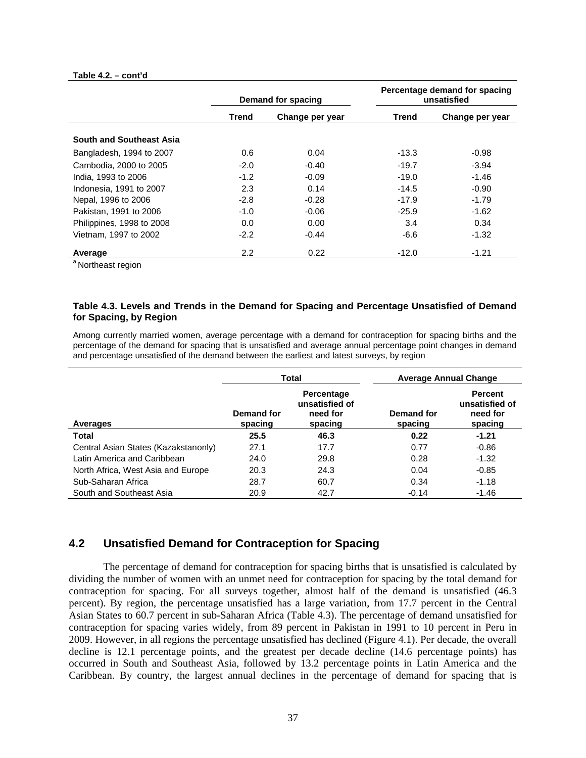**Table 4.2. – cont'd**

| | Demand for spacing | | Percentage demand for spacing unsatisfied | |
|---|---|---|---|---|
| | Trend | Change per year | Trend | Change per year |
| **South and Southeast Asia** | | | | |
| Bangladesh, 1994 to 2007 | 0.6 | 0.04 | -13.3 | -0.98 |
| Cambodia, 2000 to 2005 | -2.0 | -0.40 | -19.7 | -3.94 |
| India, 1993 to 2006 | -1.2 | -0.09 | -19.0 | -1.46 |
| Indonesia, 1991 to 2007 | 2.3 | 0.14 | -14.5 | -0.90 |
| Nepal, 1996 to 2006 | -2.8 | -0.28 | -17.9 | -1.79 |
| Pakistan, 1991 to 2006 | -1.0 | -0.06 | -25.9 | -1.62 |
| Philippines, 1998 to 2008 | 0.0 | 0.00 | 3.4 | 0.34 |
| Vietnam, 1997 to 2002 | -2.2 | -0.44 | -6.6 | -1.32 |
| **Average** | 2.2 | 0.22 | -12.0 | -1.21 |

[a] Northeast region

**Table 4.3. Levels and Trends in the Demand for Spacing and Percentage Unsatisfied of Demand for Spacing, by Region**

Among currently married women, average percentage with a demand for contraception for spacing births and the percentage of the demand for spacing that is unsatisfied and average annual percentage point changes in demand and percentage unsatisfied of the demand between the earliest and latest surveys, by region

| | Total | | Average Annual Change | |
|---|---|---|---|---|
| Averages | Demand for spacing | Percentage unsatisfied of need for spacing | Demand for spacing | Percent unsatisfied of need for spacing |
| **Total** | **25.5** | **46.3** | **0.22** | **-1.21** |
| Central Asian States (Kazakstanonly) | 27.1 | 17.7 | 0.77 | -0.86 |
| Latin America and Caribbean | 24.0 | 29.8 | 0.28 | -1.32 |
| North Africa, West Asia and Europe | 20.3 | 24.3 | 0.04 | -0.85 |
| Sub-Saharan Africa | 28.7 | 60.7 | 0.34 | -1.18 |
| South and Southeast Asia | 20.9 | 42.7 | -0.14 | -1.46 |

## 4.2 Unsatisfied Demand for Contraception for Spacing

The percentage of demand for contraception for spacing births that is unsatisfied is calculated by dividing the number of women with an unmet need for contraception for spacing by the total demand for contraception for spacing. For all surveys together, almost half of the demand is unsatisfied (46.3 percent). By region, the percentage unsatisfied has a large variation, from 17.7 percent in the Central Asian States to 60.7 percent in sub-Saharan Africa (Table 4.3). The percentage of demand unsatisfied for contraception for spacing varies widely, from 89 percent in Pakistan in 1991 to 10 percent in Peru in 2009. However, in all regions the percentage unsatisfied has declined (Figure 4.1). Per decade, the overall decline is 12.1 percentage points, and the greatest per decade decline (14.6 percentage points) has occurred in South and Southeast Asia, followed by 13.2 percentage points in Latin America and the Caribbean. By country, the largest annual declines in the percentage of demand for spacing that is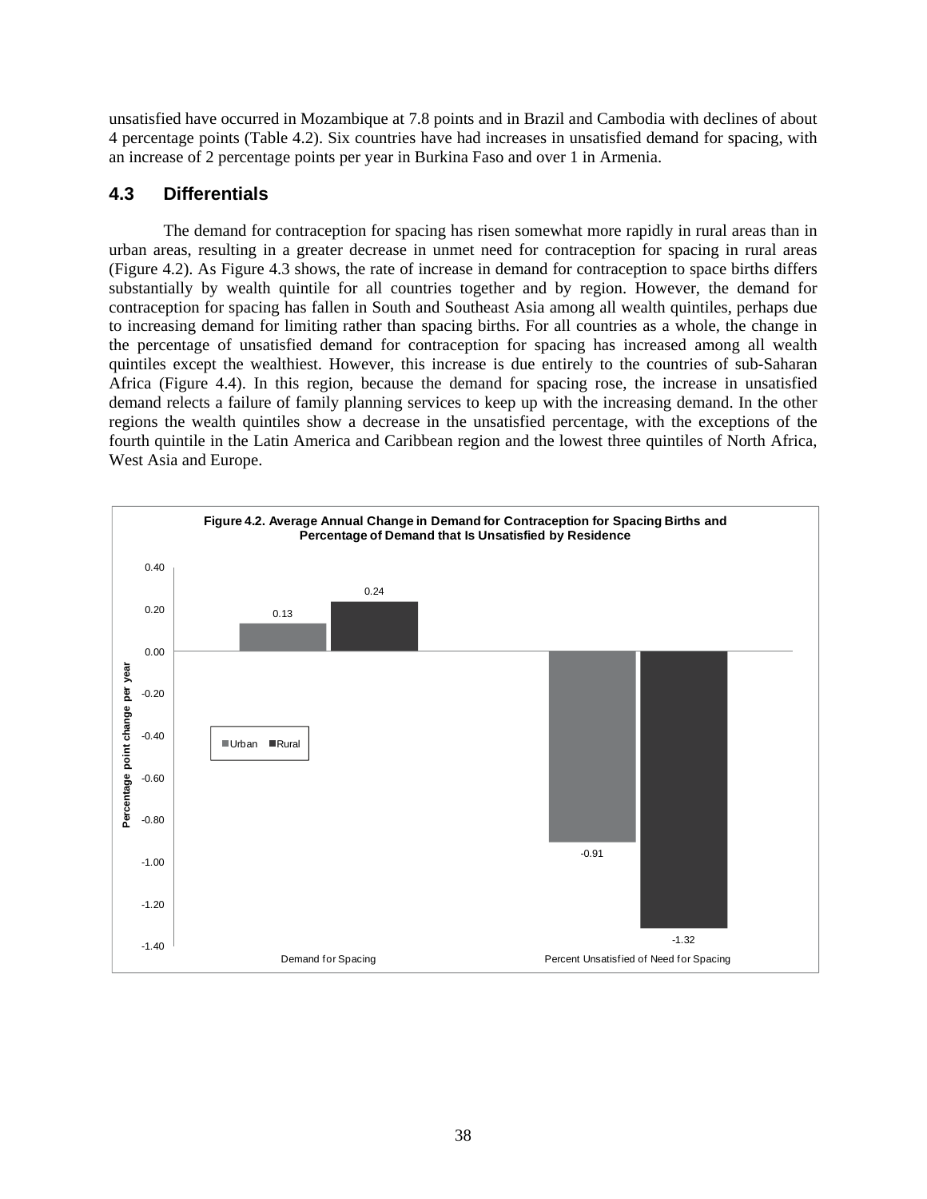unsatisfied have occurred in Mozambique at 7.8 points and in Brazil and Cambodia with declines of about 4 percentage points (Table 4.2). Six countries have had increases in unsatisfied demand for spacing, with an increase of 2 percentage points per year in Burkina Faso and over 1 in Armenia.

## 4.3 Differentials

The demand for contraception for spacing has risen somewhat more rapidly in rural areas than in urban areas, resulting in a greater decrease in unmet need for contraception for spacing in rural areas (Figure 4.2). As Figure 4.3 shows, the rate of increase in demand for contraception to space births differs substantially by wealth quintile for all countries together and by region. However, the demand for contraception for spacing has fallen in South and Southeast Asia among all wealth quintiles, perhaps due to increasing demand for limiting rather than spacing births. For all countries as a whole, the change in the percentage of unsatisfied demand for contraception for spacing has increased among all wealth quintiles except the wealthiest. However, this increase is due entirely to the countries of sub-Saharan Africa (Figure 4.4). In this region, because the demand for spacing rose, the increase in unsatisfied demand relects a failure of family planning services to keep up with the increasing demand. In the other regions the wealth quintiles show a decrease in the unsatisfied percentage, with the exceptions of the fourth quintile in the Latin America and Caribbean region and the lowest three quintiles of North Africa, West Asia and Europe.

**Figure 4.2. Average Annual Change in Demand for Contraception for Spacing Births and Percentage of Demand that Is Unsatisfied by Residence**

| | Urban | Rural |
|---|---|---|
| Demand for Spacing | 0.13 | 0.24 |
| Percent Unsatisfied of Need for Spacing | -0.91 | -1.32 |

Percentage point change per year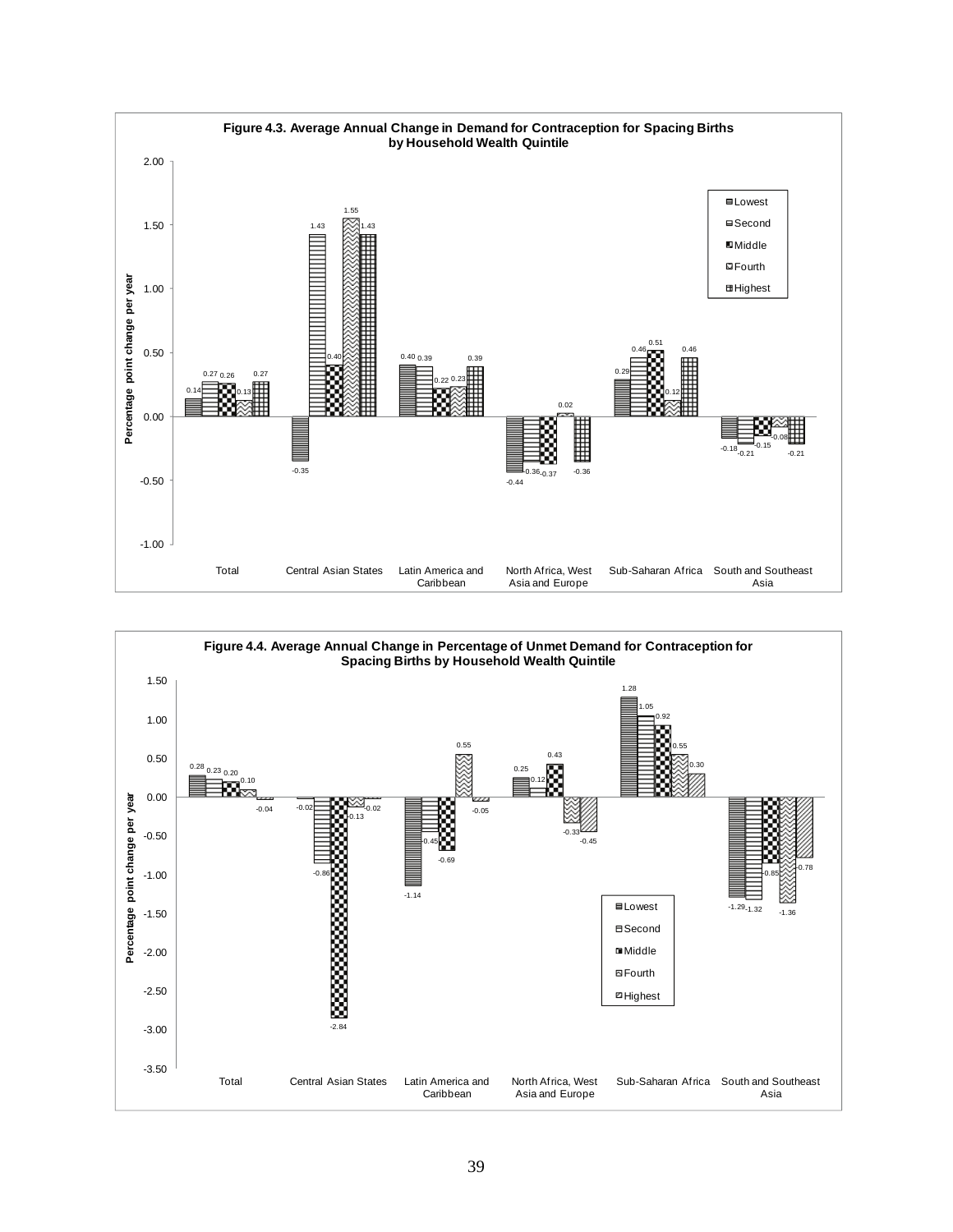**Figure 4.3. Average Annual Change in Demand for Contraception for Spacing Births by Household Wealth Quintile**

| Region | Lowest | Second | Middle | Fourth | Highest |
|---|---|---|---|---|---|
| Total | 0.14 | 0.27 | 0.26 | 0.13 | 0.27 |
| Central Asian States | -0.35 | 1.43 | 0.40 | 1.55 | 1.43 |
| Latin America and Caribbean | 0.40 | 0.39 | 0.22 | 0.23 | 0.39 |
| North Africa, West Asia and Europe | -0.44 | -0.36 | -0.37 | 0.02 | -0.36 |
| Sub-Saharan Africa | 0.29 | 0.46 | 0.51 | 0.12 | 0.46 |
| South and Southeast Asia | -0.18 | -0.21 | -0.15 | -0.08 | -0.21 |

Percentage point change per year

**Figure 4.4. Average Annual Change in Percentage of Unmet Demand for Contraception for Spacing Births by Household Wealth Quintile**

| Region | Lowest | Second | Middle | Fourth | Highest |
|---|---|---|---|---|---|
| Total | 0.28 | 0.23 | 0.20 | 0.10 | -0.04 |
| Central Asian States | -0.02 | -0.86 | -2.84 | -0.13 | -0.02 |
| Latin America and Caribbean | -1.14 | -0.45 | -0.69 | 0.55 | -0.05 |
| North Africa, West Asia and Europe | 0.25 | 0.12 | 0.43 | -0.33 | -0.45 |
| Sub-Saharan Africa | 1.28 | 1.05 | 0.92 | 0.55 | 0.30 |
| South and Southeast Asia | -1.29 | -1.32 | -0.85 | -1.36 | -0.78 |

Percentage point change per year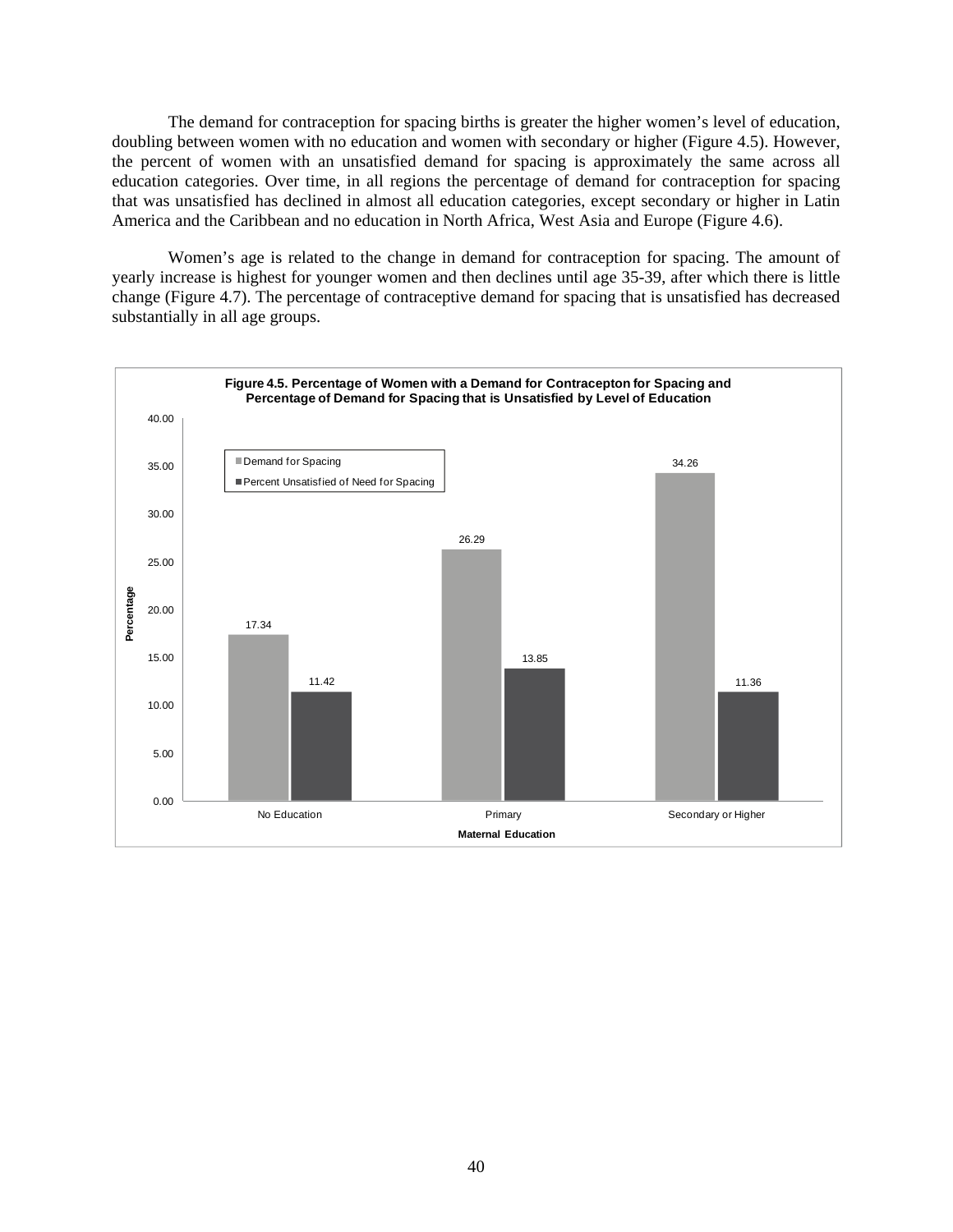The demand for contraception for spacing births is greater the higher women's level of education, doubling between women with no education and women with secondary or higher (Figure 4.5). However, the percent of women with an unsatisfied demand for spacing is approximately the same across all education categories. Over time, in all regions the percentage of demand for contraception for spacing that was unsatisfied has declined in almost all education categories, except secondary or higher in Latin America and the Caribbean and no education in North Africa, West Asia and Europe (Figure 4.6).

Women's age is related to the change in demand for contraception for spacing. The amount of yearly increase is highest for younger women and then declines until age 35-39, after which there is little change (Figure 4.7). The percentage of contraceptive demand for spacing that is unsatisfied has decreased substantially in all age groups.

**Figure 4.5. Percentage of Women with a Demand for Contracepton for Spacing and Percentage of Demand for Spacing that is Unsatisfied by Level of Education**

| Maternal Education | Demand for Spacing | Percent Unsatisfied of Need for Spacing |
|---|---|---|
| No Education | 17.34 | 11.42 |
| Primary | 26.29 | 13.85 |
| Secondary or Higher | 34.26 | 11.36 |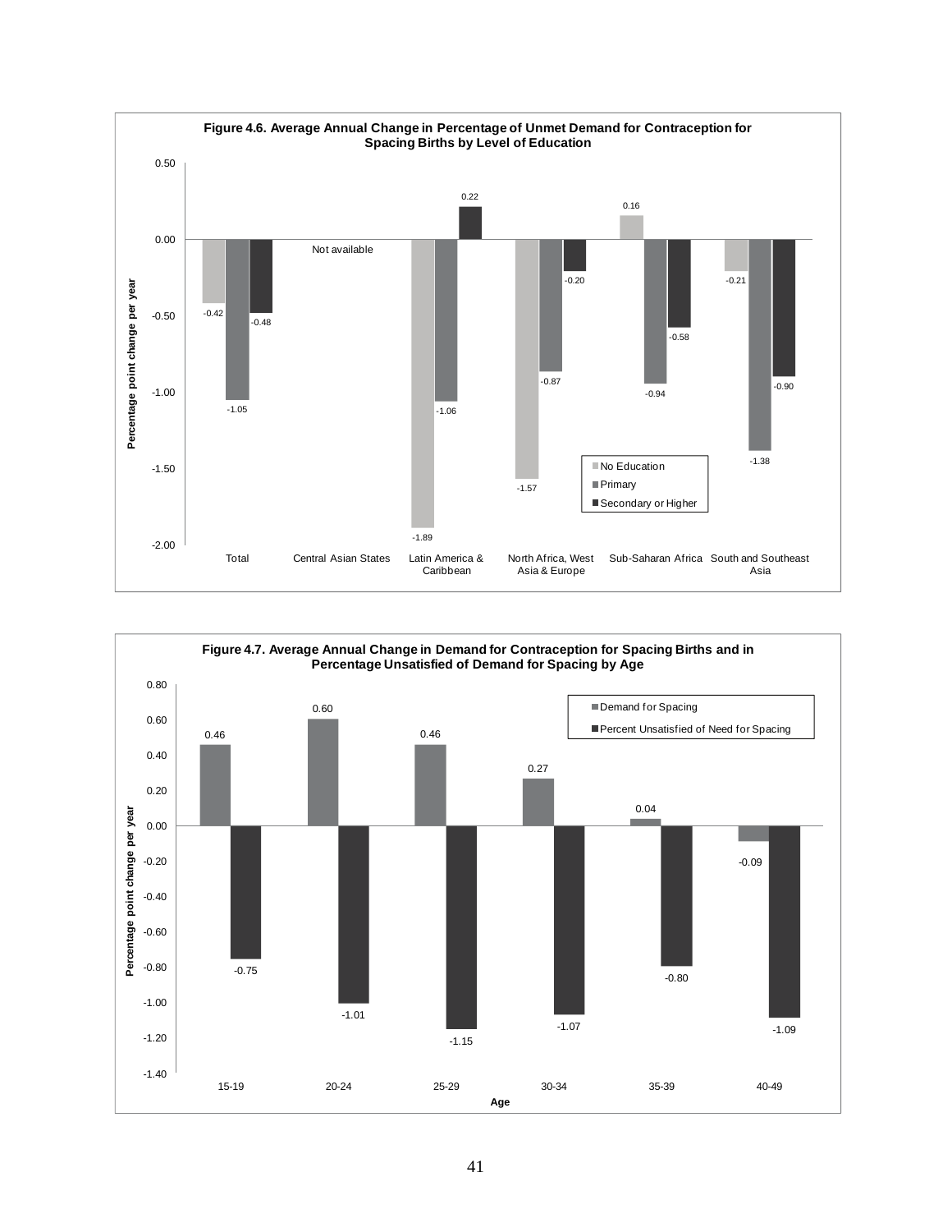**Figure 4.6. Average Annual Change in Percentage of Unmet Demand for Contraception for Spacing Births by Level of Education**

| Region | No Education | Primary | Secondary or Higher |
|---|---|---|---|
| Total | -0.42 | -1.05 | -0.48 |
| Central Asian States | Not available | | |
| Latin America & Caribbean | -1.89 | -1.06 | 0.22 |
| North Africa, West Asia & Europe | -1.57 | -0.87 | -0.20 |
| Sub-Saharan Africa | 0.16 | -0.94 | -0.58 |
| South and Southeast Asia | -0.21 | -1.38 | -0.90 |

Percentage point change per year

**Figure 4.7. Average Annual Change in Demand for Contraception for Spacing Births and in Percentage Unsatisfied of Demand for Spacing by Age**

| Age | Demand for Spacing | Percent Unsatisfied of Need for Spacing |
|---|---|---|
| 15-19 | 0.46 | -0.75 |
| 20-24 | 0.60 | -1.01 |
| 25-29 | 0.46 | -1.15 |
| 30-34 | 0.27 | -1.07 |
| 35-39 | 0.04 | -0.80 |
| 40-49 | -0.09 | -1.09 |

Percentage point change per year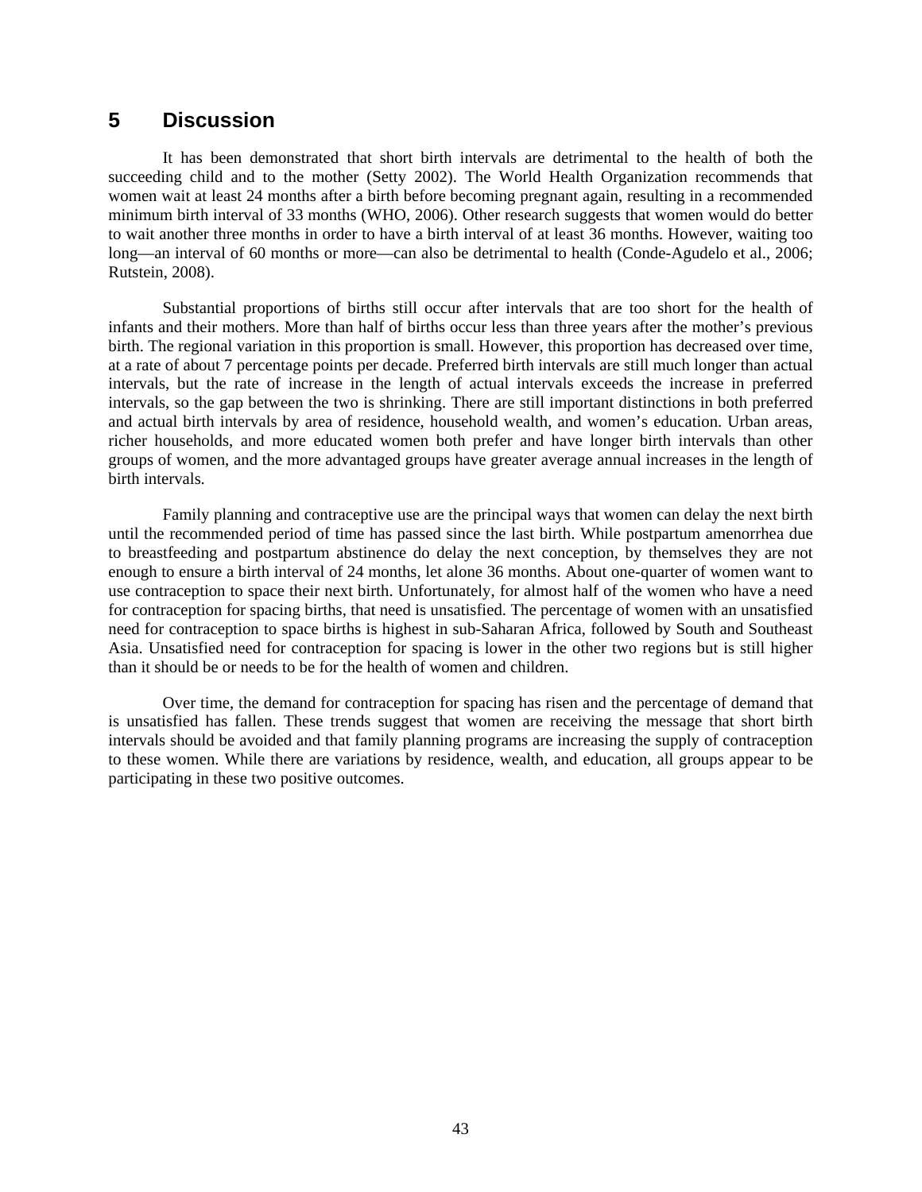# 5 Discussion

It has been demonstrated that short birth intervals are detrimental to the health of both the succeeding child and to the mother (Setty 2002). The World Health Organization recommends that women wait at least 24 months after a birth before becoming pregnant again, resulting in a recommended minimum birth interval of 33 months (WHO, 2006). Other research suggests that women would do better to wait another three months in order to have a birth interval of at least 36 months. However, waiting too long—an interval of 60 months or more—can also be detrimental to health (Conde-Agudelo et al., 2006; Rutstein, 2008).

Substantial proportions of births still occur after intervals that are too short for the health of infants and their mothers. More than half of births occur less than three years after the mother's previous birth. The regional variation in this proportion is small. However, this proportion has decreased over time, at a rate of about 7 percentage points per decade. Preferred birth intervals are still much longer than actual intervals, but the rate of increase in the length of actual intervals exceeds the increase in preferred intervals, so the gap between the two is shrinking. There are still important distinctions in both preferred and actual birth intervals by area of residence, household wealth, and women's education. Urban areas, richer households, and more educated women both prefer and have longer birth intervals than other groups of women, and the more advantaged groups have greater average annual increases in the length of birth intervals.

Family planning and contraceptive use are the principal ways that women can delay the next birth until the recommended period of time has passed since the last birth. While postpartum amenorrhea due to breastfeeding and postpartum abstinence do delay the next conception, by themselves they are not enough to ensure a birth interval of 24 months, let alone 36 months. About one-quarter of women want to use contraception to space their next birth. Unfortunately, for almost half of the women who have a need for contraception for spacing births, that need is unsatisfied. The percentage of women with an unsatisfied need for contraception to space births is highest in sub-Saharan Africa, followed by South and Southeast Asia. Unsatisfied need for contraception for spacing is lower in the other two regions but is still higher than it should be or needs to be for the health of women and children.

Over time, the demand for contraception for spacing has risen and the percentage of demand that is unsatisfied has fallen. These trends suggest that women are receiving the message that short birth intervals should be avoided and that family planning programs are increasing the supply of contraception to these women. While there are variations by residence, wealth, and education, all groups appear to be participating in these two positive outcomes.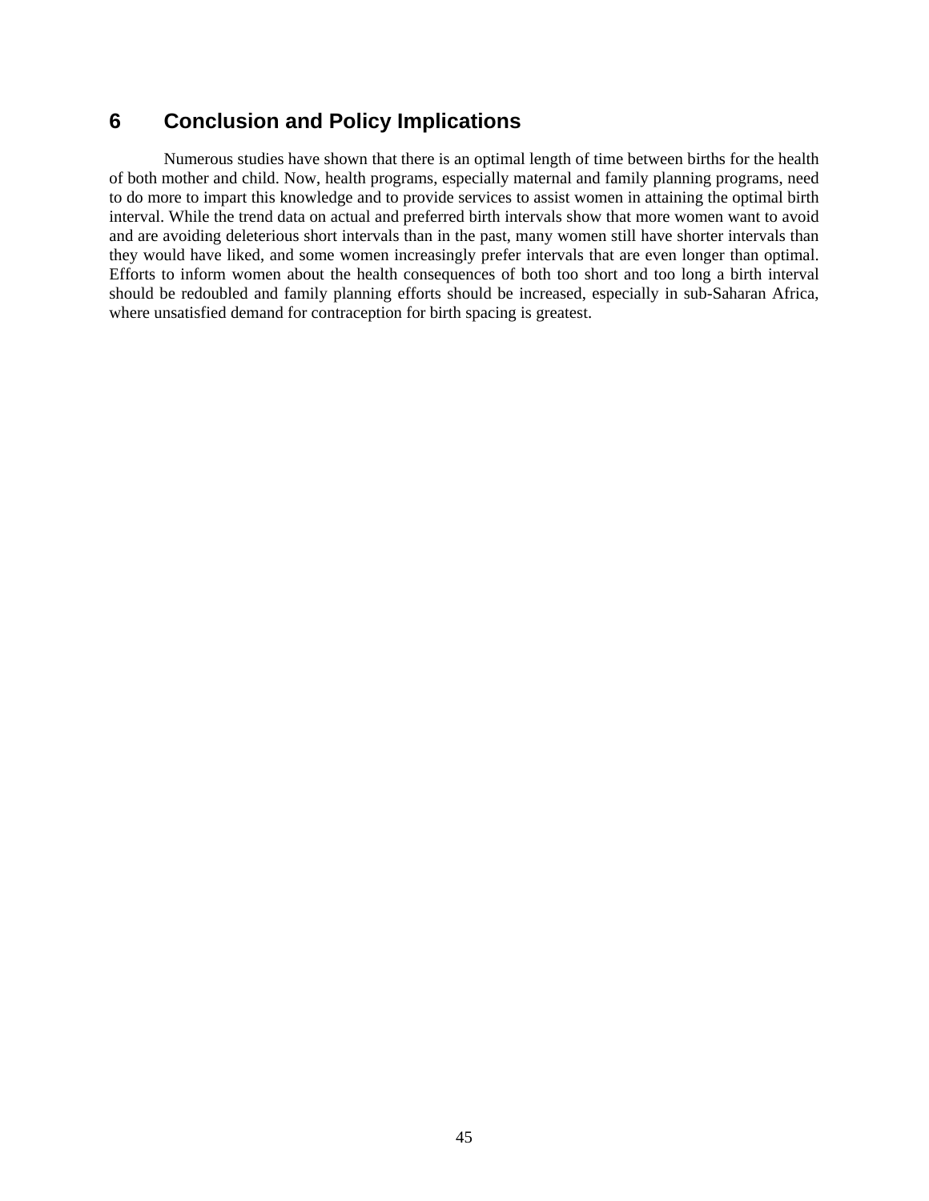# 6 Conclusion and Policy Implications

Numerous studies have shown that there is an optimal length of time between births for the health of both mother and child. Now, health programs, especially maternal and family planning programs, need to do more to impart this knowledge and to provide services to assist women in attaining the optimal birth interval. While the trend data on actual and preferred birth intervals show that more women want to avoid and are avoiding deleterious short intervals than in the past, many women still have shorter intervals than they would have liked, and some women increasingly prefer intervals that are even longer than optimal. Efforts to inform women about the health consequences of both too short and too long a birth interval should be redoubled and family planning efforts should be increased, especially in sub-Saharan Africa, where unsatisfied demand for contraception for birth spacing is greatest.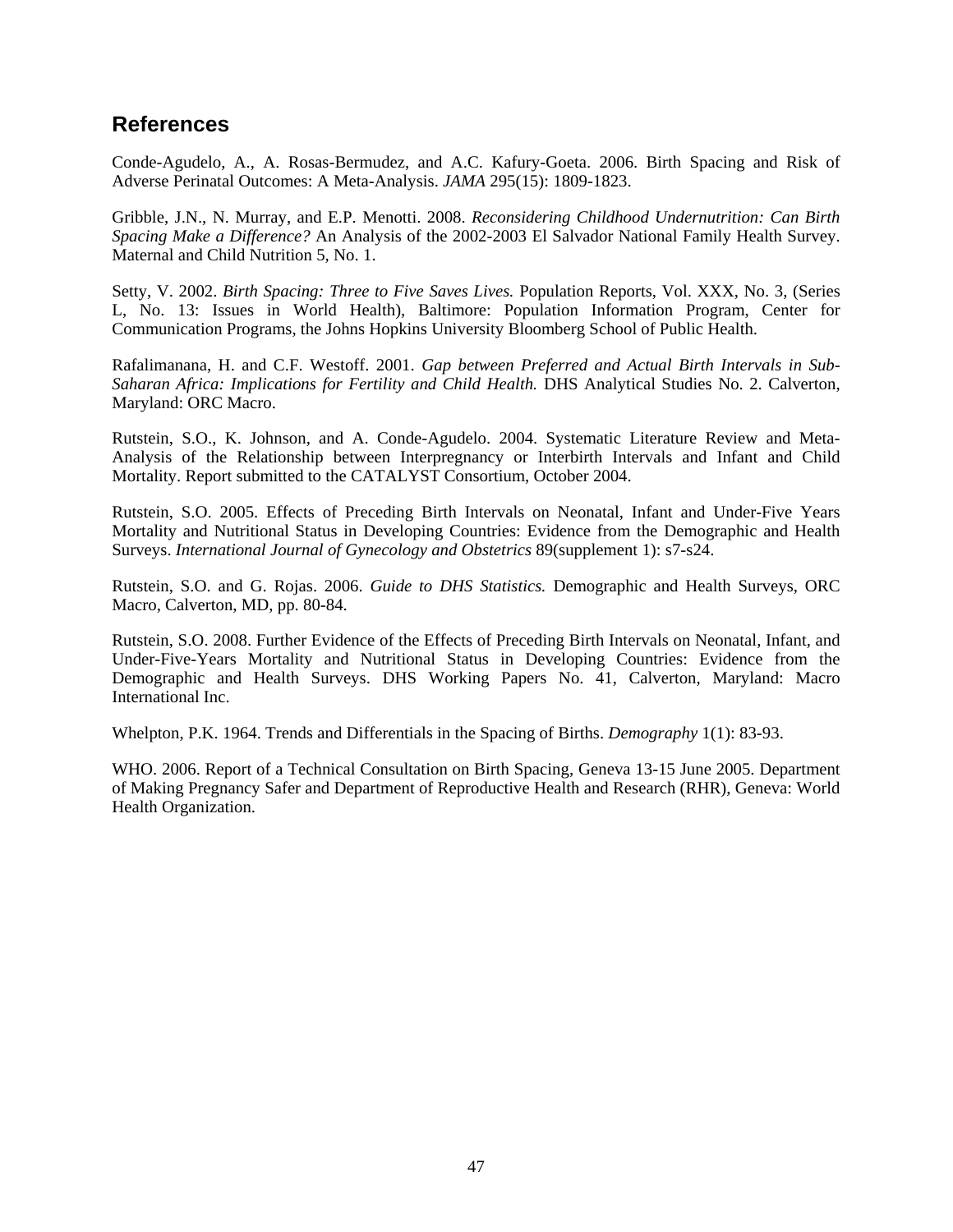## References

Conde-Agudelo, A., A. Rosas-Bermudez, and A.C. Kafury-Goeta. 2006. Birth Spacing and Risk of Adverse Perinatal Outcomes: A Meta-Analysis. *JAMA* 295(15): 1809-1823.

Gribble, J.N., N. Murray, and E.P. Menotti. 2008. *Reconsidering Childhood Undernutrition: Can Birth Spacing Make a Difference?* An Analysis of the 2002-2003 El Salvador National Family Health Survey. Maternal and Child Nutrition 5, No. 1.

Setty, V. 2002. *Birth Spacing: Three to Five Saves Lives.* Population Reports, Vol. XXX, No. 3, (Series L, No. 13: Issues in World Health), Baltimore: Population Information Program, Center for Communication Programs, the Johns Hopkins University Bloomberg School of Public Health.

Rafalimanana, H. and C.F. Westoff. 2001. *Gap between Preferred and Actual Birth Intervals in Sub-Saharan Africa: Implications for Fertility and Child Health.* DHS Analytical Studies No. 2. Calverton, Maryland: ORC Macro.

Rutstein, S.O., K. Johnson, and A. Conde-Agudelo. 2004. Systematic Literature Review and Meta-Analysis of the Relationship between Interpregnancy or Interbirth Intervals and Infant and Child Mortality. Report submitted to the CATALYST Consortium, October 2004.

Rutstein, S.O. 2005. Effects of Preceding Birth Intervals on Neonatal, Infant and Under-Five Years Mortality and Nutritional Status in Developing Countries: Evidence from the Demographic and Health Surveys. *International Journal of Gynecology and Obstetrics* 89(supplement 1): s7-s24.

Rutstein, S.O. and G. Rojas. 2006. *Guide to DHS Statistics.* Demographic and Health Surveys, ORC Macro, Calverton, MD, pp. 80-84.

Rutstein, S.O. 2008. Further Evidence of the Effects of Preceding Birth Intervals on Neonatal, Infant, and Under-Five-Years Mortality and Nutritional Status in Developing Countries: Evidence from the Demographic and Health Surveys. DHS Working Papers No. 41, Calverton, Maryland: Macro International Inc.

Whelpton, P.K. 1964. Trends and Differentials in the Spacing of Births. *Demography* 1(1): 83-93.

WHO. 2006. Report of a Technical Consultation on Birth Spacing, Geneva 13-15 June 2005. Department of Making Pregnancy Safer and Department of Reproductive Health and Research (RHR), Geneva: World Health Organization.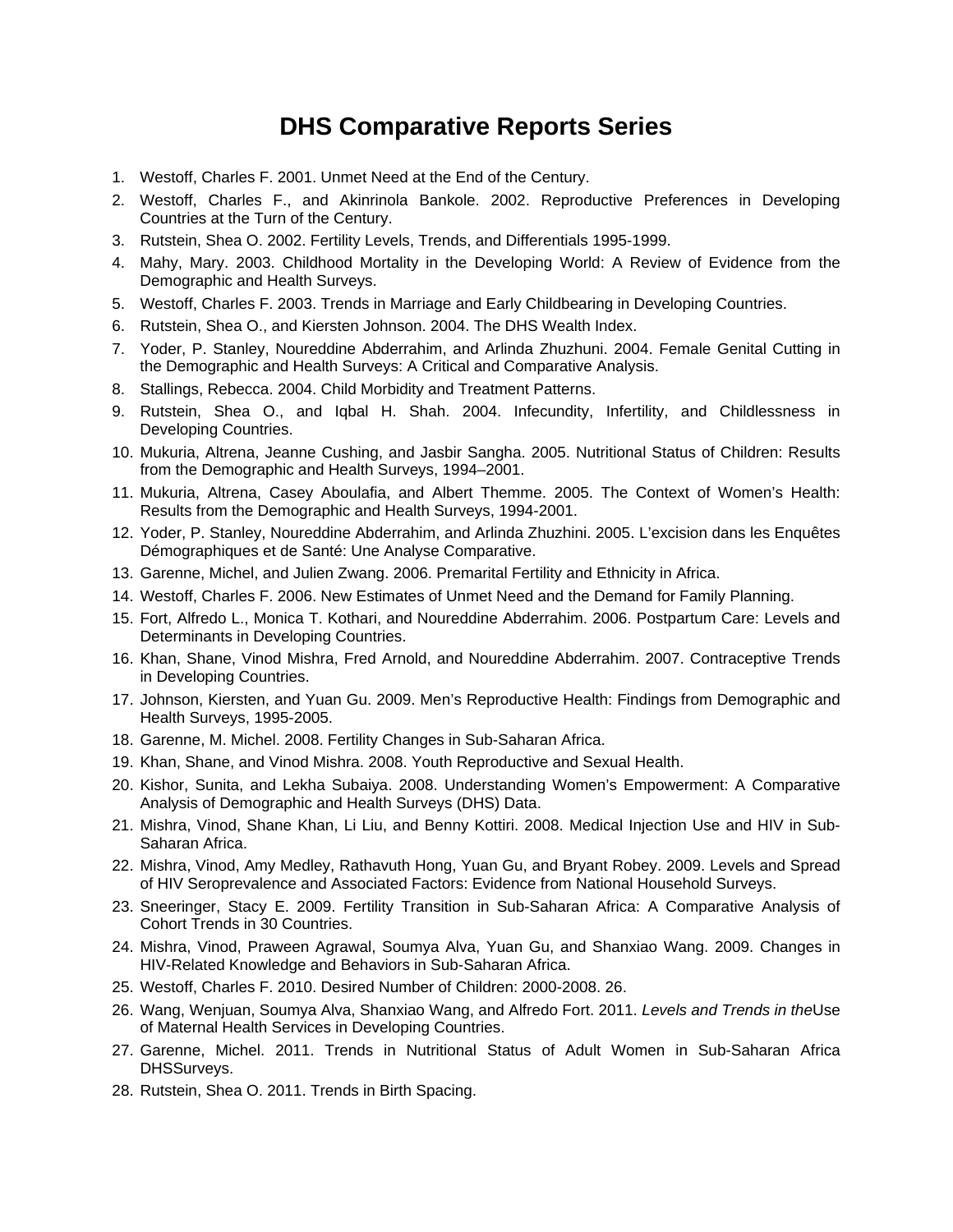# DHS Comparative Reports Series

1. Westoff, Charles F. 2001. Unmet Need at the End of the Century.
2. Westoff, Charles F., and Akinrinola Bankole. 2002. Reproductive Preferences in Developing Countries at the Turn of the Century.
3. Rutstein, Shea O. 2002. Fertility Levels, Trends, and Differentials 1995-1999.
4. Mahy, Mary. 2003. Childhood Mortality in the Developing World: A Review of Evidence from the Demographic and Health Surveys.
5. Westoff, Charles F. 2003. Trends in Marriage and Early Childbearing in Developing Countries.
6. Rutstein, Shea O., and Kiersten Johnson. 2004. The DHS Wealth Index.
7. Yoder, P. Stanley, Noureddine Abderrahim, and Arlinda Zhuzhuni. 2004. Female Genital Cutting in the Demographic and Health Surveys: A Critical and Comparative Analysis.
8. Stallings, Rebecca. 2004. Child Morbidity and Treatment Patterns.
9. Rutstein, Shea O., and Iqbal H. Shah. 2004. Infecundity, Infertility, and Childlessness in Developing Countries.
10. Mukuria, Altrena, Jeanne Cushing, and Jasbir Sangha. 2005. Nutritional Status of Children: Results from the Demographic and Health Surveys, 1994–2001.
11. Mukuria, Altrena, Casey Aboulafia, and Albert Themme. 2005. The Context of Women's Health: Results from the Demographic and Health Surveys, 1994-2001.
12. Yoder, P. Stanley, Noureddine Abderrahim, and Arlinda Zhuzhini. 2005. L'excision dans les Enquêtes Démographiques et de Santé: Une Analyse Comparative.
13. Garenne, Michel, and Julien Zwang. 2006. Premarital Fertility and Ethnicity in Africa.
14. Westoff, Charles F. 2006. New Estimates of Unmet Need and the Demand for Family Planning.
15. Fort, Alfredo L., Monica T. Kothari, and Noureddine Abderrahim. 2006. Postpartum Care: Levels and Determinants in Developing Countries.
16. Khan, Shane, Vinod Mishra, Fred Arnold, and Noureddine Abderrahim. 2007. Contraceptive Trends in Developing Countries.
17. Johnson, Kiersten, and Yuan Gu. 2009. Men's Reproductive Health: Findings from Demographic and Health Surveys, 1995-2005.
18. Garenne, M. Michel. 2008. Fertility Changes in Sub-Saharan Africa.
19. Khan, Shane, and Vinod Mishra. 2008. Youth Reproductive and Sexual Health.
20. Kishor, Sunita, and Lekha Subaiya. 2008. Understanding Women's Empowerment: A Comparative Analysis of Demographic and Health Surveys (DHS) Data.
21. Mishra, Vinod, Shane Khan, Li Liu, and Benny Kottiri. 2008. Medical Injection Use and HIV in Sub-Saharan Africa.
22. Mishra, Vinod, Amy Medley, Rathavuth Hong, Yuan Gu, and Bryant Robey. 2009. Levels and Spread of HIV Seroprevalence and Associated Factors: Evidence from National Household Surveys.
23. Sneeringer, Stacy E. 2009. Fertility Transition in Sub-Saharan Africa: A Comparative Analysis of Cohort Trends in 30 Countries.
24. Mishra, Vinod, Praween Agrawal, Soumya Alva, Yuan Gu, and Shanxiao Wang. 2009. Changes in HIV-Related Knowledge and Behaviors in Sub-Saharan Africa.
25. Westoff, Charles F. 2010. Desired Number of Children: 2000-2008. 26.
26. Wang, Wenjuan, Soumya Alva, Shanxiao Wang, and Alfredo Fort. 2011. *Levels and Trends in the*Use of Maternal Health Services in Developing Countries.
27. Garenne, Michel. 2011. Trends in Nutritional Status of Adult Women in Sub-Saharan Africa DHSSurveys.
28. Rutstein, Shea O. 2011. Trends in Birth Spacing.